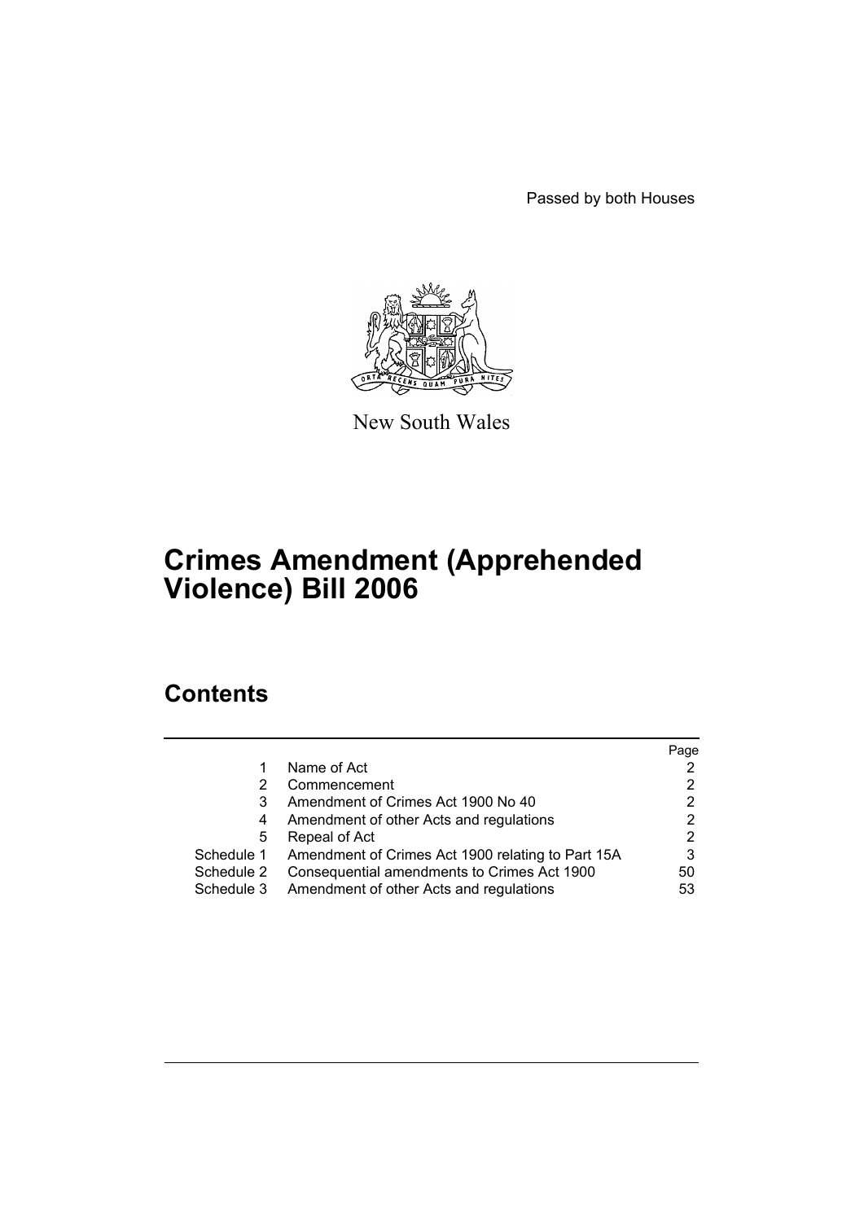Passed by both Houses

New South Wales

# Crimes Amendment (Apprehended Violence) Bill 2006

## Contents

| | | Page |
|---|---|---|
| 1 | Name of Act | 2 |
| 2 | Commencement | 2 |
| 3 | Amendment of Crimes Act 1900 No 40 | 2 |
| 4 | Amendment of other Acts and regulations | 2 |
| 5 | Repeal of Act | 2 |
| Schedule 1 | Amendment of Crimes Act 1900 relating to Part 15A | 3 |
| Schedule 2 | Consequential amendments to Crimes Act 1900 | 50 |
| Schedule 3 | Amendment of other Acts and regulations | 53 |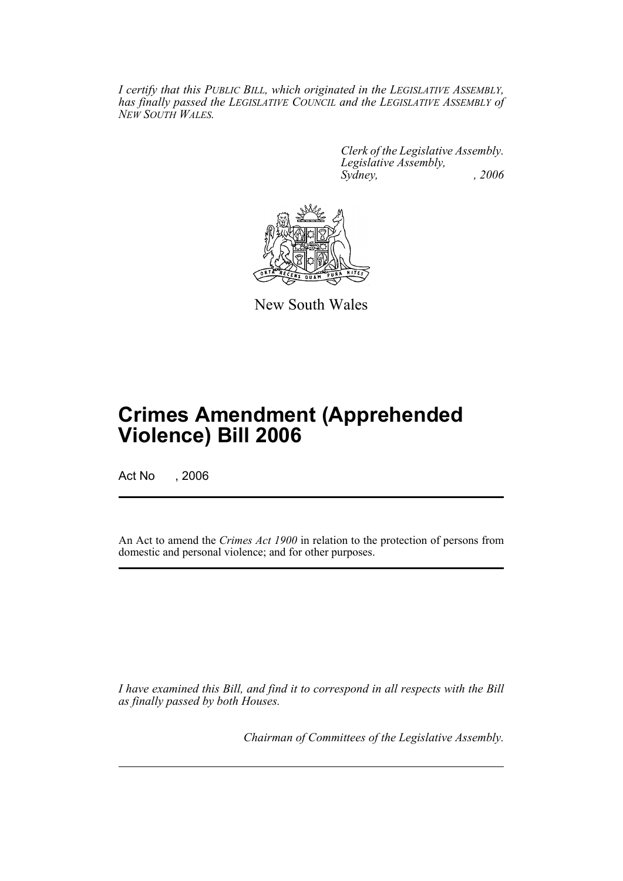*I certify that this PUBLIC BILL, which originated in the LEGISLATIVE ASSEMBLY, has finally passed the LEGISLATIVE COUNCIL and the LEGISLATIVE ASSEMBLY of NEW SOUTH WALES.*

*Clerk of the Legislative Assembly.*
*Legislative Assembly,*
*Sydney, , 2006*

New South Wales

# Crimes Amendment (Apprehended Violence) Bill 2006

Act No , 2006

An Act to amend the *Crimes Act 1900* in relation to the protection of persons from domestic and personal violence; and for other purposes.

*I have examined this Bill, and find it to correspond in all respects with the Bill as finally passed by both Houses.*

*Chairman of Committees of the Legislative Assembly.*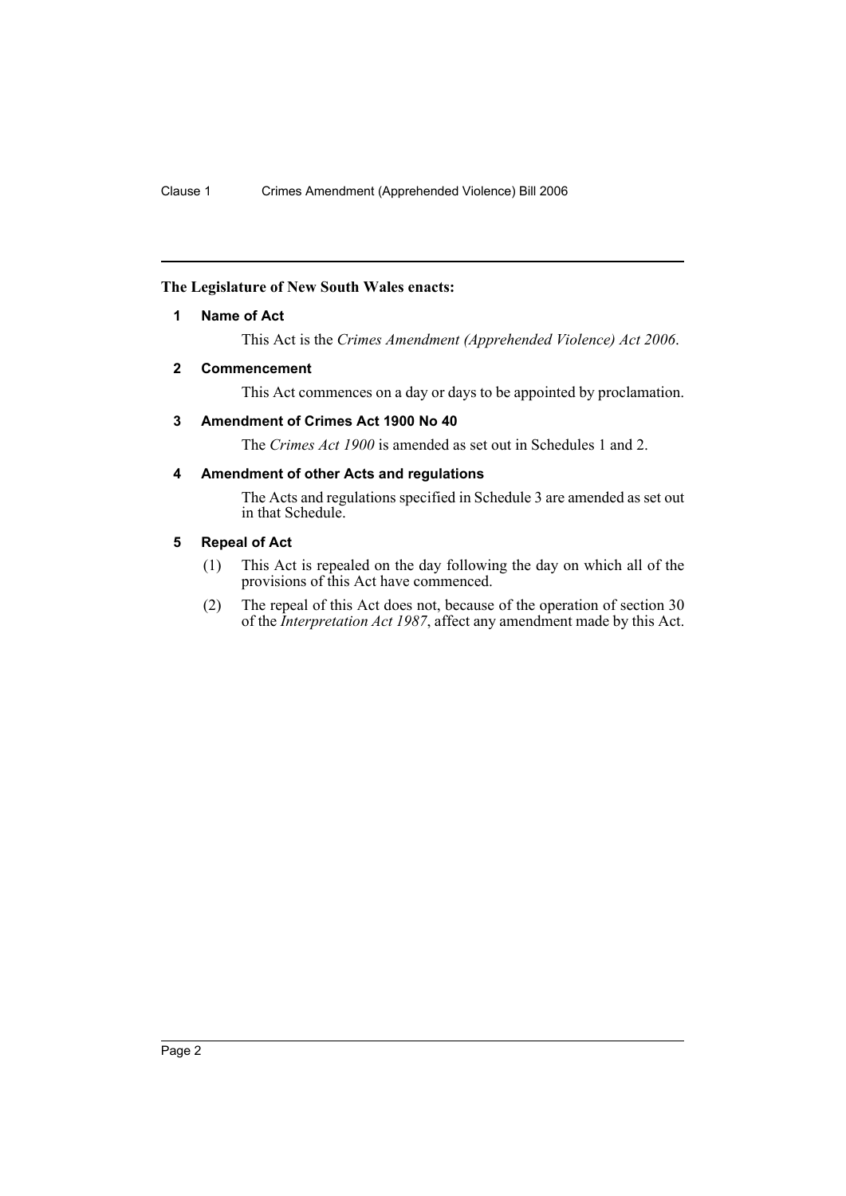**The Legislature of New South Wales enacts:**

## 1 Name of Act

This Act is the *Crimes Amendment (Apprehended Violence) Act 2006*.

## 2 Commencement

This Act commences on a day or days to be appointed by proclamation.

## 3 Amendment of Crimes Act 1900 No 40

The *Crimes Act 1900* is amended as set out in Schedules 1 and 2.

## 4 Amendment of other Acts and regulations

The Acts and regulations specified in Schedule 3 are amended as set out in that Schedule.

## 5 Repeal of Act

(1) This Act is repealed on the day following the day on which all of the provisions of this Act have commenced.

(2) The repeal of this Act does not, because of the operation of section 30 of the *Interpretation Act 1987*, affect any amendment made by this Act.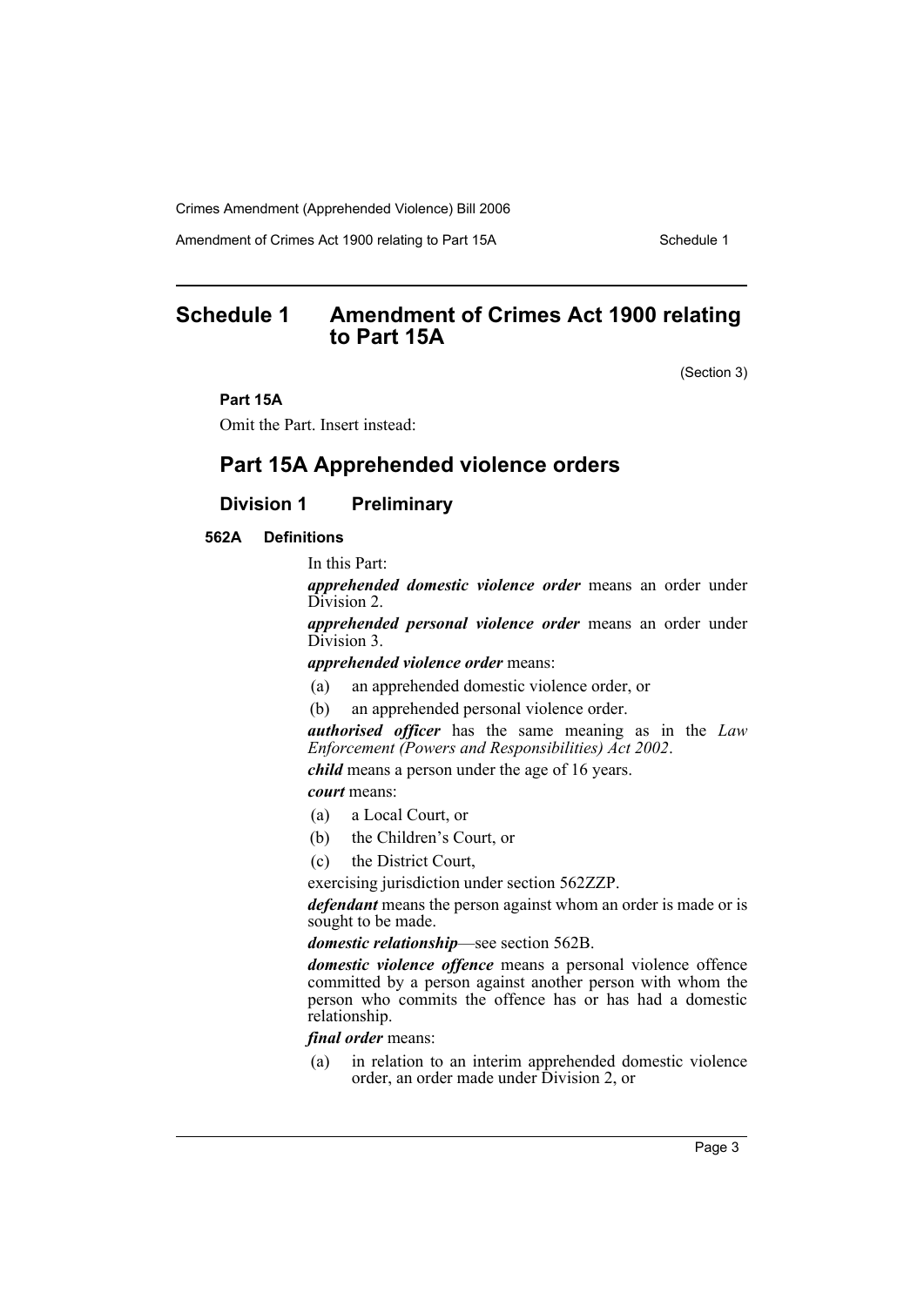# Schedule 1 Amendment of Crimes Act 1900 relating to Part 15A

(Section 3)

**Part 15A**

Omit the Part. Insert instead:

## Part 15A Apprehended violence orders

### Division 1 Preliminary

#### 562A Definitions

In this Part:

***apprehended domestic violence order*** means an order under Division 2.

***apprehended personal violence order*** means an order under Division 3.

***apprehended violence order*** means:

(a) an apprehended domestic violence order, or

(b) an apprehended personal violence order.

***authorised officer*** has the same meaning as in the *Law Enforcement (Powers and Responsibilities) Act 2002*.

***child*** means a person under the age of 16 years.

***court*** means:

(a) a Local Court, or

(b) the Children's Court, or

(c) the District Court,

exercising jurisdiction under section 562ZZP.

***defendant*** means the person against whom an order is made or is sought to be made.

***domestic relationship***—see section 562B.

***domestic violence offence*** means a personal violence offence committed by a person against another person with whom the person who commits the offence has or has had a domestic relationship.

***final order*** means:

(a) in relation to an interim apprehended domestic violence order, an order made under Division 2, or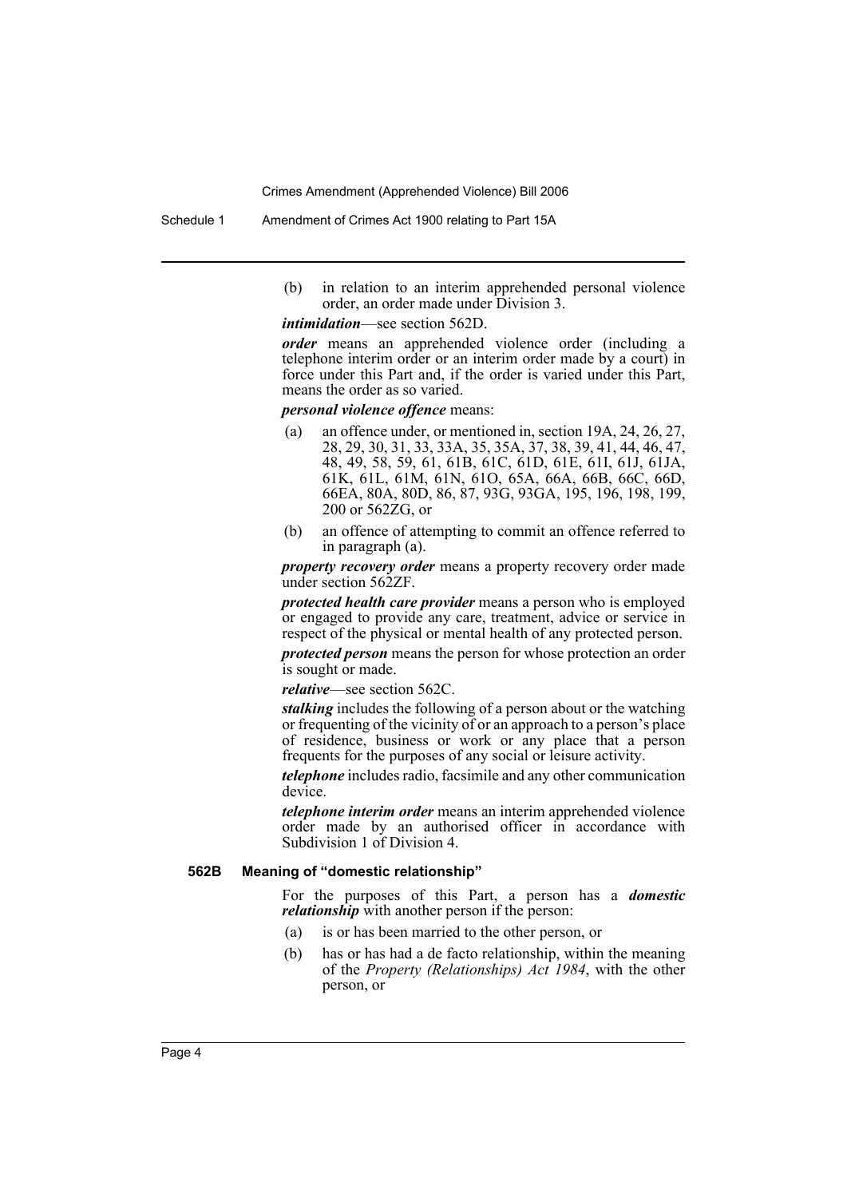(b) in relation to an interim apprehended personal violence order, an order made under Division 3.

***intimidation***—see section 562D.

***order*** means an apprehended violence order (including a telephone interim order or an interim order made by a court) in force under this Part and, if the order is varied under this Part, means the order as so varied.

***personal violence offence*** means:

(a) an offence under, or mentioned in, section 19A, 24, 26, 27, 28, 29, 30, 31, 33, 33A, 35, 35A, 37, 38, 39, 41, 44, 46, 47, 48, 49, 58, 59, 61, 61B, 61C, 61D, 61E, 61I, 61J, 61JA, 61K, 61L, 61M, 61N, 61O, 65A, 66A, 66B, 66C, 66D, 66EA, 80A, 80D, 86, 87, 93G, 93GA, 195, 196, 198, 199, 200 or 562ZG, or

(b) an offence of attempting to commit an offence referred to in paragraph (a).

***property recovery order*** means a property recovery order made under section 562ZF.

***protected health care provider*** means a person who is employed or engaged to provide any care, treatment, advice or service in respect of the physical or mental health of any protected person.

***protected person*** means the person for whose protection an order is sought or made.

***relative***—see section 562C.

***stalking*** includes the following of a person about or the watching or frequenting of the vicinity of or an approach to a person's place of residence, business or work or any place that a person frequents for the purposes of any social or leisure activity.

***telephone*** includes radio, facsimile and any other communication device.

***telephone interim order*** means an interim apprehended violence order made by an authorised officer in accordance with Subdivision 1 of Division 4.

#### 562B Meaning of "domestic relationship"

For the purposes of this Part, a person has a ***domestic relationship*** with another person if the person:

(a) is or has been married to the other person, or

(b) has or has had a de facto relationship, within the meaning of the *Property (Relationships) Act 1984*, with the other person, or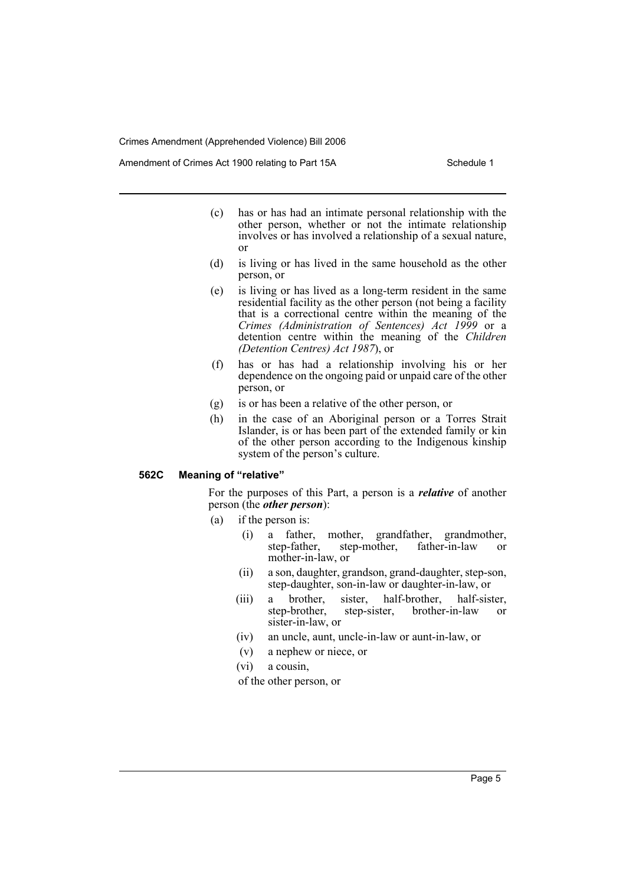(c) has or has had an intimate personal relationship with the other person, whether or not the intimate relationship involves or has involved a relationship of a sexual nature, or

(d) is living or has lived in the same household as the other person, or

(e) is living or has lived as a long-term resident in the same residential facility as the other person (not being a facility that is a correctional centre within the meaning of the *Crimes (Administration of Sentences) Act 1999* or a detention centre within the meaning of the *Children (Detention Centres) Act 1987*), or

(f) has or has had a relationship involving his or her dependence on the ongoing paid or unpaid care of the other person, or

(g) is or has been a relative of the other person, or

(h) in the case of an Aboriginal person or a Torres Strait Islander, is or has been part of the extended family or kin of the other person according to the Indigenous kinship system of the person's culture.

#### 562C Meaning of "relative"

For the purposes of this Part, a person is a ***relative*** of another person (the ***other person***):

(a) if the person is:

  (i) a father, mother, grandfather, grandmother, step-father, step-mother, father-in-law or mother-in-law, or

  (ii) a son, daughter, grandson, grand-daughter, step-son, step-daughter, son-in-law or daughter-in-law, or

  (iii) a brother, sister, half-brother, half-sister, step-brother, step-sister, brother-in-law or sister-in-law, or

  (iv) an uncle, aunt, uncle-in-law or aunt-in-law, or

  (v) a nephew or niece, or

  (vi) a cousin,

  of the other person, or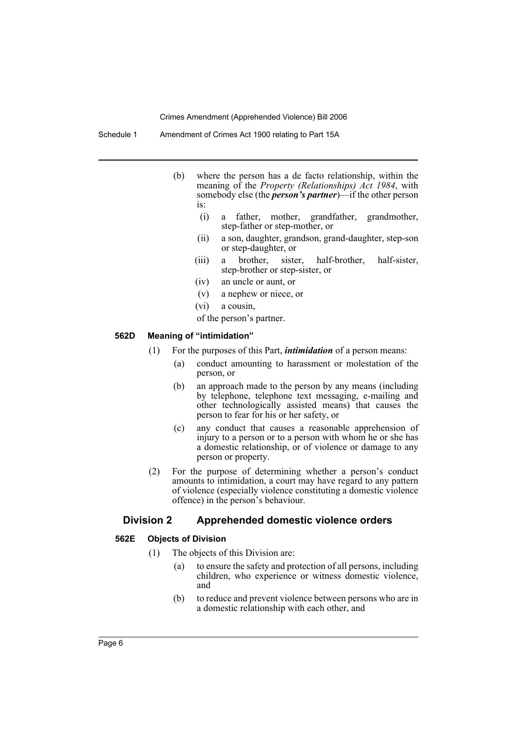(b) where the person has a de facto relationship, within the meaning of the *Property (Relationships) Act 1984*, with somebody else (the ***person's partner***)—if the other person is:

  (i) a father, mother, grandfather, grandmother, step-father or step-mother, or

  (ii) a son, daughter, grandson, grand-daughter, step-son or step-daughter, or

  (iii) a brother, sister, half-brother, half-sister, step-brother or step-sister, or

  (iv) an uncle or aunt, or

  (v) a nephew or niece, or

  (vi) a cousin,

  of the person's partner.

#### 562D Meaning of "intimidation"

(1) For the purposes of this Part, ***intimidation*** of a person means:

  (a) conduct amounting to harassment or molestation of the person, or

  (b) an approach made to the person by any means (including by telephone, telephone text messaging, e-mailing and other technologically assisted means) that causes the person to fear for his or her safety, or

  (c) any conduct that causes a reasonable apprehension of injury to a person or to a person with whom he or she has a domestic relationship, or of violence or damage to any person or property.

(2) For the purpose of determining whether a person's conduct amounts to intimidation, a court may have regard to any pattern of violence (especially violence constituting a domestic violence offence) in the person's behaviour.

### Division 2 Apprehended domestic violence orders

#### 562E Objects of Division

(1) The objects of this Division are:

  (a) to ensure the safety and protection of all persons, including children, who experience or witness domestic violence, and

  (b) to reduce and prevent violence between persons who are in a domestic relationship with each other, and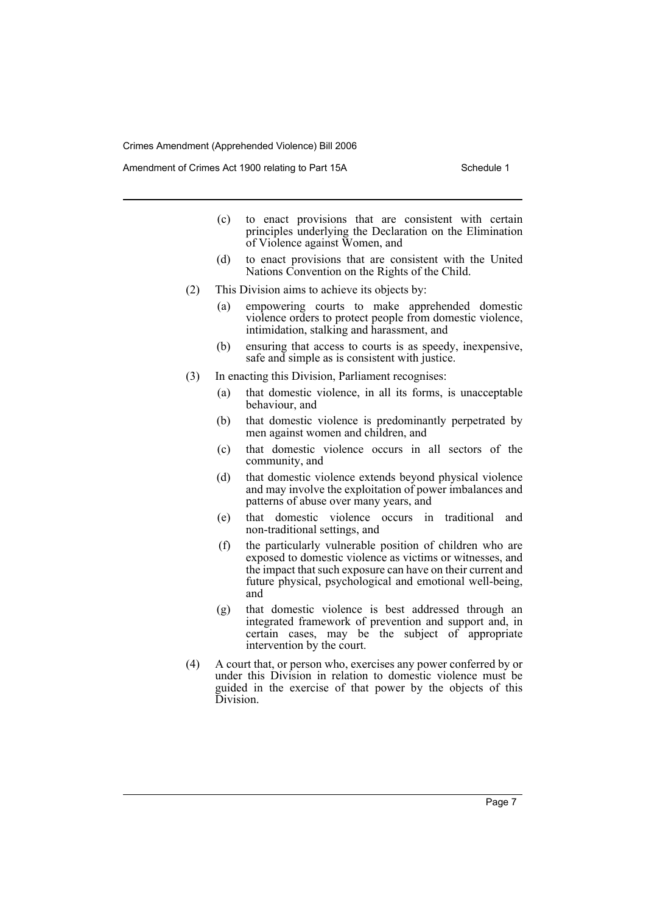(c) to enact provisions that are consistent with certain principles underlying the Declaration on the Elimination of Violence against Women, and

(d) to enact provisions that are consistent with the United Nations Convention on the Rights of the Child.

(2) This Division aims to achieve its objects by:

(a) empowering courts to make apprehended domestic violence orders to protect people from domestic violence, intimidation, stalking and harassment, and

(b) ensuring that access to courts is as speedy, inexpensive, safe and simple as is consistent with justice.

(3) In enacting this Division, Parliament recognises:

(a) that domestic violence, in all its forms, is unacceptable behaviour, and

(b) that domestic violence is predominantly perpetrated by men against women and children, and

(c) that domestic violence occurs in all sectors of the community, and

(d) that domestic violence extends beyond physical violence and may involve the exploitation of power imbalances and patterns of abuse over many years, and

(e) that domestic violence occurs in traditional and non-traditional settings, and

(f) the particularly vulnerable position of children who are exposed to domestic violence as victims or witnesses, and the impact that such exposure can have on their current and future physical, psychological and emotional well-being, and

(g) that domestic violence is best addressed through an integrated framework of prevention and support and, in certain cases, may be the subject of appropriate intervention by the court.

(4) A court that, or person who, exercises any power conferred by or under this Division in relation to domestic violence must be guided in the exercise of that power by the objects of this Division.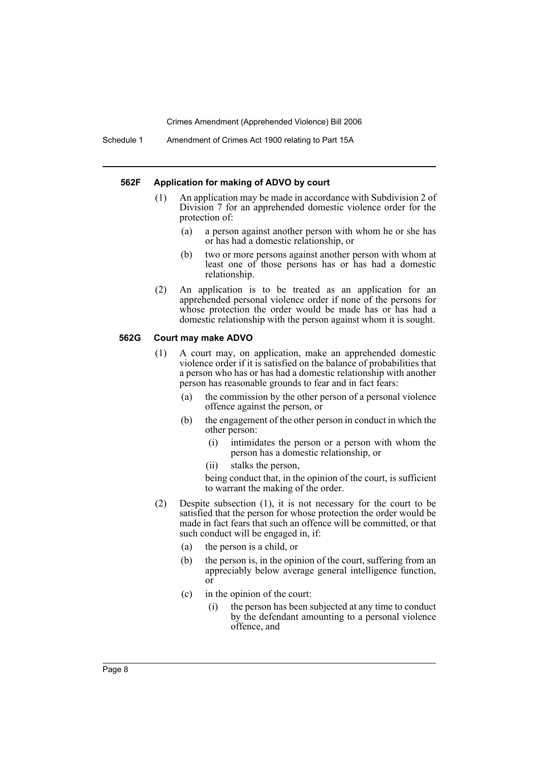#### 562F Application for making of ADVO by court

(1) An application may be made in accordance with Subdivision 2 of Division 7 for an apprehended domestic violence order for the protection of:

- (a) a person against another person with whom he or she has or has had a domestic relationship, or
- (b) two or more persons against another person with whom at least one of those persons has or has had a domestic relationship.

(2) An application is to be treated as an application for an apprehended personal violence order if none of the persons for whose protection the order would be made has or has had a domestic relationship with the person against whom it is sought.

#### 562G Court may make ADVO

(1) A court may, on application, make an apprehended domestic violence order if it is satisfied on the balance of probabilities that a person who has or has had a domestic relationship with another person has reasonable grounds to fear and in fact fears:

- (a) the commission by the other person of a personal violence offence against the person, or
- (b) the engagement of the other person in conduct in which the other person:
  - (i) intimidates the person or a person with whom the person has a domestic relationship, or
  - (ii) stalks the person,

  being conduct that, in the opinion of the court, is sufficient to warrant the making of the order.

(2) Despite subsection (1), it is not necessary for the court to be satisfied that the person for whose protection the order would be made in fact fears that such an offence will be committed, or that such conduct will be engaged in, if:

- (a) the person is a child, or
- (b) the person is, in the opinion of the court, suffering from an appreciably below average general intelligence function, or
- (c) in the opinion of the court:
  - (i) the person has been subjected at any time to conduct by the defendant amounting to a personal violence offence, and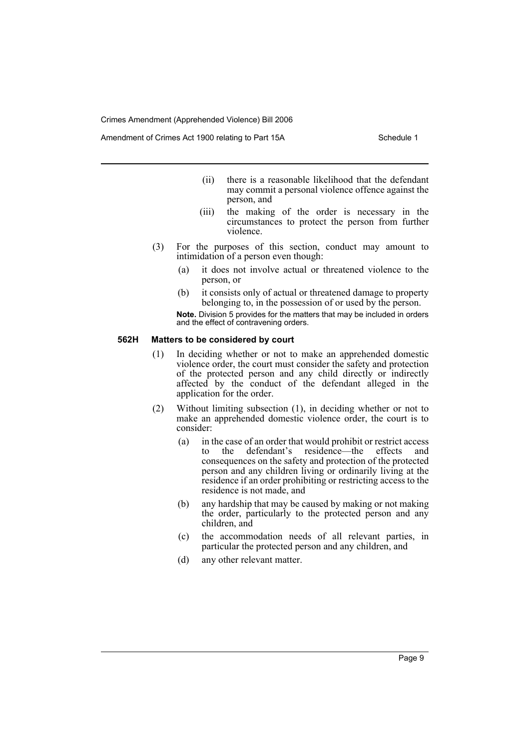(ii) there is a reasonable likelihood that the defendant may commit a personal violence offence against the person, and

(iii) the making of the order is necessary in the circumstances to protect the person from further violence.

(3) For the purposes of this section, conduct may amount to intimidation of a person even though:

(a) it does not involve actual or threatened violence to the person, or

(b) it consists only of actual or threatened damage to property belonging to, in the possession of or used by the person.

**Note.** Division 5 provides for the matters that may be included in orders and the effect of contravening orders.

#### 562H Matters to be considered by court

(1) In deciding whether or not to make an apprehended domestic violence order, the court must consider the safety and protection of the protected person and any child directly or indirectly affected by the conduct of the defendant alleged in the application for the order.

(2) Without limiting subsection (1), in deciding whether or not to make an apprehended domestic violence order, the court is to consider:

(a) in the case of an order that would prohibit or restrict access to the defendant's residence—the effects and consequences on the safety and protection of the protected person and any children living or ordinarily living at the residence if an order prohibiting or restricting access to the residence is not made, and

(b) any hardship that may be caused by making or not making the order, particularly to the protected person and any children, and

(c) the accommodation needs of all relevant parties, in particular the protected person and any children, and

(d) any other relevant matter.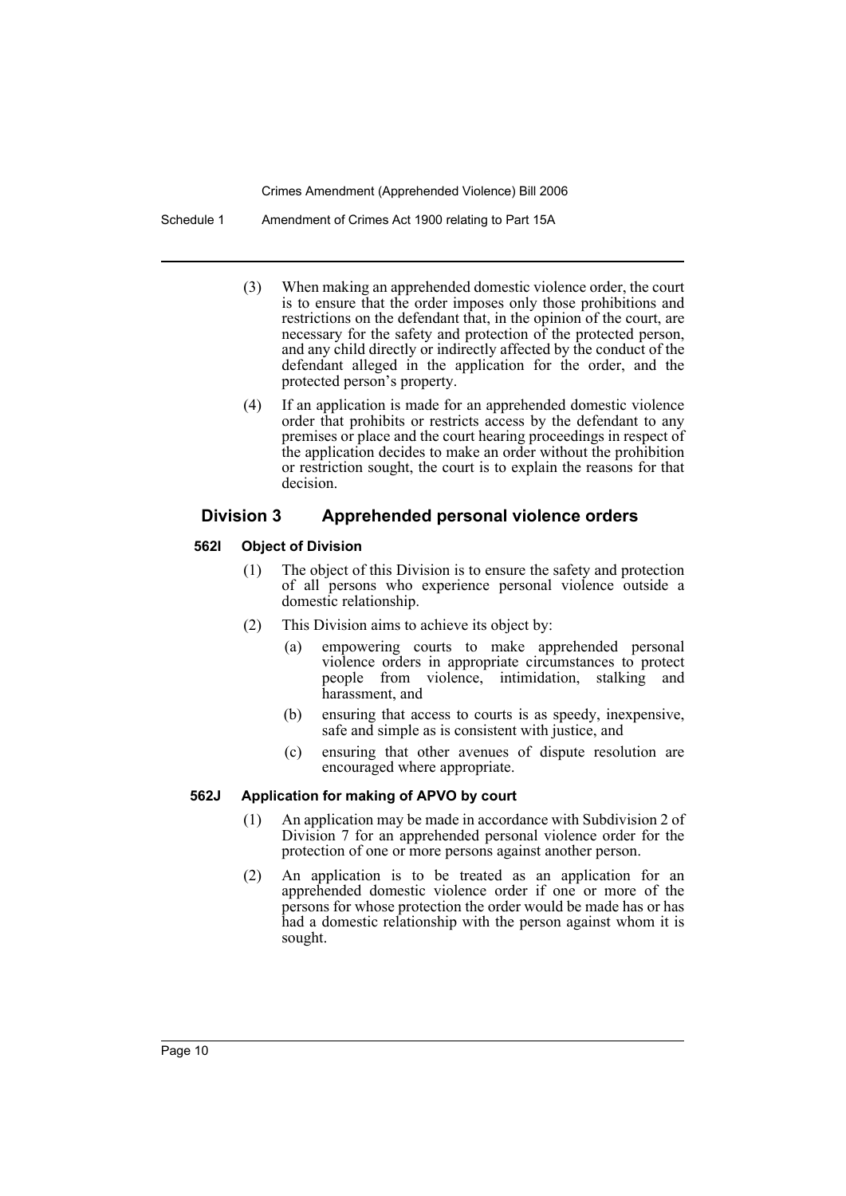(3) When making an apprehended domestic violence order, the court is to ensure that the order imposes only those prohibitions and restrictions on the defendant that, in the opinion of the court, are necessary for the safety and protection of the protected person, and any child directly or indirectly affected by the conduct of the defendant alleged in the application for the order, and the protected person's property.

(4) If an application is made for an apprehended domestic violence order that prohibits or restricts access by the defendant to any premises or place and the court hearing proceedings in respect of the application decides to make an order without the prohibition or restriction sought, the court is to explain the reasons for that decision.

## Division 3 Apprehended personal violence orders

### 562I Object of Division

(1) The object of this Division is to ensure the safety and protection of all persons who experience personal violence outside a domestic relationship.

(2) This Division aims to achieve its object by:

- (a) empowering courts to make apprehended personal violence orders in appropriate circumstances to protect people from violence, intimidation, stalking and harassment, and
- (b) ensuring that access to courts is as speedy, inexpensive, safe and simple as is consistent with justice, and
- (c) ensuring that other avenues of dispute resolution are encouraged where appropriate.

### 562J Application for making of APVO by court

(1) An application may be made in accordance with Subdivision 2 of Division 7 for an apprehended personal violence order for the protection of one or more persons against another person.

(2) An application is to be treated as an application for an apprehended domestic violence order if one or more of the persons for whose protection the order would be made has or has had a domestic relationship with the person against whom it is sought.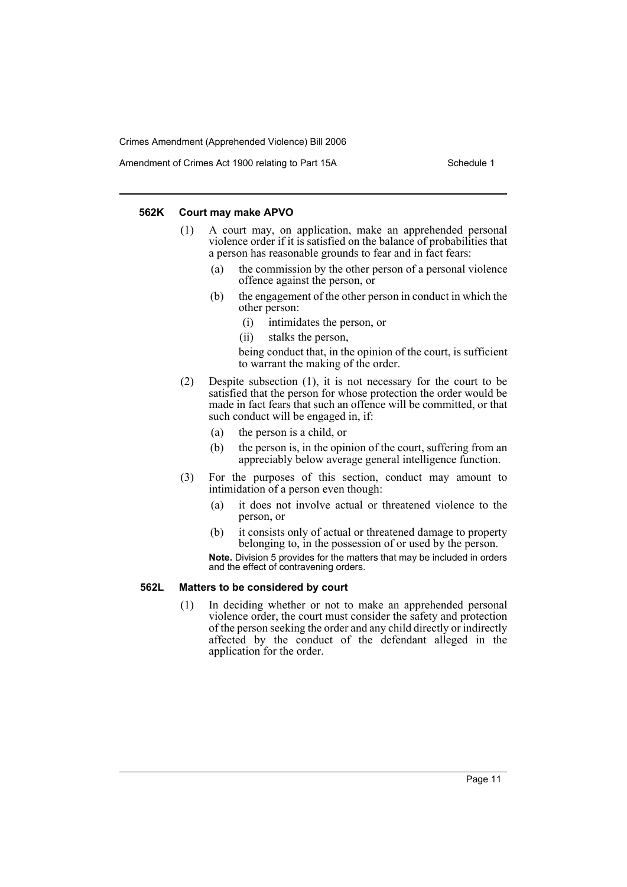#### 562K Court may make APVO

(1) A court may, on application, make an apprehended personal violence order if it is satisfied on the balance of probabilities that a person has reasonable grounds to fear and in fact fears:

(a) the commission by the other person of a personal violence offence against the person, or

(b) the engagement of the other person in conduct in which the other person:

(i) intimidates the person, or

(ii) stalks the person,

being conduct that, in the opinion of the court, is sufficient to warrant the making of the order.

(2) Despite subsection (1), it is not necessary for the court to be satisfied that the person for whose protection the order would be made in fact fears that such an offence will be committed, or that such conduct will be engaged in, if:

(a) the person is a child, or

(b) the person is, in the opinion of the court, suffering from an appreciably below average general intelligence function.

(3) For the purposes of this section, conduct may amount to intimidation of a person even though:

(a) it does not involve actual or threatened violence to the person, or

(b) it consists only of actual or threatened damage to property belonging to, in the possession of or used by the person.

**Note.** Division 5 provides for the matters that may be included in orders and the effect of contravening orders.

#### 562L Matters to be considered by court

(1) In deciding whether or not to make an apprehended personal violence order, the court must consider the safety and protection of the person seeking the order and any child directly or indirectly affected by the conduct of the defendant alleged in the application for the order.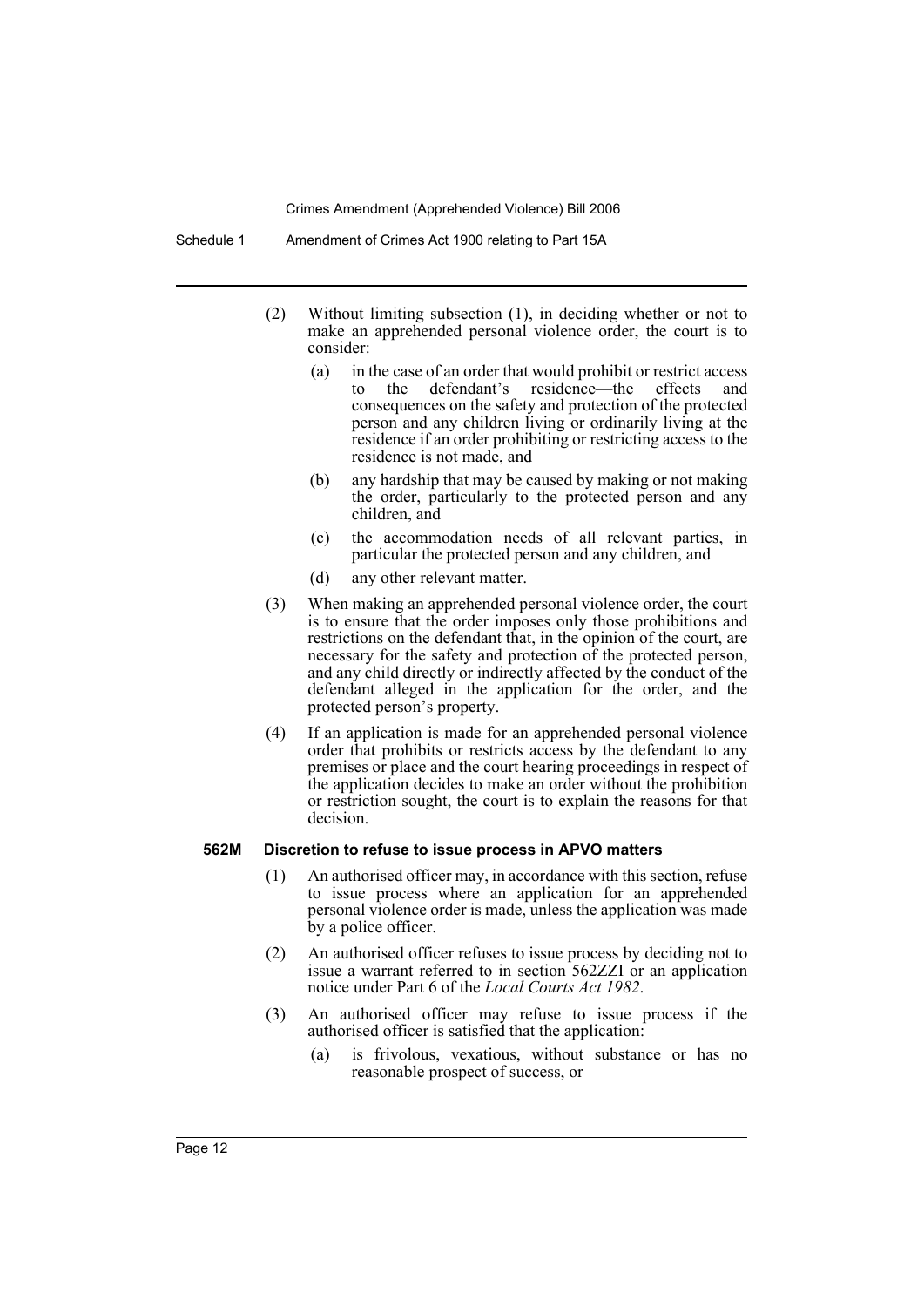(2) Without limiting subsection (1), in deciding whether or not to make an apprehended personal violence order, the court is to consider:

(a) in the case of an order that would prohibit or restrict access to the defendant's residence—the effects and consequences on the safety and protection of the protected person and any children living or ordinarily living at the residence if an order prohibiting or restricting access to the residence is not made, and

(b) any hardship that may be caused by making or not making the order, particularly to the protected person and any children, and

(c) the accommodation needs of all relevant parties, in particular the protected person and any children, and

(d) any other relevant matter.

(3) When making an apprehended personal violence order, the court is to ensure that the order imposes only those prohibitions and restrictions on the defendant that, in the opinion of the court, are necessary for the safety and protection of the protected person, and any child directly or indirectly affected by the conduct of the defendant alleged in the application for the order, and the protected person's property.

(4) If an application is made for an apprehended personal violence order that prohibits or restricts access by the defendant to any premises or place and the court hearing proceedings in respect of the application decides to make an order without the prohibition or restriction sought, the court is to explain the reasons for that decision.

### 562M Discretion to refuse to issue process in APVO matters

(1) An authorised officer may, in accordance with this section, refuse to issue process where an application for an apprehended personal violence order is made, unless the application was made by a police officer.

(2) An authorised officer refuses to issue process by deciding not to issue a warrant referred to in section 562ZZI or an application notice under Part 6 of the *Local Courts Act 1982*.

(3) An authorised officer may refuse to issue process if the authorised officer is satisfied that the application:

(a) is frivolous, vexatious, without substance or has no reasonable prospect of success, or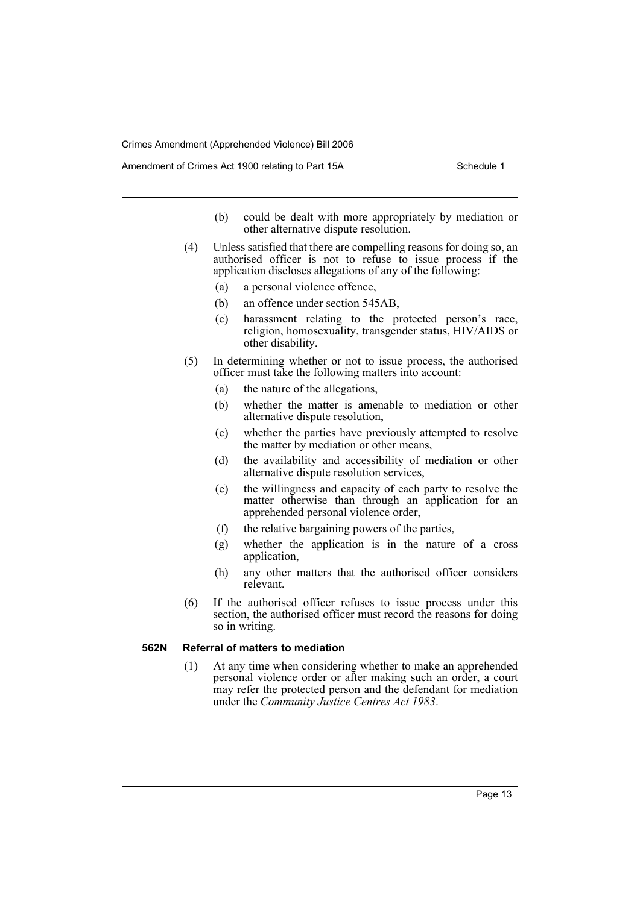(b) could be dealt with more appropriately by mediation or other alternative dispute resolution.

(4) Unless satisfied that there are compelling reasons for doing so, an authorised officer is not to refuse to issue process if the application discloses allegations of any of the following:

- (a) a personal violence offence,
- (b) an offence under section 545AB,
- (c) harassment relating to the protected person's race, religion, homosexuality, transgender status, HIV/AIDS or other disability.

(5) In determining whether or not to issue process, the authorised officer must take the following matters into account:

- (a) the nature of the allegations,
- (b) whether the matter is amenable to mediation or other alternative dispute resolution,
- (c) whether the parties have previously attempted to resolve the matter by mediation or other means,
- (d) the availability and accessibility of mediation or other alternative dispute resolution services,
- (e) the willingness and capacity of each party to resolve the matter otherwise than through an application for an apprehended personal violence order,
- (f) the relative bargaining powers of the parties,
- (g) whether the application is in the nature of a cross application,
- (h) any other matters that the authorised officer considers relevant.

(6) If the authorised officer refuses to issue process under this section, the authorised officer must record the reasons for doing so in writing.

**562N Referral of matters to mediation**

(1) At any time when considering whether to make an apprehended personal violence order or after making such an order, a court may refer the protected person and the defendant for mediation under the *Community Justice Centres Act 1983*.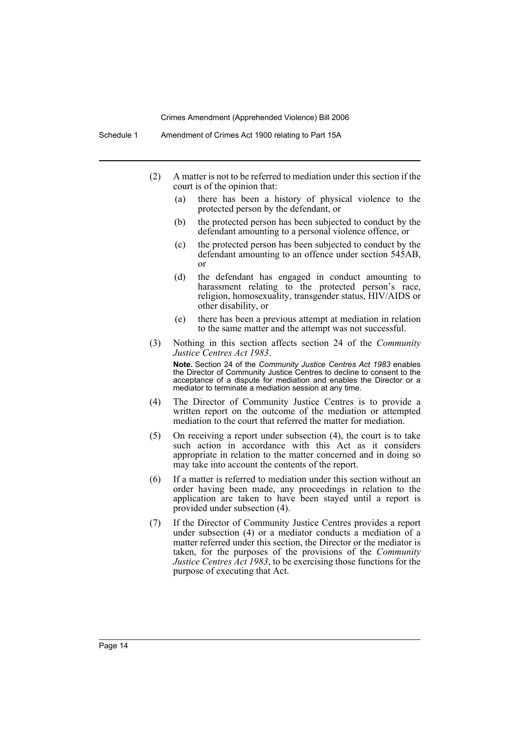(2) A matter is not to be referred to mediation under this section if the court is of the opinion that:

   (a) there has been a history of physical violence to the protected person by the defendant, or

   (b) the protected person has been subjected to conduct by the defendant amounting to a personal violence offence, or

   (c) the protected person has been subjected to conduct by the defendant amounting to an offence under section 545AB, or

   (d) the defendant has engaged in conduct amounting to harassment relating to the protected person's race, religion, homosexuality, transgender status, HIV/AIDS or other disability, or

   (e) there has been a previous attempt at mediation in relation to the same matter and the attempt was not successful.

(3) Nothing in this section affects section 24 of the *Community Justice Centres Act 1983*.

**Note.** Section 24 of the *Community Justice Centres Act 1983* enables the Director of Community Justice Centres to decline to consent to the acceptance of a dispute for mediation and enables the Director or a mediator to terminate a mediation session at any time.

(4) The Director of Community Justice Centres is to provide a written report on the outcome of the mediation or attempted mediation to the court that referred the matter for mediation.

(5) On receiving a report under subsection (4), the court is to take such action in accordance with this Act as it considers appropriate in relation to the matter concerned and in doing so may take into account the contents of the report.

(6) If a matter is referred to mediation under this section without an order having been made, any proceedings in relation to the application are taken to have been stayed until a report is provided under subsection (4).

(7) If the Director of Community Justice Centres provides a report under subsection (4) or a mediator conducts a mediation of a matter referred under this section, the Director or the mediator is taken, for the purposes of the provisions of the *Community Justice Centres Act 1983*, to be exercising those functions for the purpose of executing that Act.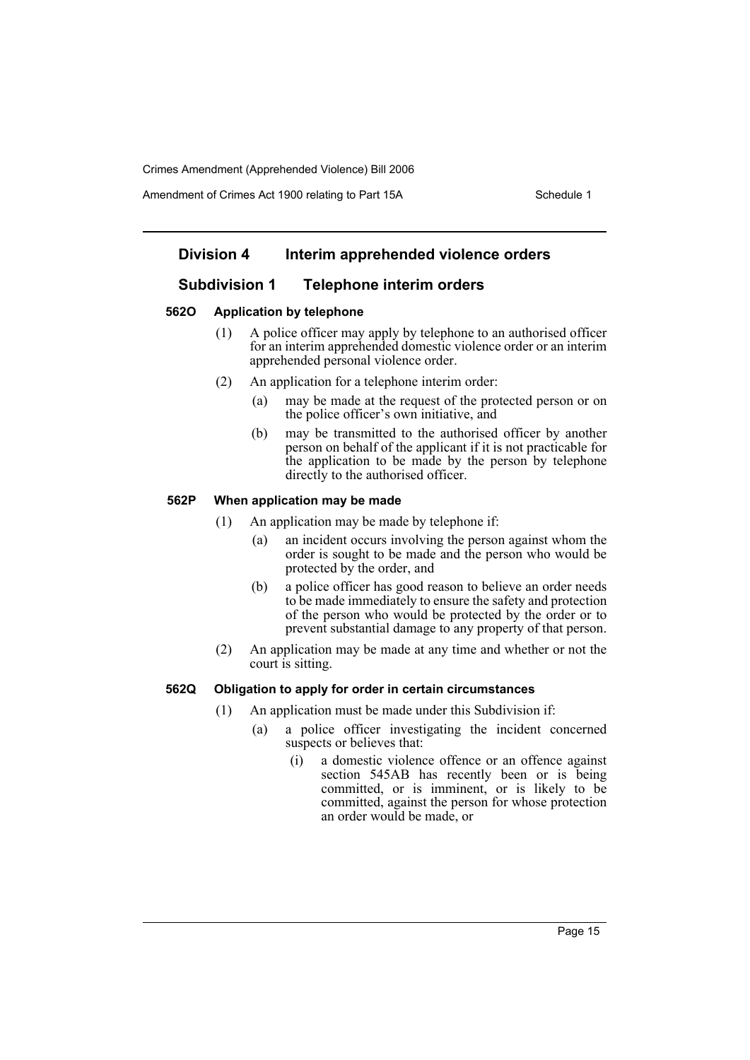## Division 4 Interim apprehended violence orders

### Subdivision 1 Telephone interim orders

#### 562O Application by telephone

(1) A police officer may apply by telephone to an authorised officer for an interim apprehended domestic violence order or an interim apprehended personal violence order.

(2) An application for a telephone interim order:

- (a) may be made at the request of the protected person or on the police officer's own initiative, and
- (b) may be transmitted to the authorised officer by another person on behalf of the applicant if it is not practicable for the application to be made by the person by telephone directly to the authorised officer.

#### 562P When application may be made

(1) An application may be made by telephone if:

- (a) an incident occurs involving the person against whom the order is sought to be made and the person who would be protected by the order, and
- (b) a police officer has good reason to believe an order needs to be made immediately to ensure the safety and protection of the person who would be protected by the order or to prevent substantial damage to any property of that person.

(2) An application may be made at any time and whether or not the court is sitting.

#### 562Q Obligation to apply for order in certain circumstances

(1) An application must be made under this Subdivision if:

- (a) a police officer investigating the incident concerned suspects or believes that:
  - (i) a domestic violence offence or an offence against section 545AB has recently been or is being committed, or is imminent, or is likely to be committed, against the person for whose protection an order would be made, or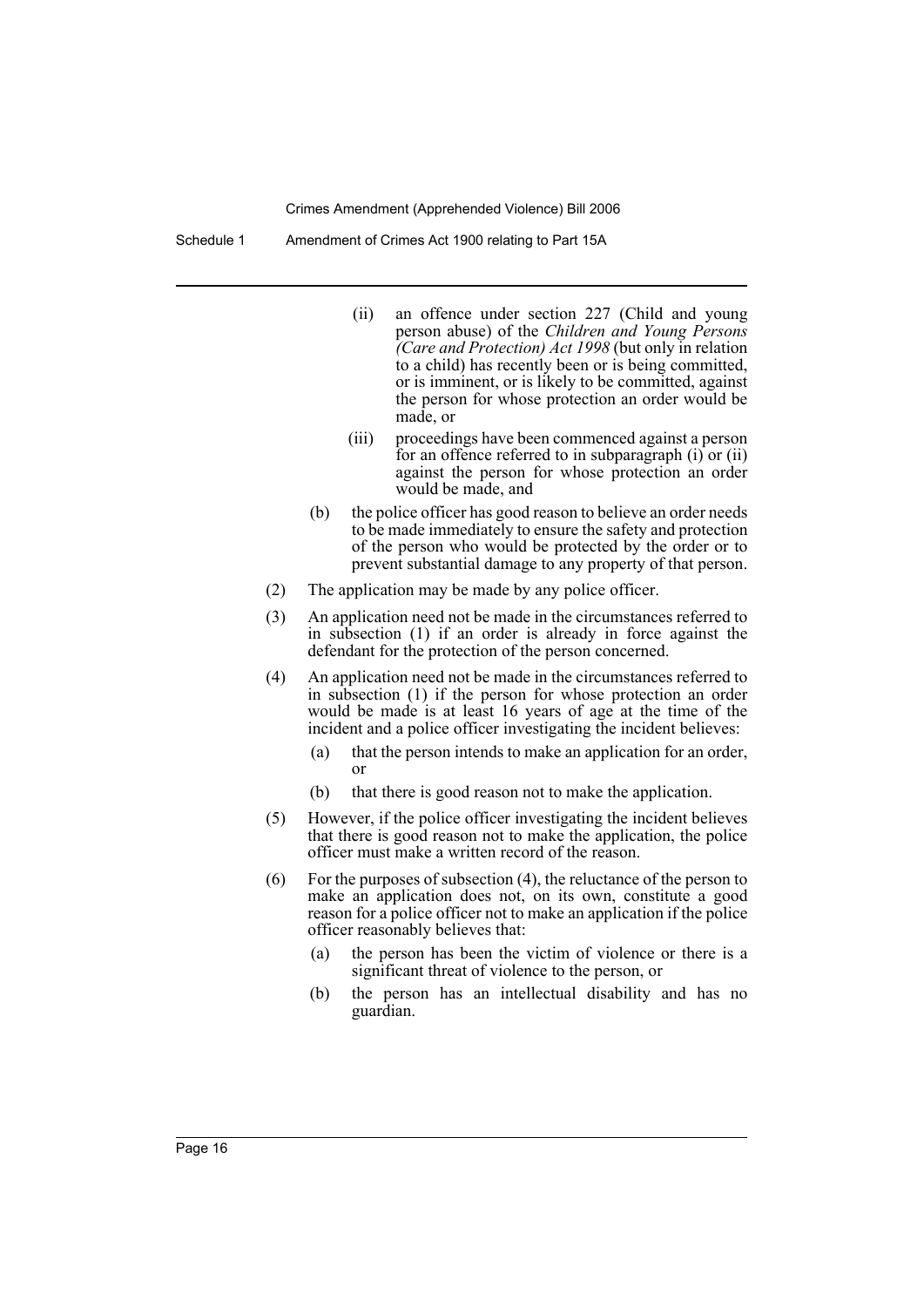(ii) an offence under section 227 (Child and young person abuse) of the *Children and Young Persons (Care and Protection) Act 1998* (but only in relation to a child) has recently been or is being committed, or is imminent, or is likely to be committed, against the person for whose protection an order would be made, or

(iii) proceedings have been commenced against a person for an offence referred to in subparagraph (i) or (ii) against the person for whose protection an order would be made, and

(b) the police officer has good reason to believe an order needs to be made immediately to ensure the safety and protection of the person who would be protected by the order or to prevent substantial damage to any property of that person.

(2) The application may be made by any police officer.

(3) An application need not be made in the circumstances referred to in subsection (1) if an order is already in force against the defendant for the protection of the person concerned.

(4) An application need not be made in the circumstances referred to in subsection (1) if the person for whose protection an order would be made is at least 16 years of age at the time of the incident and a police officer investigating the incident believes:

(a) that the person intends to make an application for an order, or

(b) that there is good reason not to make the application.

(5) However, if the police officer investigating the incident believes that there is good reason not to make the application, the police officer must make a written record of the reason.

(6) For the purposes of subsection (4), the reluctance of the person to make an application does not, on its own, constitute a good reason for a police officer not to make an application if the police officer reasonably believes that:

(a) the person has been the victim of violence or there is a significant threat of violence to the person, or

(b) the person has an intellectual disability and has no guardian.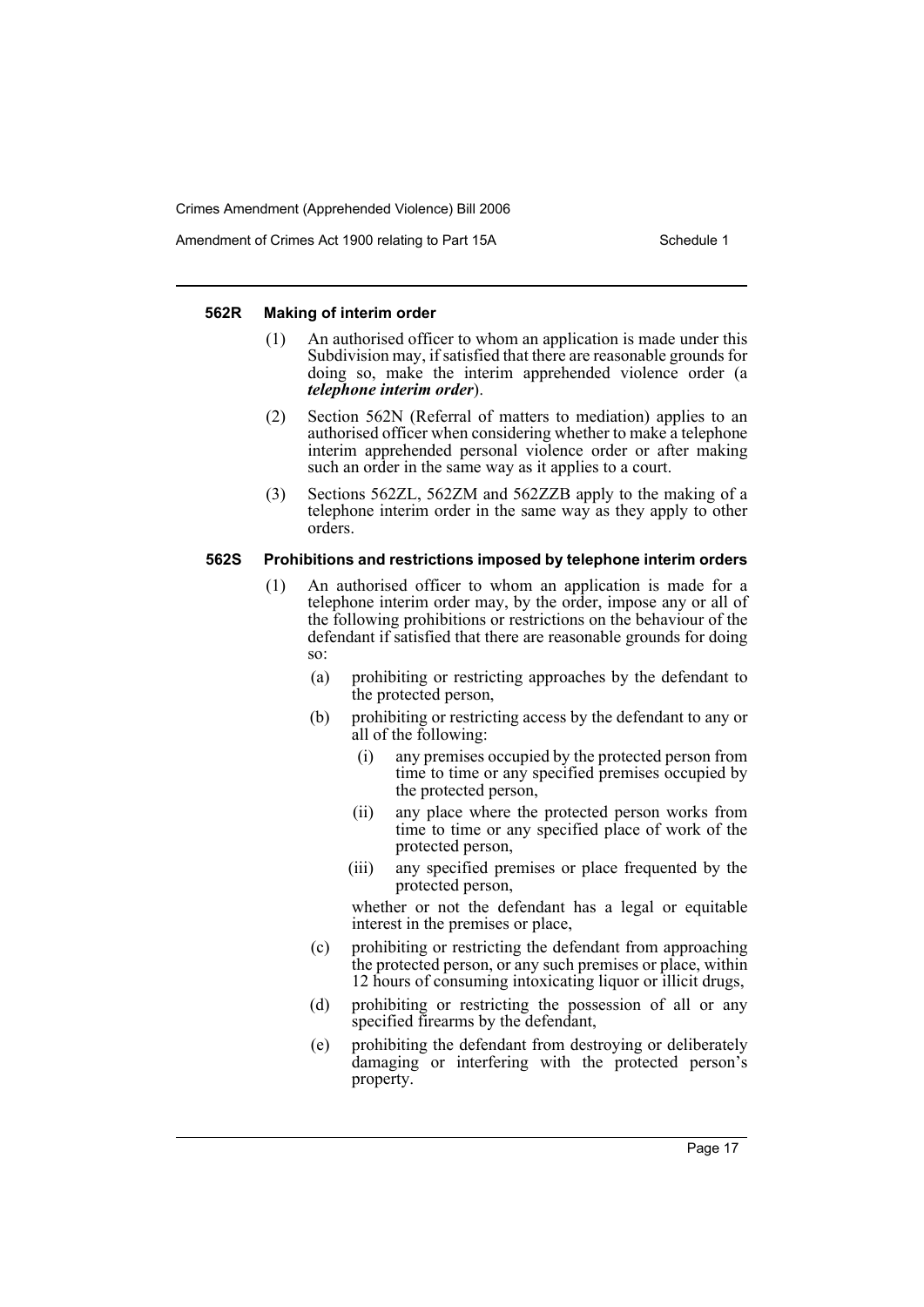#### 562R Making of interim order

(1) An authorised officer to whom an application is made under this Subdivision may, if satisfied that there are reasonable grounds for doing so, make the interim apprehended violence order (a ***telephone interim order***).

(2) Section 562N (Referral of matters to mediation) applies to an authorised officer when considering whether to make a telephone interim apprehended personal violence order or after making such an order in the same way as it applies to a court.

(3) Sections 562ZL, 562ZM and 562ZZB apply to the making of a telephone interim order in the same way as they apply to other orders.

#### 562S Prohibitions and restrictions imposed by telephone interim orders

(1) An authorised officer to whom an application is made for a telephone interim order may, by the order, impose any or all of the following prohibitions or restrictions on the behaviour of the defendant if satisfied that there are reasonable grounds for doing so:

- (a) prohibiting or restricting approaches by the defendant to the protected person,
- (b) prohibiting or restricting access by the defendant to any or all of the following:
  - (i) any premises occupied by the protected person from time to time or any specified premises occupied by the protected person,
  - (ii) any place where the protected person works from time to time or any specified place of work of the protected person,
  - (iii) any specified premises or place frequented by the protected person,

  whether or not the defendant has a legal or equitable interest in the premises or place,
- (c) prohibiting or restricting the defendant from approaching the protected person, or any such premises or place, within 12 hours of consuming intoxicating liquor or illicit drugs,
- (d) prohibiting or restricting the possession of all or any specified firearms by the defendant,
- (e) prohibiting the defendant from destroying or deliberately damaging or interfering with the protected person's property.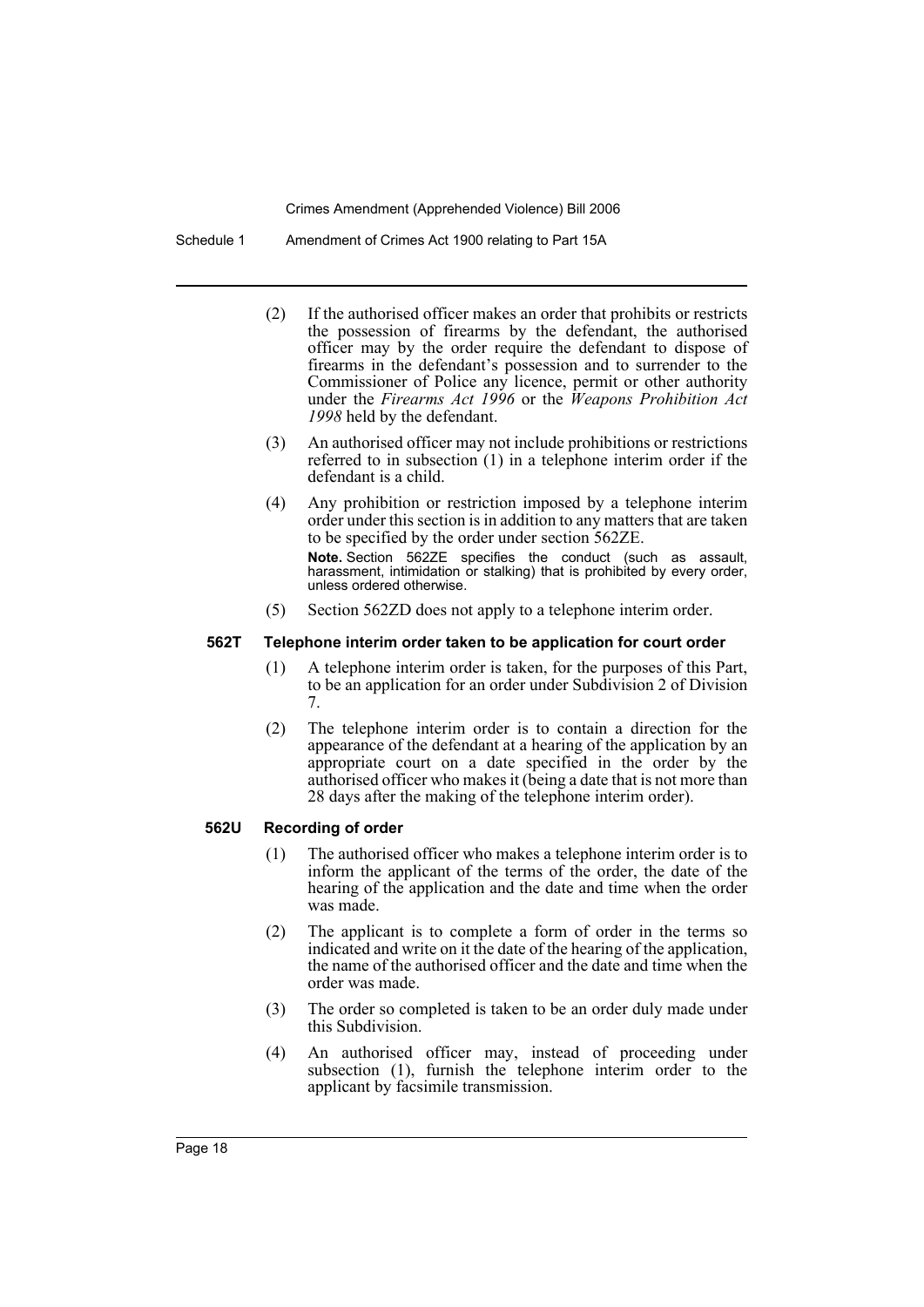(2) If the authorised officer makes an order that prohibits or restricts the possession of firearms by the defendant, the authorised officer may by the order require the defendant to dispose of firearms in the defendant's possession and to surrender to the Commissioner of Police any licence, permit or other authority under the *Firearms Act 1996* or the *Weapons Prohibition Act 1998* held by the defendant.

(3) An authorised officer may not include prohibitions or restrictions referred to in subsection (1) in a telephone interim order if the defendant is a child.

(4) Any prohibition or restriction imposed by a telephone interim order under this section is in addition to any matters that are taken to be specified by the order under section 562ZE.

**Note.** Section 562ZE specifies the conduct (such as assault, harassment, intimidation or stalking) that is prohibited by every order, unless ordered otherwise.

(5) Section 562ZD does not apply to a telephone interim order.

### 562T Telephone interim order taken to be application for court order

(1) A telephone interim order is taken, for the purposes of this Part, to be an application for an order under Subdivision 2 of Division 7.

(2) The telephone interim order is to contain a direction for the appearance of the defendant at a hearing of the application by an appropriate court on a date specified in the order by the authorised officer who makes it (being a date that is not more than 28 days after the making of the telephone interim order).

### 562U Recording of order

(1) The authorised officer who makes a telephone interim order is to inform the applicant of the terms of the order, the date of the hearing of the application and the date and time when the order was made.

(2) The applicant is to complete a form of order in the terms so indicated and write on it the date of the hearing of the application, the name of the authorised officer and the date and time when the order was made.

(3) The order so completed is taken to be an order duly made under this Subdivision.

(4) An authorised officer may, instead of proceeding under subsection (1), furnish the telephone interim order to the applicant by facsimile transmission.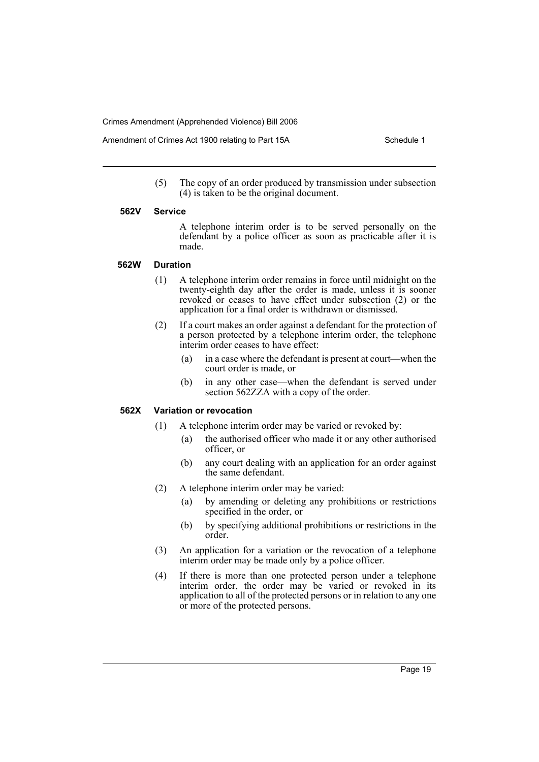(5) The copy of an order produced by transmission under subsection (4) is taken to be the original document.

#### 562V Service

A telephone interim order is to be served personally on the defendant by a police officer as soon as practicable after it is made.

#### 562W Duration

(1) A telephone interim order remains in force until midnight on the twenty-eighth day after the order is made, unless it is sooner revoked or ceases to have effect under subsection (2) or the application for a final order is withdrawn or dismissed.

(2) If a court makes an order against a defendant for the protection of a person protected by a telephone interim order, the telephone interim order ceases to have effect:

- (a) in a case where the defendant is present at court—when the court order is made, or
- (b) in any other case—when the defendant is served under section 562ZZA with a copy of the order.

#### 562X Variation or revocation

(1) A telephone interim order may be varied or revoked by:

- (a) the authorised officer who made it or any other authorised officer, or
- (b) any court dealing with an application for an order against the same defendant.

(2) A telephone interim order may be varied:

- (a) by amending or deleting any prohibitions or restrictions specified in the order, or
- (b) by specifying additional prohibitions or restrictions in the order.

(3) An application for a variation or the revocation of a telephone interim order may be made only by a police officer.

(4) If there is more than one protected person under a telephone interim order, the order may be varied or revoked in its application to all of the protected persons or in relation to any one or more of the protected persons.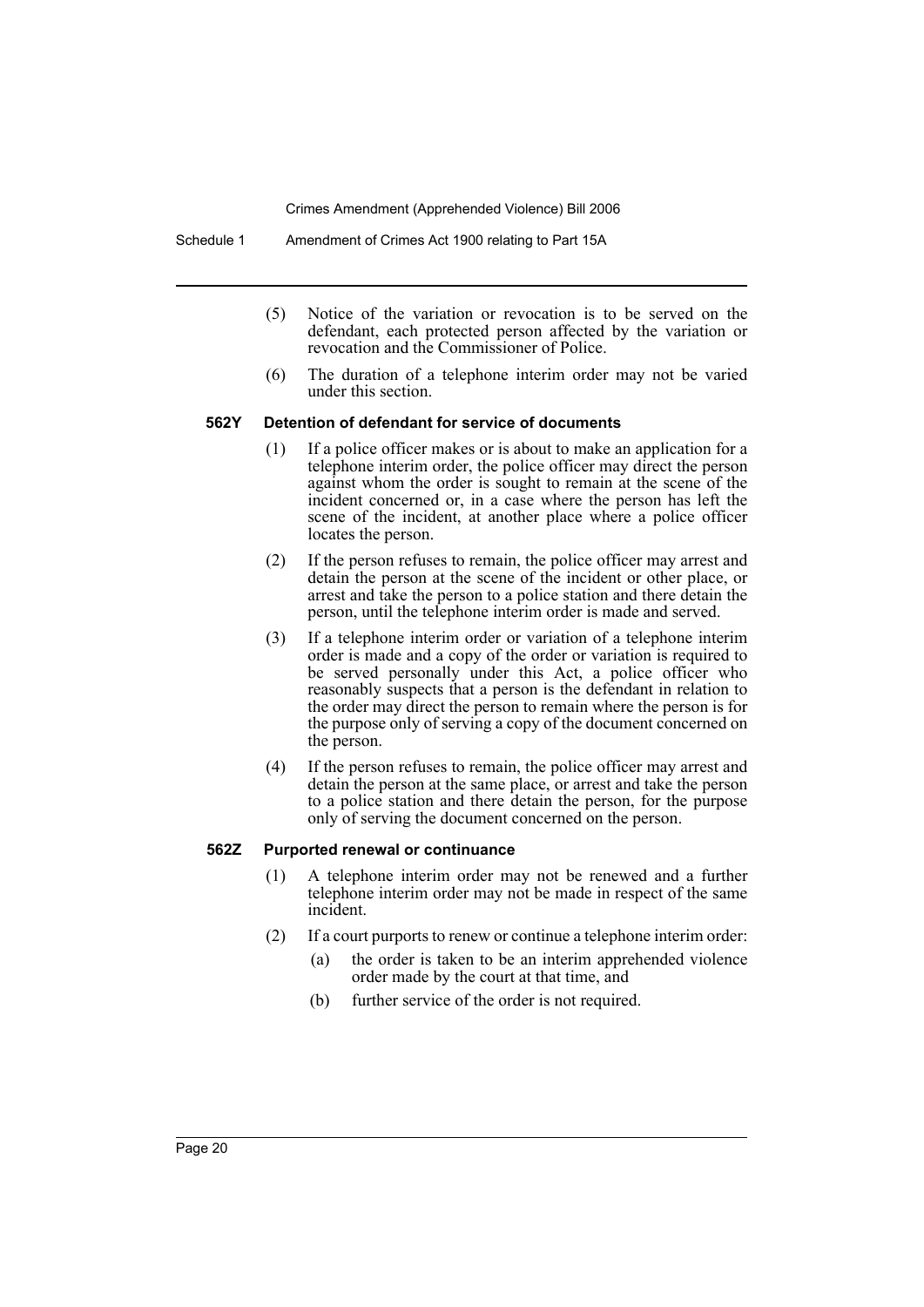(5) Notice of the variation or revocation is to be served on the defendant, each protected person affected by the variation or revocation and the Commissioner of Police.

(6) The duration of a telephone interim order may not be varied under this section.

#### 562Y Detention of defendant for service of documents

(1) If a police officer makes or is about to make an application for a telephone interim order, the police officer may direct the person against whom the order is sought to remain at the scene of the incident concerned or, in a case where the person has left the scene of the incident, at another place where a police officer locates the person.

(2) If the person refuses to remain, the police officer may arrest and detain the person at the scene of the incident or other place, or arrest and take the person to a police station and there detain the person, until the telephone interim order is made and served.

(3) If a telephone interim order or variation of a telephone interim order is made and a copy of the order or variation is required to be served personally under this Act, a police officer who reasonably suspects that a person is the defendant in relation to the order may direct the person to remain where the person is for the purpose only of serving a copy of the document concerned on the person.

(4) If the person refuses to remain, the police officer may arrest and detain the person at the same place, or arrest and take the person to a police station and there detain the person, for the purpose only of serving the document concerned on the person.

#### 562Z Purported renewal or continuance

(1) A telephone interim order may not be renewed and a further telephone interim order may not be made in respect of the same incident.

(2) If a court purports to renew or continue a telephone interim order:

- (a) the order is taken to be an interim apprehended violence order made by the court at that time, and
- (b) further service of the order is not required.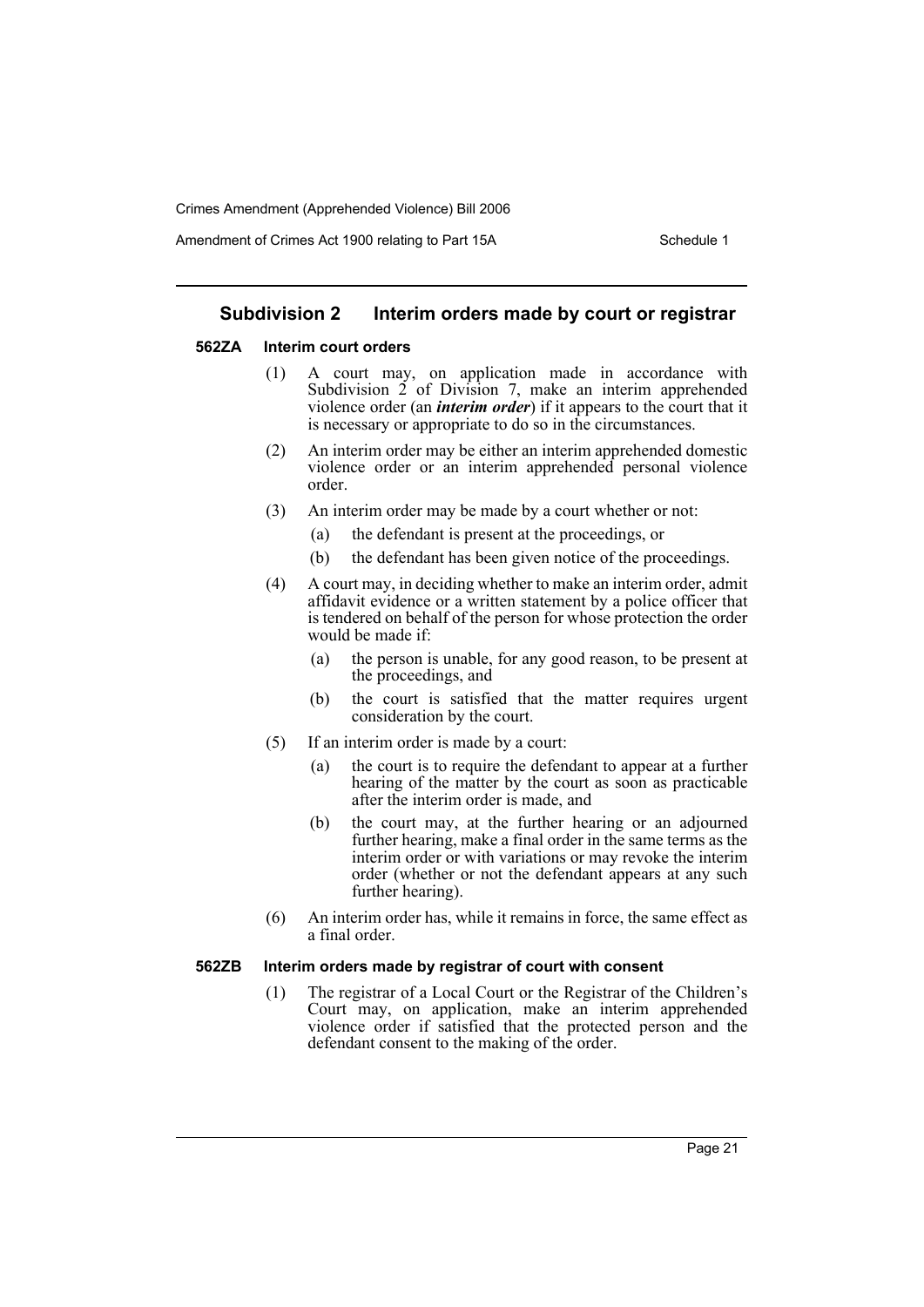## Subdivision 2 Interim orders made by court or registrar

### 562ZA Interim court orders

(1) A court may, on application made in accordance with Subdivision 2 of Division 7, make an interim apprehended violence order (an ***interim order***) if it appears to the court that it is necessary or appropriate to do so in the circumstances.

(2) An interim order may be either an interim apprehended domestic violence order or an interim apprehended personal violence order.

(3) An interim order may be made by a court whether or not:

- (a) the defendant is present at the proceedings, or
- (b) the defendant has been given notice of the proceedings.

(4) A court may, in deciding whether to make an interim order, admit affidavit evidence or a written statement by a police officer that is tendered on behalf of the person for whose protection the order would be made if:

- (a) the person is unable, for any good reason, to be present at the proceedings, and
- (b) the court is satisfied that the matter requires urgent consideration by the court.

(5) If an interim order is made by a court:

- (a) the court is to require the defendant to appear at a further hearing of the matter by the court as soon as practicable after the interim order is made, and
- (b) the court may, at the further hearing or an adjourned further hearing, make a final order in the same terms as the interim order or with variations or may revoke the interim order (whether or not the defendant appears at any such further hearing).

(6) An interim order has, while it remains in force, the same effect as a final order.

### 562ZB Interim orders made by registrar of court with consent

(1) The registrar of a Local Court or the Registrar of the Children's Court may, on application, make an interim apprehended violence order if satisfied that the protected person and the defendant consent to the making of the order.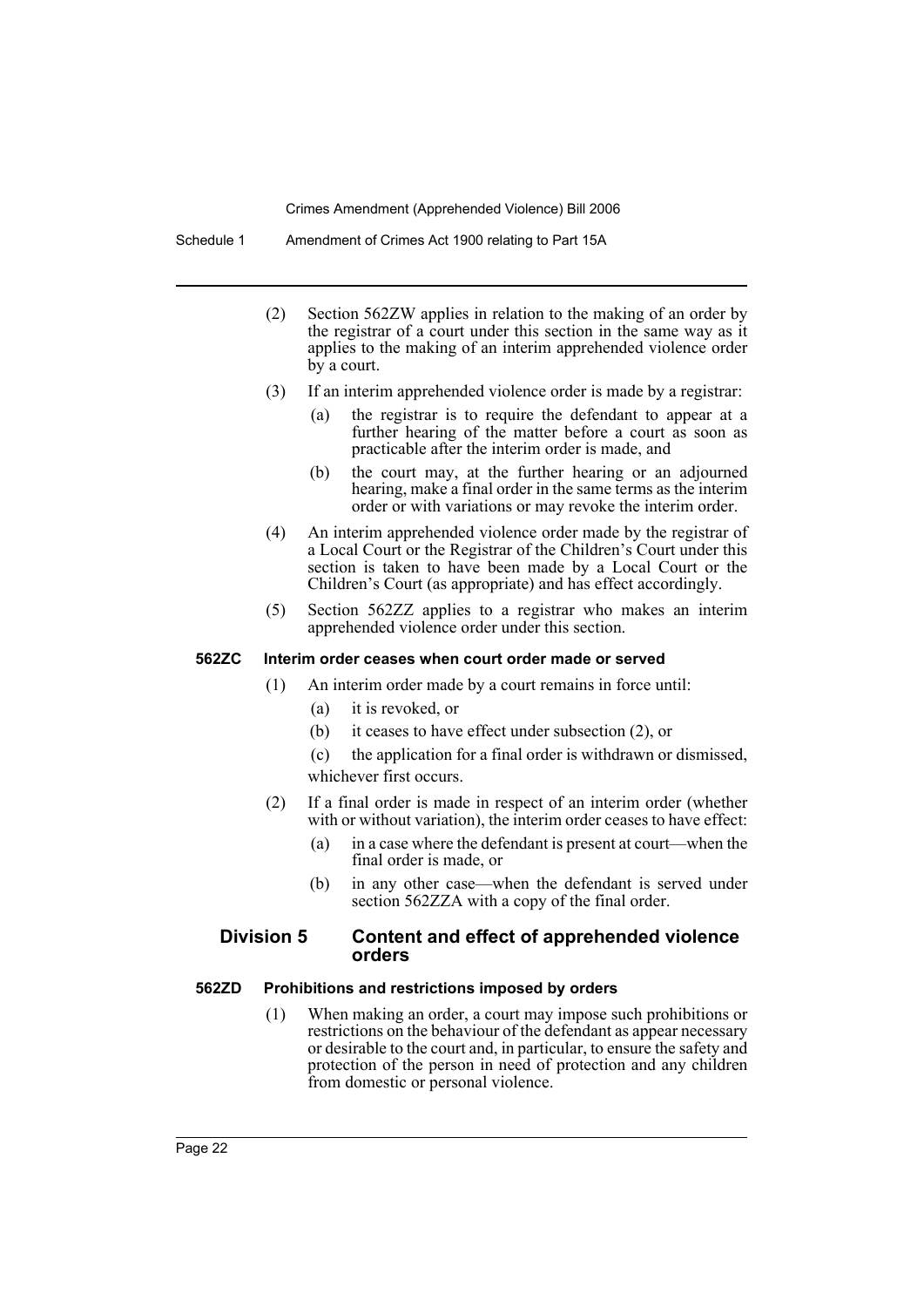(2) Section 562ZW applies in relation to the making of an order by the registrar of a court under this section in the same way as it applies to the making of an interim apprehended violence order by a court.

(3) If an interim apprehended violence order is made by a registrar:

(a) the registrar is to require the defendant to appear at a further hearing of the matter before a court as soon as practicable after the interim order is made, and

(b) the court may, at the further hearing or an adjourned hearing, make a final order in the same terms as the interim order or with variations or may revoke the interim order.

(4) An interim apprehended violence order made by the registrar of a Local Court or the Registrar of the Children's Court under this section is taken to have been made by a Local Court or the Children's Court (as appropriate) and has effect accordingly.

(5) Section 562ZZ applies to a registrar who makes an interim apprehended violence order under this section.

#### 562ZC Interim order ceases when court order made or served

(1) An interim order made by a court remains in force until:

(a) it is revoked, or

(b) it ceases to have effect under subsection (2), or

(c) the application for a final order is withdrawn or dismissed,

whichever first occurs.

(2) If a final order is made in respect of an interim order (whether with or without variation), the interim order ceases to have effect:

(a) in a case where the defendant is present at court—when the final order is made, or

(b) in any other case—when the defendant is served under section 562ZZA with a copy of the final order.

### Division 5 Content and effect of apprehended violence orders

#### 562ZD Prohibitions and restrictions imposed by orders

(1) When making an order, a court may impose such prohibitions or restrictions on the behaviour of the defendant as appear necessary or desirable to the court and, in particular, to ensure the safety and protection of the person in need of protection and any children from domestic or personal violence.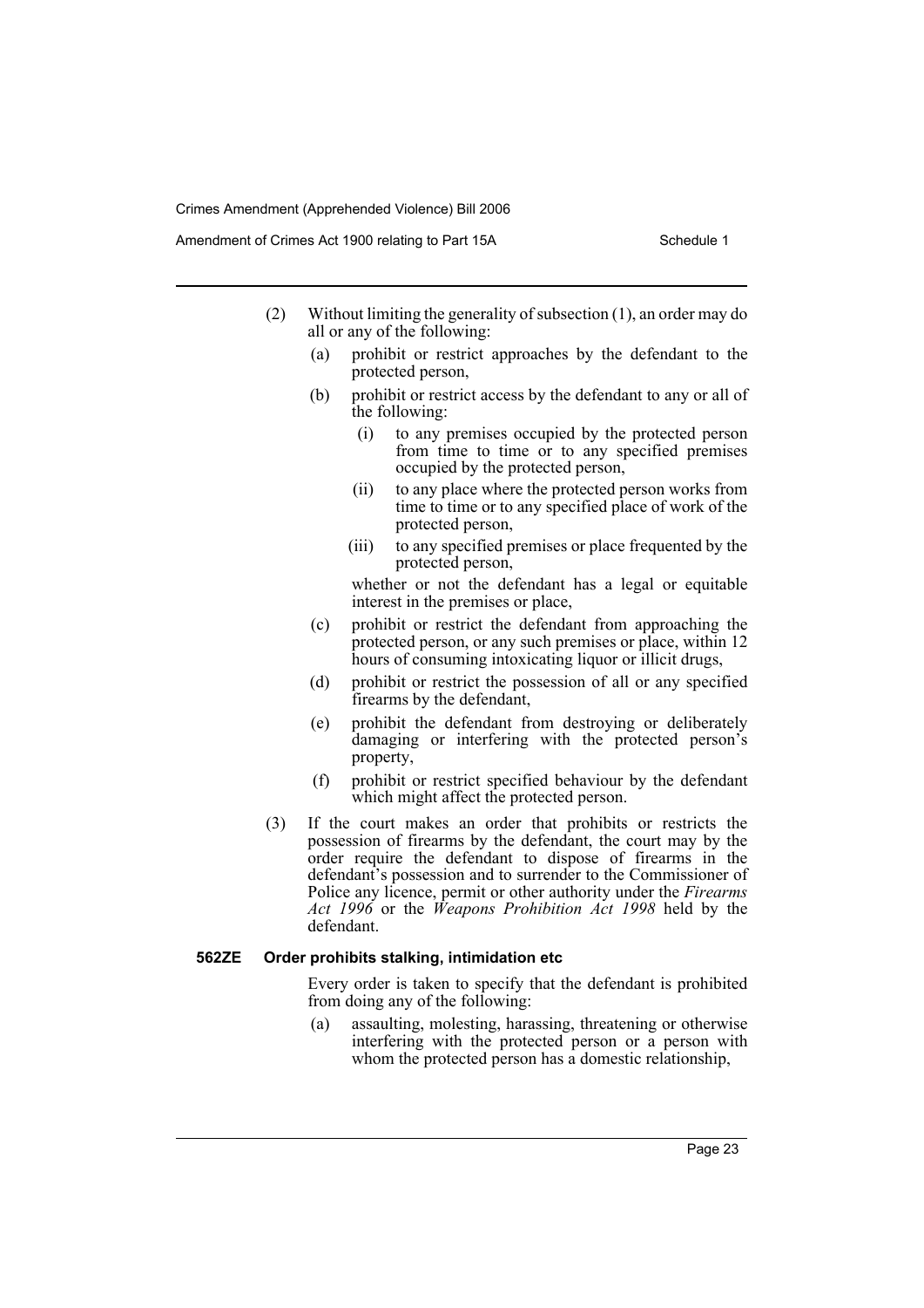(2) Without limiting the generality of subsection (1), an order may do all or any of the following:

(a) prohibit or restrict approaches by the defendant to the protected person,

(b) prohibit or restrict access by the defendant to any or all of the following:

(i) to any premises occupied by the protected person from time to time or to any specified premises occupied by the protected person,

(ii) to any place where the protected person works from time to time or to any specified place of work of the protected person,

(iii) to any specified premises or place frequented by the protected person,

whether or not the defendant has a legal or equitable interest in the premises or place,

(c) prohibit or restrict the defendant from approaching the protected person, or any such premises or place, within 12 hours of consuming intoxicating liquor or illicit drugs,

(d) prohibit or restrict the possession of all or any specified firearms by the defendant,

(e) prohibit the defendant from destroying or deliberately damaging or interfering with the protected person's property,

(f) prohibit or restrict specified behaviour by the defendant which might affect the protected person.

(3) If the court makes an order that prohibits or restricts the possession of firearms by the defendant, the court may by the order require the defendant to dispose of firearms in the defendant's possession and to surrender to the Commissioner of Police any licence, permit or other authority under the *Firearms Act 1996* or the *Weapons Prohibition Act 1998* held by the defendant.

**562ZE Order prohibits stalking, intimidation etc**

Every order is taken to specify that the defendant is prohibited from doing any of the following:

(a) assaulting, molesting, harassing, threatening or otherwise interfering with the protected person or a person with whom the protected person has a domestic relationship,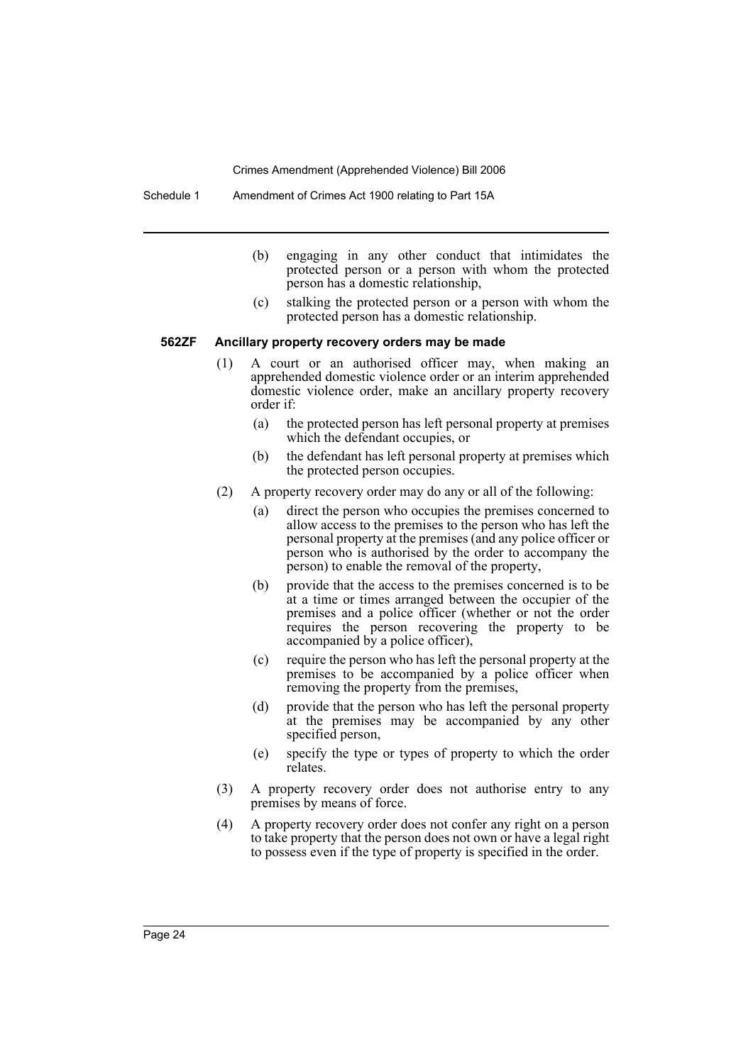(b) engaging in any other conduct that intimidates the protected person or a person with whom the protected person has a domestic relationship,

(c) stalking the protected person or a person with whom the protected person has a domestic relationship.

**562ZF Ancillary property recovery orders may be made**

(1) A court or an authorised officer may, when making an apprehended domestic violence order or an interim apprehended domestic violence order, make an ancillary property recovery order if:

(a) the protected person has left personal property at premises which the defendant occupies, or

(b) the defendant has left personal property at premises which the protected person occupies.

(2) A property recovery order may do any or all of the following:

(a) direct the person who occupies the premises concerned to allow access to the premises to the person who has left the personal property at the premises (and any police officer or person who is authorised by the order to accompany the person) to enable the removal of the property,

(b) provide that the access to the premises concerned is to be at a time or times arranged between the occupier of the premises and a police officer (whether or not the order requires the person recovering the property to be accompanied by a police officer),

(c) require the person who has left the personal property at the premises to be accompanied by a police officer when removing the property from the premises,

(d) provide that the person who has left the personal property at the premises may be accompanied by any other specified person,

(e) specify the type or types of property to which the order relates.

(3) A property recovery order does not authorise entry to any premises by means of force.

(4) A property recovery order does not confer any right on a person to take property that the person does not own or have a legal right to possess even if the type of property is specified in the order.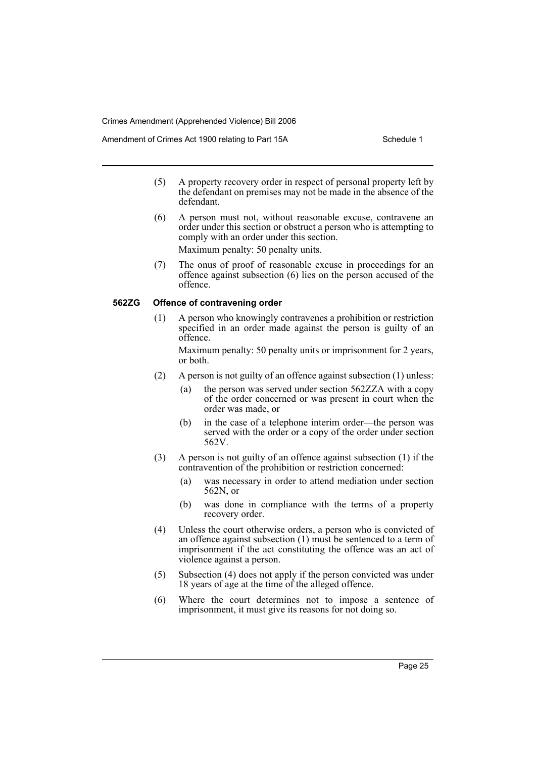(5) A property recovery order in respect of personal property left by the defendant on premises may not be made in the absence of the defendant.

(6) A person must not, without reasonable excuse, contravene an order under this section or obstruct a person who is attempting to comply with an order under this section.

Maximum penalty: 50 penalty units.

(7) The onus of proof of reasonable excuse in proceedings for an offence against subsection (6) lies on the person accused of the offence.

### 562ZG Offence of contravening order

(1) A person who knowingly contravenes a prohibition or restriction specified in an order made against the person is guilty of an offence.

Maximum penalty: 50 penalty units or imprisonment for 2 years, or both.

(2) A person is not guilty of an offence against subsection (1) unless:

- (a) the person was served under section 562ZZA with a copy of the order concerned or was present in court when the order was made, or
- (b) in the case of a telephone interim order—the person was served with the order or a copy of the order under section 562V.

(3) A person is not guilty of an offence against subsection (1) if the contravention of the prohibition or restriction concerned:

- (a) was necessary in order to attend mediation under section 562N, or
- (b) was done in compliance with the terms of a property recovery order.

(4) Unless the court otherwise orders, a person who is convicted of an offence against subsection (1) must be sentenced to a term of imprisonment if the act constituting the offence was an act of violence against a person.

(5) Subsection (4) does not apply if the person convicted was under 18 years of age at the time of the alleged offence.

(6) Where the court determines not to impose a sentence of imprisonment, it must give its reasons for not doing so.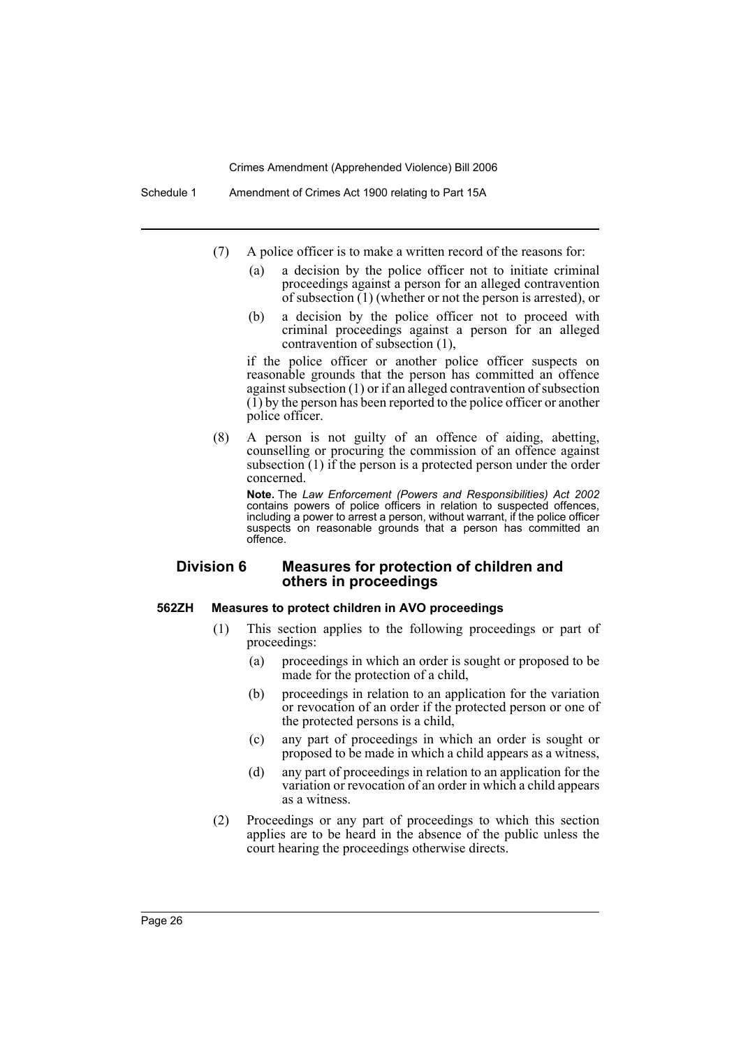(7) A police officer is to make a written record of the reasons for:

- (a) a decision by the police officer not to initiate criminal proceedings against a person for an alleged contravention of subsection (1) (whether or not the person is arrested), or
- (b) a decision by the police officer not to proceed with criminal proceedings against a person for an alleged contravention of subsection (1),

if the police officer or another police officer suspects on reasonable grounds that the person has committed an offence against subsection (1) or if an alleged contravention of subsection (1) by the person has been reported to the police officer or another police officer.

(8) A person is not guilty of an offence of aiding, abetting, counselling or procuring the commission of an offence against subsection (1) if the person is a protected person under the order concerned.

**Note.** The *Law Enforcement (Powers and Responsibilities) Act 2002* contains powers of police officers in relation to suspected offences, including a power to arrest a person, without warrant, if the police officer suspects on reasonable grounds that a person has committed an offence.

## Division 6 Measures for protection of children and others in proceedings

### 562ZH Measures to protect children in AVO proceedings

(1) This section applies to the following proceedings or part of proceedings:

- (a) proceedings in which an order is sought or proposed to be made for the protection of a child,
- (b) proceedings in relation to an application for the variation or revocation of an order if the protected person or one of the protected persons is a child,
- (c) any part of proceedings in which an order is sought or proposed to be made in which a child appears as a witness,
- (d) any part of proceedings in relation to an application for the variation or revocation of an order in which a child appears as a witness.

(2) Proceedings or any part of proceedings to which this section applies are to be heard in the absence of the public unless the court hearing the proceedings otherwise directs.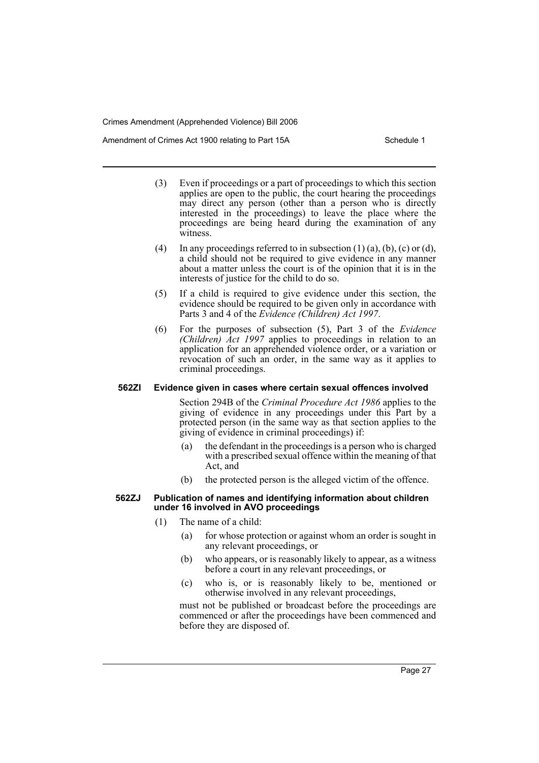(3) Even if proceedings or a part of proceedings to which this section applies are open to the public, the court hearing the proceedings may direct any person (other than a person who is directly interested in the proceedings) to leave the place where the proceedings are being heard during the examination of any witness.

(4) In any proceedings referred to in subsection (1) (a), (b), (c) or (d), a child should not be required to give evidence in any manner about a matter unless the court is of the opinion that it is in the interests of justice for the child to do so.

(5) If a child is required to give evidence under this section, the evidence should be required to be given only in accordance with Parts 3 and 4 of the *Evidence (Children) Act 1997*.

(6) For the purposes of subsection (5), Part 3 of the *Evidence (Children) Act 1997* applies to proceedings in relation to an application for an apprehended violence order, or a variation or revocation of such an order, in the same way as it applies to criminal proceedings.

**562ZI Evidence given in cases where certain sexual offences involved**

Section 294B of the *Criminal Procedure Act 1986* applies to the giving of evidence in any proceedings under this Part by a protected person (in the same way as that section applies to the giving of evidence in criminal proceedings) if:

(a) the defendant in the proceedings is a person who is charged with a prescribed sexual offence within the meaning of that Act, and

(b) the protected person is the alleged victim of the offence.

**562ZJ Publication of names and identifying information about children under 16 involved in AVO proceedings**

(1) The name of a child:

(a) for whose protection or against whom an order is sought in any relevant proceedings, or

(b) who appears, or is reasonably likely to appear, as a witness before a court in any relevant proceedings, or

(c) who is, or is reasonably likely to be, mentioned or otherwise involved in any relevant proceedings,

must not be published or broadcast before the proceedings are commenced or after the proceedings have been commenced and before they are disposed of.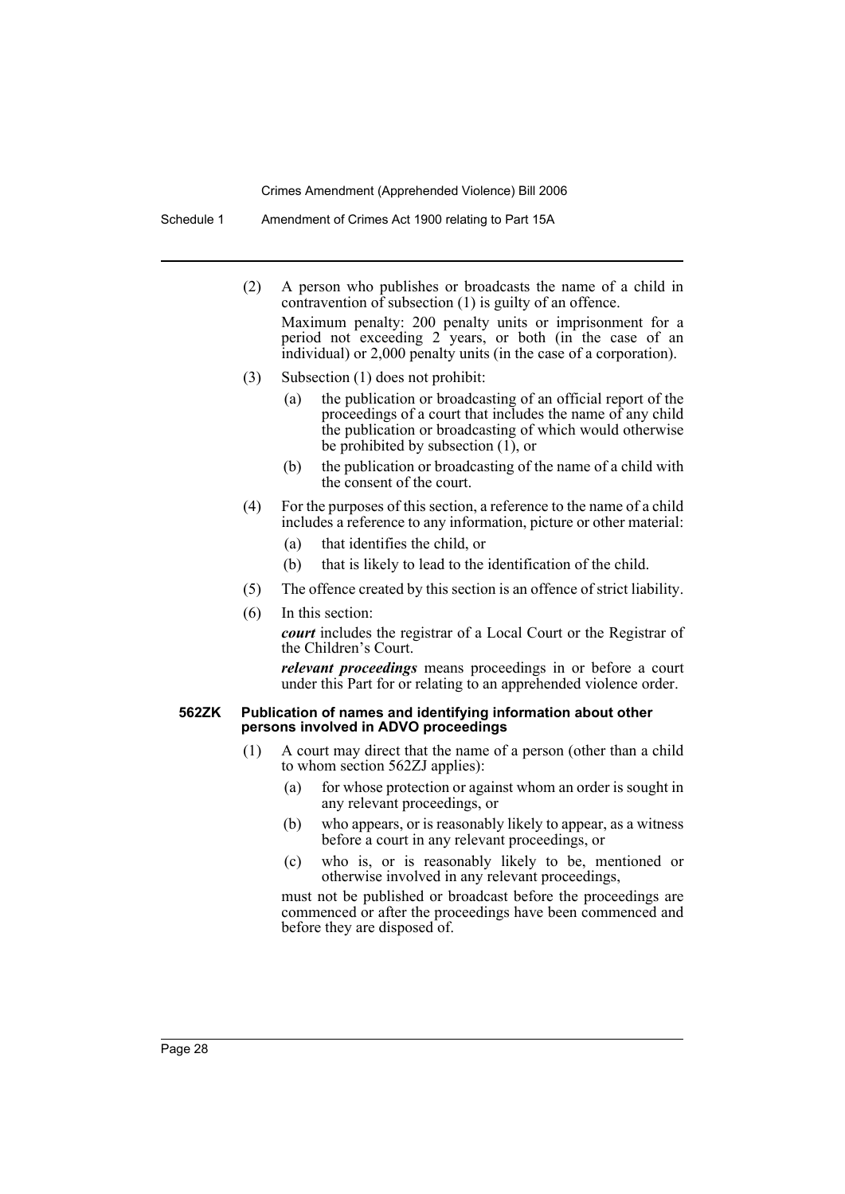(2) A person who publishes or broadcasts the name of a child in contravention of subsection (1) is guilty of an offence.

Maximum penalty: 200 penalty units or imprisonment for a period not exceeding 2 years, or both (in the case of an individual) or 2,000 penalty units (in the case of a corporation).

(3) Subsection (1) does not prohibit:

- (a) the publication or broadcasting of an official report of the proceedings of a court that includes the name of any child the publication or broadcasting of which would otherwise be prohibited by subsection (1), or
- (b) the publication or broadcasting of the name of a child with the consent of the court.

(4) For the purposes of this section, a reference to the name of a child includes a reference to any information, picture or other material:

- (a) that identifies the child, or
- (b) that is likely to lead to the identification of the child.

(5) The offence created by this section is an offence of strict liability.

(6) In this section:

***court*** includes the registrar of a Local Court or the Registrar of the Children's Court.

***relevant proceedings*** means proceedings in or before a court under this Part for or relating to an apprehended violence order.

#### 562ZK Publication of names and identifying information about other persons involved in ADVO proceedings

(1) A court may direct that the name of a person (other than a child to whom section 562ZJ applies):

- (a) for whose protection or against whom an order is sought in any relevant proceedings, or
- (b) who appears, or is reasonably likely to appear, as a witness before a court in any relevant proceedings, or
- (c) who is, or is reasonably likely to be, mentioned or otherwise involved in any relevant proceedings,

must not be published or broadcast before the proceedings are commenced or after the proceedings have been commenced and before they are disposed of.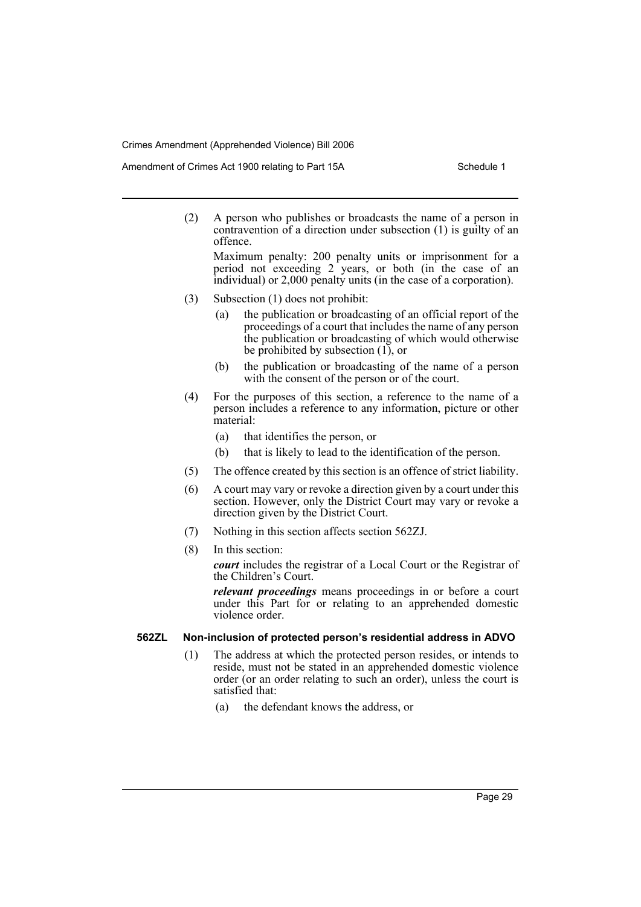(2) A person who publishes or broadcasts the name of a person in contravention of a direction under subsection (1) is guilty of an offence.

Maximum penalty: 200 penalty units or imprisonment for a period not exceeding 2 years, or both (in the case of an individual) or 2,000 penalty units (in the case of a corporation).

(3) Subsection (1) does not prohibit:

- (a) the publication or broadcasting of an official report of the proceedings of a court that includes the name of any person the publication or broadcasting of which would otherwise be prohibited by subsection (1), or
- (b) the publication or broadcasting of the name of a person with the consent of the person or of the court.

(4) For the purposes of this section, a reference to the name of a person includes a reference to any information, picture or other material:

- (a) that identifies the person, or
- (b) that is likely to lead to the identification of the person.

(5) The offence created by this section is an offence of strict liability.

(6) A court may vary or revoke a direction given by a court under this section. However, only the District Court may vary or revoke a direction given by the District Court.

(7) Nothing in this section affects section 562ZJ.

(8) In this section:

***court*** includes the registrar of a Local Court or the Registrar of the Children's Court.

***relevant proceedings*** means proceedings in or before a court under this Part for or relating to an apprehended domestic violence order.

#### 562ZL Non-inclusion of protected person's residential address in ADVO

(1) The address at which the protected person resides, or intends to reside, must not be stated in an apprehended domestic violence order (or an order relating to such an order), unless the court is satisfied that:

- (a) the defendant knows the address, or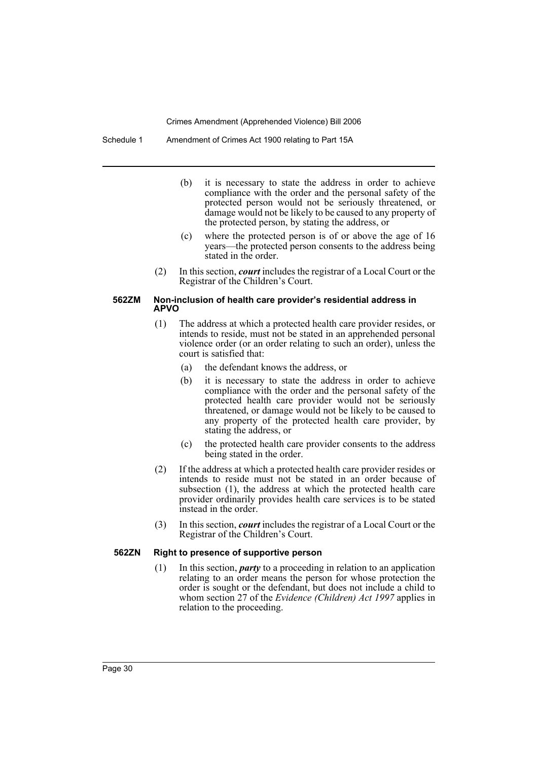(b) it is necessary to state the address in order to achieve compliance with the order and the personal safety of the protected person would not be seriously threatened, or damage would not be likely to be caused to any property of the protected person, by stating the address, or

(c) where the protected person is of or above the age of 16 years—the protected person consents to the address being stated in the order.

(2) In this section, ***court*** includes the registrar of a Local Court or the Registrar of the Children's Court.

#### 562ZM Non-inclusion of health care provider's residential address in APVO

(1) The address at which a protected health care provider resides, or intends to reside, must not be stated in an apprehended personal violence order (or an order relating to such an order), unless the court is satisfied that:

(a) the defendant knows the address, or

(b) it is necessary to state the address in order to achieve compliance with the order and the personal safety of the protected health care provider would not be seriously threatened, or damage would not be likely to be caused to any property of the protected health care provider, by stating the address, or

(c) the protected health care provider consents to the address being stated in the order.

(2) If the address at which a protected health care provider resides or intends to reside must not be stated in an order because of subsection (1), the address at which the protected health care provider ordinarily provides health care services is to be stated instead in the order.

(3) In this section, ***court*** includes the registrar of a Local Court or the Registrar of the Children's Court.

#### 562ZN Right to presence of supportive person

(1) In this section, ***party*** to a proceeding in relation to an application relating to an order means the person for whose protection the order is sought or the defendant, but does not include a child to whom section 27 of the *Evidence (Children) Act 1997* applies in relation to the proceeding.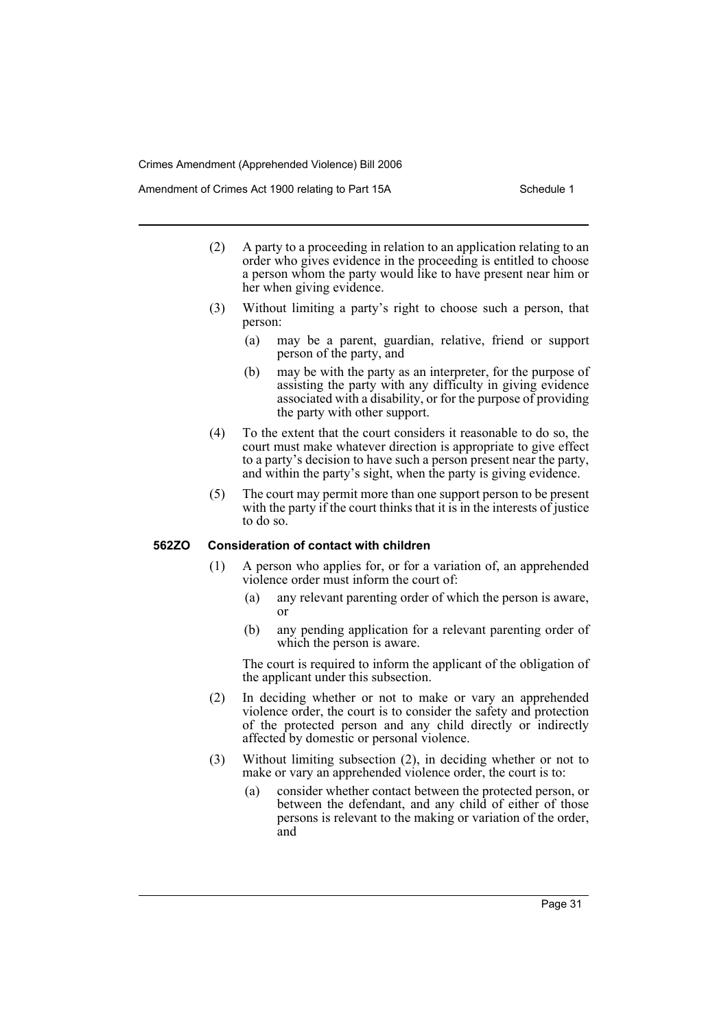(2) A party to a proceeding in relation to an application relating to an order who gives evidence in the proceeding is entitled to choose a person whom the party would like to have present near him or her when giving evidence.

(3) Without limiting a party's right to choose such a person, that person:

- (a) may be a parent, guardian, relative, friend or support person of the party, and
- (b) may be with the party as an interpreter, for the purpose of assisting the party with any difficulty in giving evidence associated with a disability, or for the purpose of providing the party with other support.

(4) To the extent that the court considers it reasonable to do so, the court must make whatever direction is appropriate to give effect to a party's decision to have such a person present near the party, and within the party's sight, when the party is giving evidence.

(5) The court may permit more than one support person to be present with the party if the court thinks that it is in the interests of justice to do so.

### 562ZO Consideration of contact with children

(1) A person who applies for, or for a variation of, an apprehended violence order must inform the court of:

- (a) any relevant parenting order of which the person is aware, or
- (b) any pending application for a relevant parenting order of which the person is aware.

The court is required to inform the applicant of the obligation of the applicant under this subsection.

(2) In deciding whether or not to make or vary an apprehended violence order, the court is to consider the safety and protection of the protected person and any child directly or indirectly affected by domestic or personal violence.

(3) Without limiting subsection (2), in deciding whether or not to make or vary an apprehended violence order, the court is to:

- (a) consider whether contact between the protected person, or between the defendant, and any child of either of those persons is relevant to the making or variation of the order, and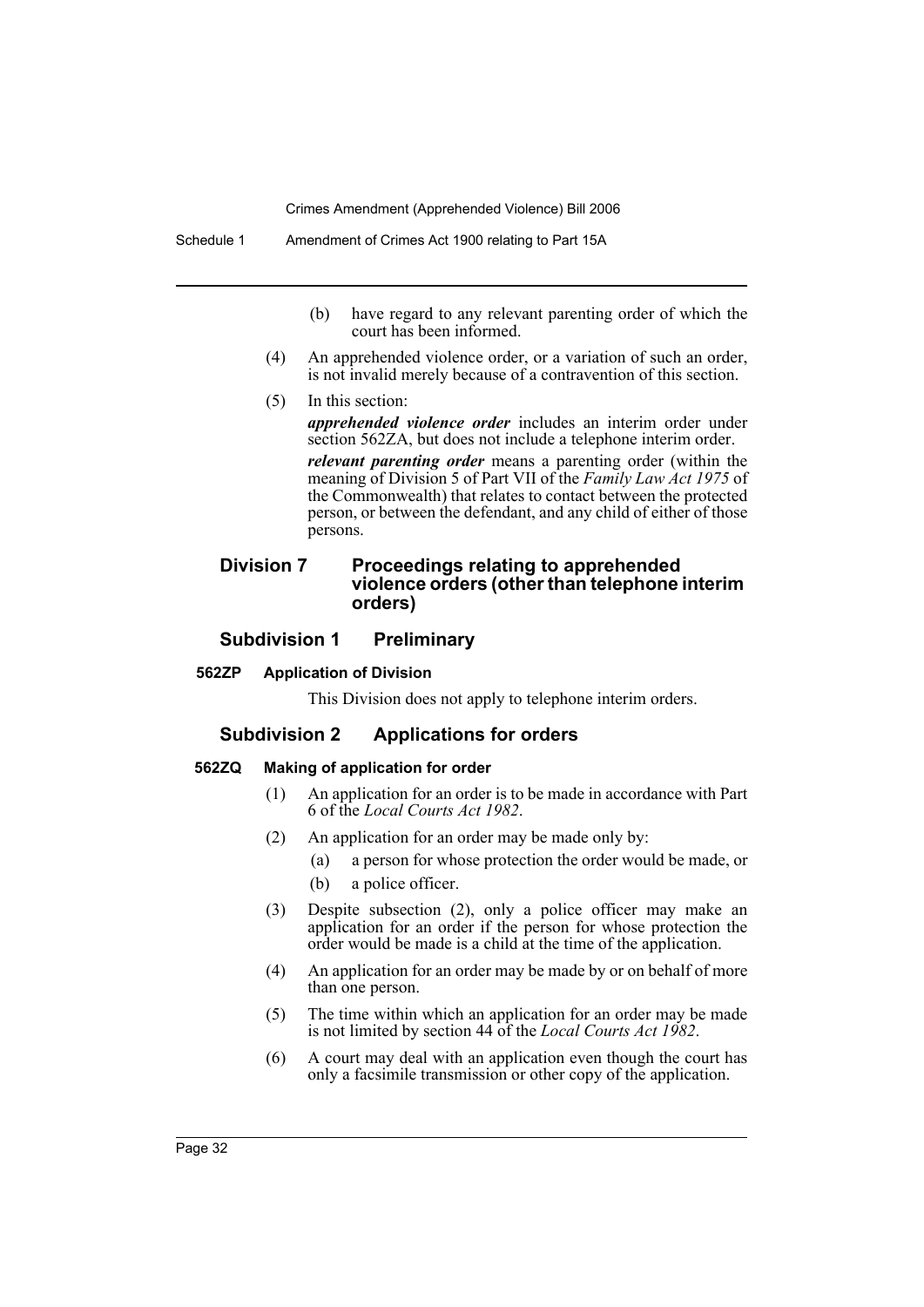(b) have regard to any relevant parenting order of which the court has been informed.

(4) An apprehended violence order, or a variation of such an order, is not invalid merely because of a contravention of this section.

(5) In this section:

***apprehended violence order*** includes an interim order under section 562ZA, but does not include a telephone interim order.

***relevant parenting order*** means a parenting order (within the meaning of Division 5 of Part VII of the *Family Law Act 1975* of the Commonwealth) that relates to contact between the protected person, or between the defendant, and any child of either of those persons.

## Division 7 Proceedings relating to apprehended violence orders (other than telephone interim orders)

### Subdivision 1 Preliminary

#### 562ZP Application of Division

This Division does not apply to telephone interim orders.

### Subdivision 2 Applications for orders

#### 562ZQ Making of application for order

(1) An application for an order is to be made in accordance with Part 6 of the *Local Courts Act 1982*.

(2) An application for an order may be made only by:

(a) a person for whose protection the order would be made, or

(b) a police officer.

(3) Despite subsection (2), only a police officer may make an application for an order if the person for whose protection the order would be made is a child at the time of the application.

(4) An application for an order may be made by or on behalf of more than one person.

(5) The time within which an application for an order may be made is not limited by section 44 of the *Local Courts Act 1982*.

(6) A court may deal with an application even though the court has only a facsimile transmission or other copy of the application.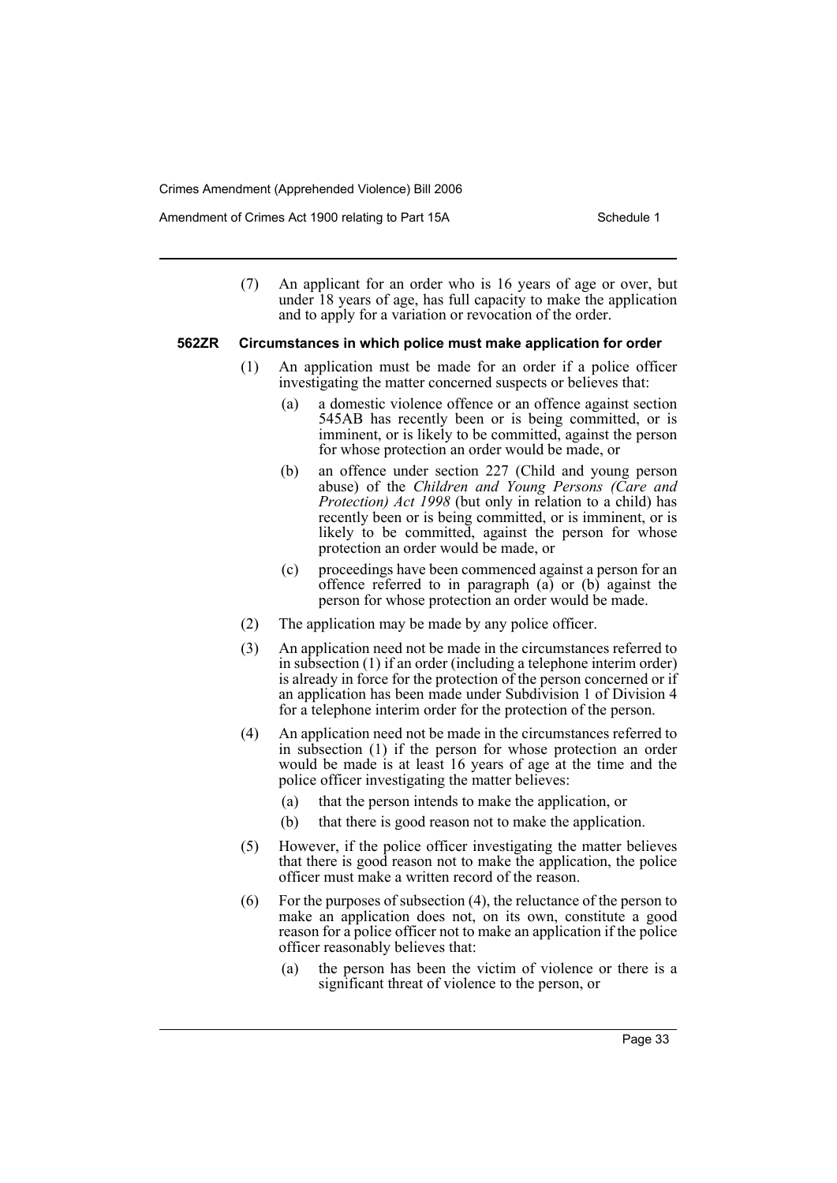(7) An applicant for an order who is 16 years of age or over, but under 18 years of age, has full capacity to make the application and to apply for a variation or revocation of the order.

**562ZR Circumstances in which police must make application for order**

(1) An application must be made for an order if a police officer investigating the matter concerned suspects or believes that:

(a) a domestic violence offence or an offence against section 545AB has recently been or is being committed, or is imminent, or is likely to be committed, against the person for whose protection an order would be made, or

(b) an offence under section 227 (Child and young person abuse) of the *Children and Young Persons (Care and Protection) Act 1998* (but only in relation to a child) has recently been or is being committed, or is imminent, or is likely to be committed, against the person for whose protection an order would be made, or

(c) proceedings have been commenced against a person for an offence referred to in paragraph (a) or (b) against the person for whose protection an order would be made.

(2) The application may be made by any police officer.

(3) An application need not be made in the circumstances referred to in subsection (1) if an order (including a telephone interim order) is already in force for the protection of the person concerned or if an application has been made under Subdivision 1 of Division 4 for a telephone interim order for the protection of the person.

(4) An application need not be made in the circumstances referred to in subsection (1) if the person for whose protection an order would be made is at least 16 years of age at the time and the police officer investigating the matter believes:

(a) that the person intends to make the application, or

(b) that there is good reason not to make the application.

(5) However, if the police officer investigating the matter believes that there is good reason not to make the application, the police officer must make a written record of the reason.

(6) For the purposes of subsection (4), the reluctance of the person to make an application does not, on its own, constitute a good reason for a police officer not to make an application if the police officer reasonably believes that:

(a) the person has been the victim of violence or there is a significant threat of violence to the person, or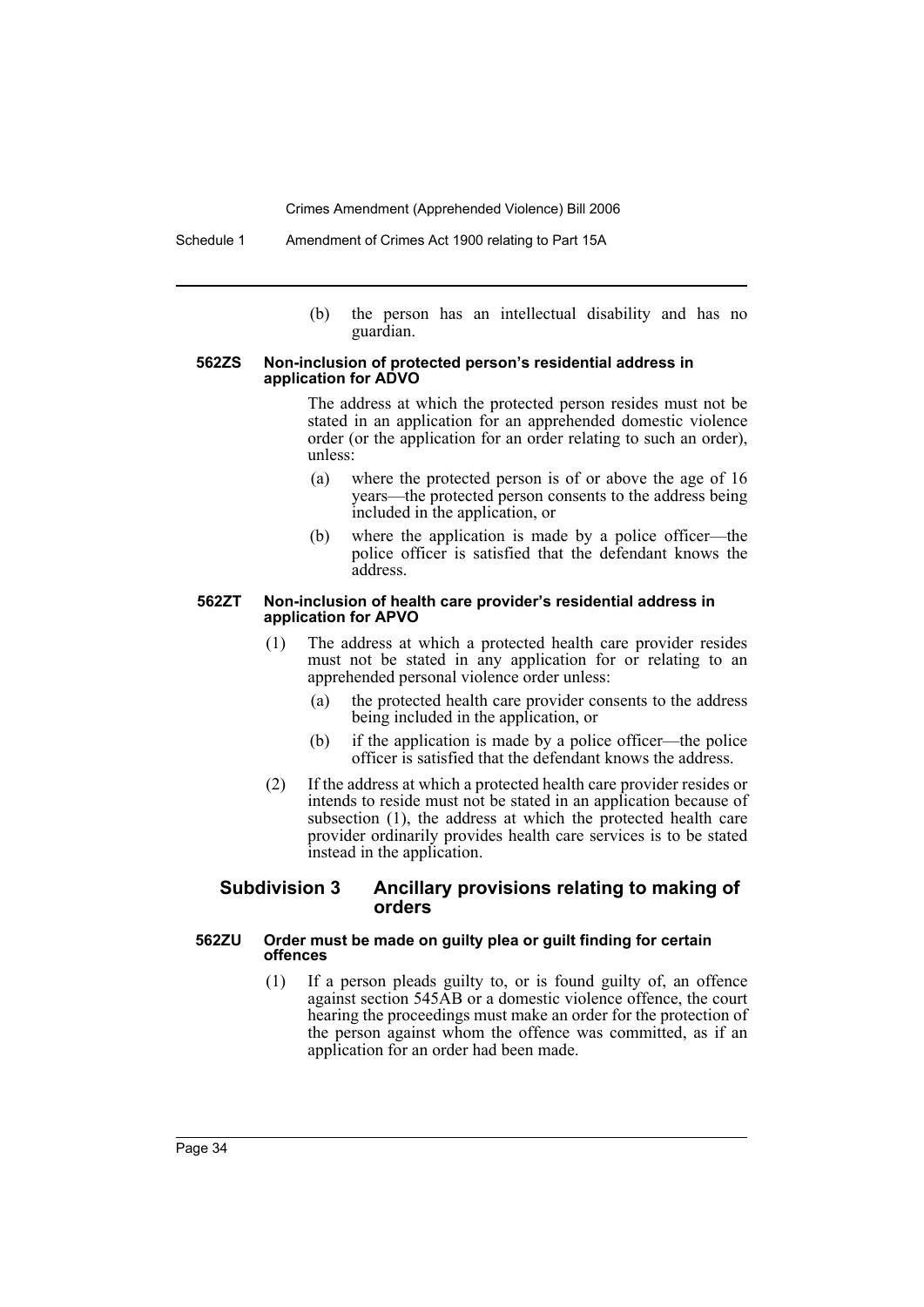(b) the person has an intellectual disability and has no guardian.

#### 562ZS Non-inclusion of protected person's residential address in application for ADVO

The address at which the protected person resides must not be stated in an application for an apprehended domestic violence order (or the application for an order relating to such an order), unless:

(a) where the protected person is of or above the age of 16 years—the protected person consents to the address being included in the application, or

(b) where the application is made by a police officer—the police officer is satisfied that the defendant knows the address.

#### 562ZT Non-inclusion of health care provider's residential address in application for APVO

(1) The address at which a protected health care provider resides must not be stated in any application for or relating to an apprehended personal violence order unless:

(a) the protected health care provider consents to the address being included in the application, or

(b) if the application is made by a police officer—the police officer is satisfied that the defendant knows the address.

(2) If the address at which a protected health care provider resides or intends to reside must not be stated in an application because of subsection (1), the address at which the protected health care provider ordinarily provides health care services is to be stated instead in the application.

### Subdivision 3 Ancillary provisions relating to making of orders

#### 562ZU Order must be made on guilty plea or guilt finding for certain offences

(1) If a person pleads guilty to, or is found guilty of, an offence against section 545AB or a domestic violence offence, the court hearing the proceedings must make an order for the protection of the person against whom the offence was committed, as if an application for an order had been made.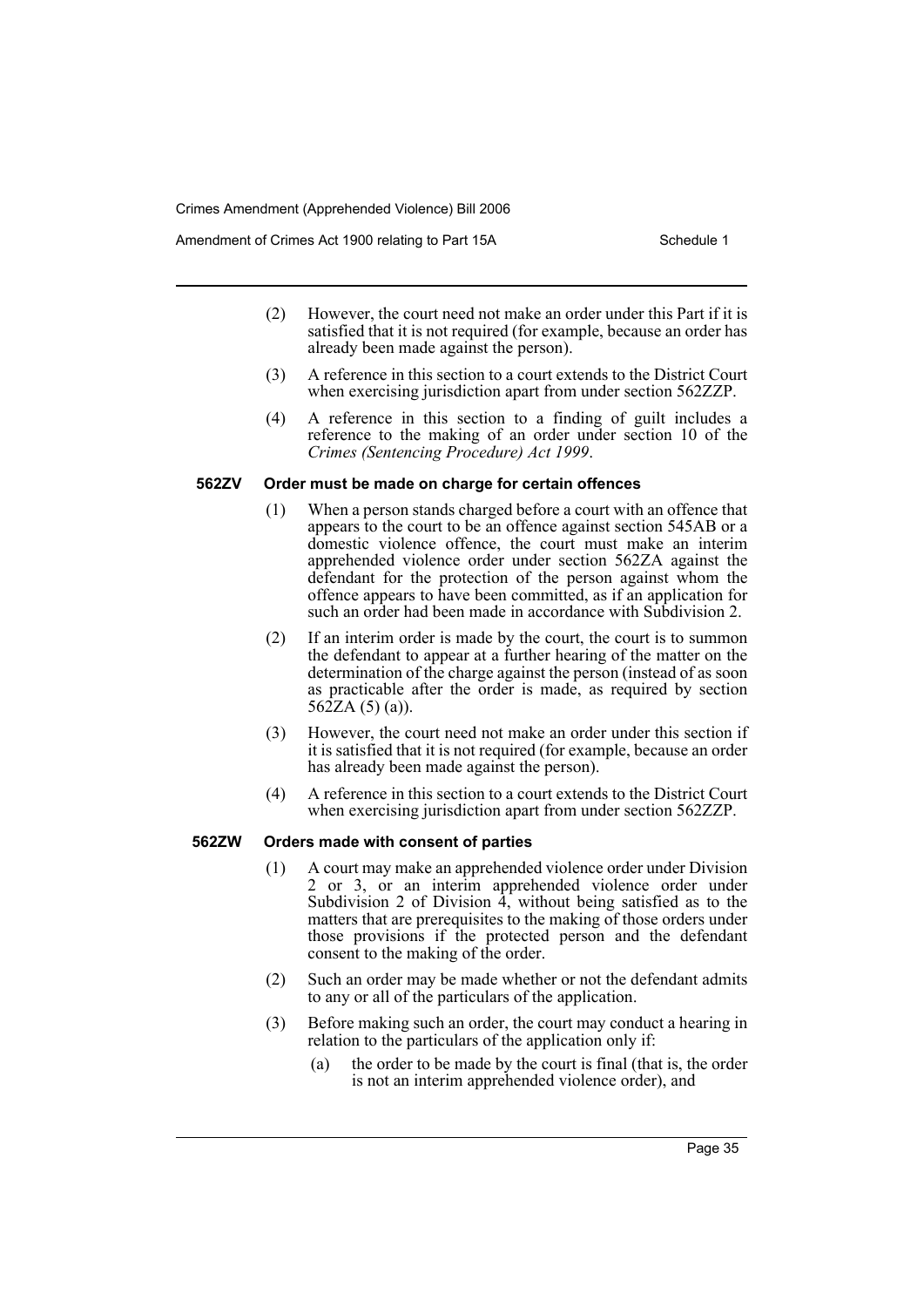(2) However, the court need not make an order under this Part if it is satisfied that it is not required (for example, because an order has already been made against the person).

(3) A reference in this section to a court extends to the District Court when exercising jurisdiction apart from under section 562ZZP.

(4) A reference in this section to a finding of guilt includes a reference to the making of an order under section 10 of the *Crimes (Sentencing Procedure) Act 1999*.

**562ZV Order must be made on charge for certain offences**

(1) When a person stands charged before a court with an offence that appears to the court to be an offence against section 545AB or a domestic violence offence, the court must make an interim apprehended violence order under section 562ZA against the defendant for the protection of the person against whom the offence appears to have been committed, as if an application for such an order had been made in accordance with Subdivision 2.

(2) If an interim order is made by the court, the court is to summon the defendant to appear at a further hearing of the matter on the determination of the charge against the person (instead of as soon as practicable after the order is made, as required by section 562ZA (5) (a)).

(3) However, the court need not make an order under this section if it is satisfied that it is not required (for example, because an order has already been made against the person).

(4) A reference in this section to a court extends to the District Court when exercising jurisdiction apart from under section 562ZZP.

**562ZW Orders made with consent of parties**

(1) A court may make an apprehended violence order under Division 2 or 3, or an interim apprehended violence order under Subdivision 2 of Division 4, without being satisfied as to the matters that are prerequisites to the making of those orders under those provisions if the protected person and the defendant consent to the making of the order.

(2) Such an order may be made whether or not the defendant admits to any or all of the particulars of the application.

(3) Before making such an order, the court may conduct a hearing in relation to the particulars of the application only if:

(a) the order to be made by the court is final (that is, the order is not an interim apprehended violence order), and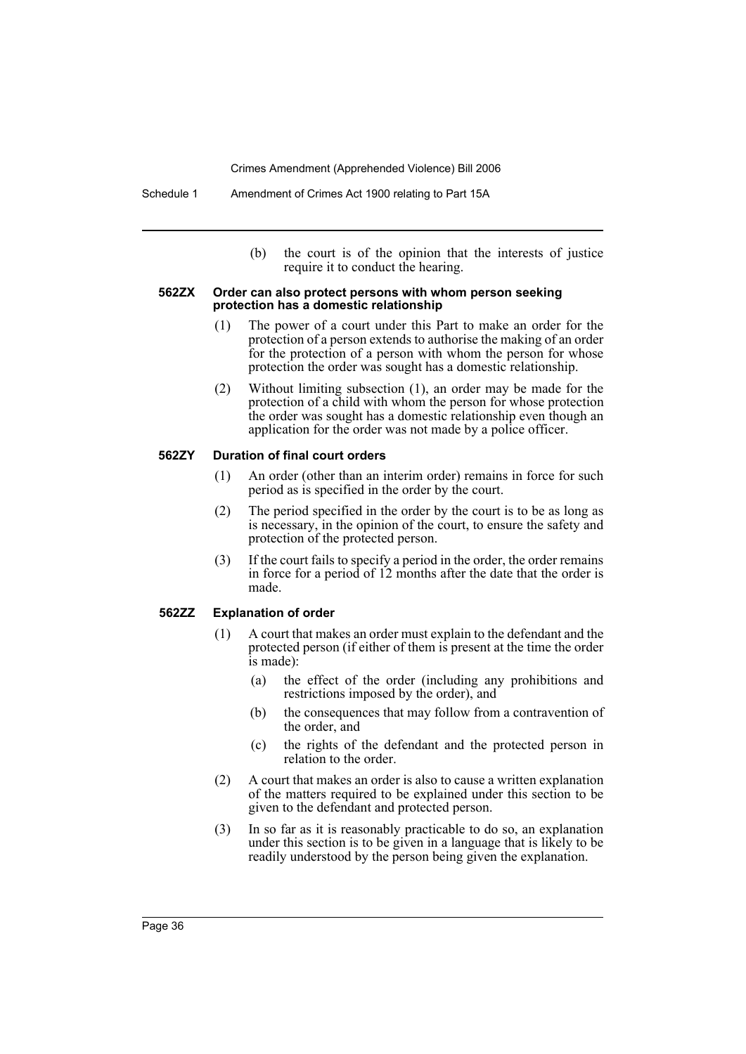(b) the court is of the opinion that the interests of justice require it to conduct the hearing.

#### 562ZX Order can also protect persons with whom person seeking protection has a domestic relationship

(1) The power of a court under this Part to make an order for the protection of a person extends to authorise the making of an order for the protection of a person with whom the person for whose protection the order was sought has a domestic relationship.

(2) Without limiting subsection (1), an order may be made for the protection of a child with whom the person for whose protection the order was sought has a domestic relationship even though an application for the order was not made by a police officer.

#### 562ZY Duration of final court orders

(1) An order (other than an interim order) remains in force for such period as is specified in the order by the court.

(2) The period specified in the order by the court is to be as long as is necessary, in the opinion of the court, to ensure the safety and protection of the protected person.

(3) If the court fails to specify a period in the order, the order remains in force for a period of 12 months after the date that the order is made.

#### 562ZZ Explanation of order

(1) A court that makes an order must explain to the defendant and the protected person (if either of them is present at the time the order is made):

(a) the effect of the order (including any prohibitions and restrictions imposed by the order), and

(b) the consequences that may follow from a contravention of the order, and

(c) the rights of the defendant and the protected person in relation to the order.

(2) A court that makes an order is also to cause a written explanation of the matters required to be explained under this section to be given to the defendant and protected person.

(3) In so far as it is reasonably practicable to do so, an explanation under this section is to be given in a language that is likely to be readily understood by the person being given the explanation.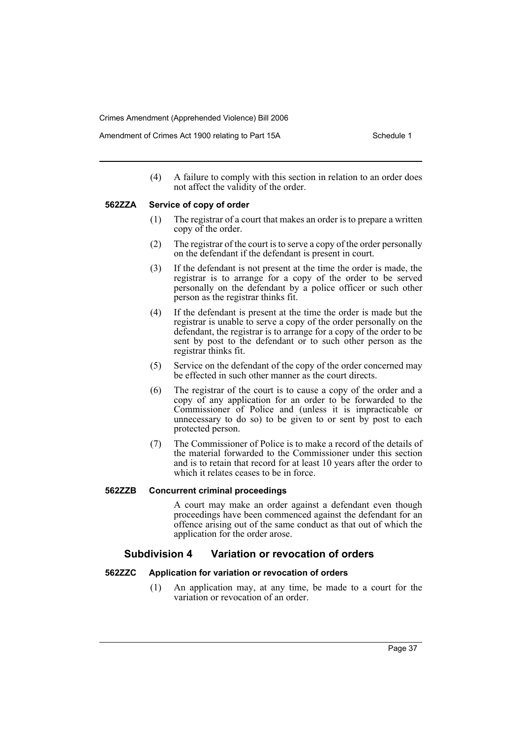(4) A failure to comply with this section in relation to an order does not affect the validity of the order.

#### 562ZZA Service of copy of order

(1) The registrar of a court that makes an order is to prepare a written copy of the order.

(2) The registrar of the court is to serve a copy of the order personally on the defendant if the defendant is present in court.

(3) If the defendant is not present at the time the order is made, the registrar is to arrange for a copy of the order to be served personally on the defendant by a police officer or such other person as the registrar thinks fit.

(4) If the defendant is present at the time the order is made but the registrar is unable to serve a copy of the order personally on the defendant, the registrar is to arrange for a copy of the order to be sent by post to the defendant or to such other person as the registrar thinks fit.

(5) Service on the defendant of the copy of the order concerned may be effected in such other manner as the court directs.

(6) The registrar of the court is to cause a copy of the order and a copy of any application for an order to be forwarded to the Commissioner of Police and (unless it is impracticable or unnecessary to do so) to be given to or sent by post to each protected person.

(7) The Commissioner of Police is to make a record of the details of the material forwarded to the Commissioner under this section and is to retain that record for at least 10 years after the order to which it relates ceases to be in force.

#### 562ZZB Concurrent criminal proceedings

A court may make an order against a defendant even though proceedings have been commenced against the defendant for an offence arising out of the same conduct as that out of which the application for the order arose.

### Subdivision 4 Variation or revocation of orders

#### 562ZZC Application for variation or revocation of orders

(1) An application may, at any time, be made to a court for the variation or revocation of an order.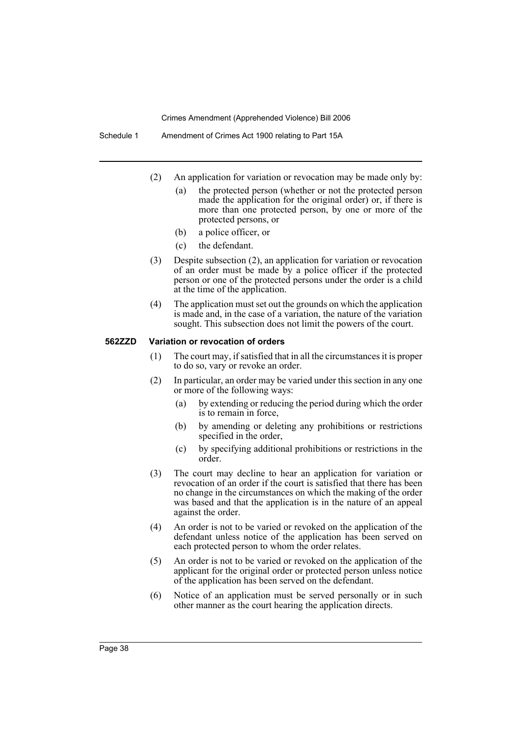(2) An application for variation or revocation may be made only by:

  (a) the protected person (whether or not the protected person made the application for the original order) or, if there is more than one protected person, by one or more of the protected persons, or

  (b) a police officer, or

  (c) the defendant.

(3) Despite subsection (2), an application for variation or revocation of an order must be made by a police officer if the protected person or one of the protected persons under the order is a child at the time of the application.

(4) The application must set out the grounds on which the application is made and, in the case of a variation, the nature of the variation sought. This subsection does not limit the powers of the court.

### 562ZZD Variation or revocation of orders

(1) The court may, if satisfied that in all the circumstances it is proper to do so, vary or revoke an order.

(2) In particular, an order may be varied under this section in any one or more of the following ways:

  (a) by extending or reducing the period during which the order is to remain in force,

  (b) by amending or deleting any prohibitions or restrictions specified in the order,

  (c) by specifying additional prohibitions or restrictions in the order.

(3) The court may decline to hear an application for variation or revocation of an order if the court is satisfied that there has been no change in the circumstances on which the making of the order was based and that the application is in the nature of an appeal against the order.

(4) An order is not to be varied or revoked on the application of the defendant unless notice of the application has been served on each protected person to whom the order relates.

(5) An order is not to be varied or revoked on the application of the applicant for the original order or protected person unless notice of the application has been served on the defendant.

(6) Notice of an application must be served personally or in such other manner as the court hearing the application directs.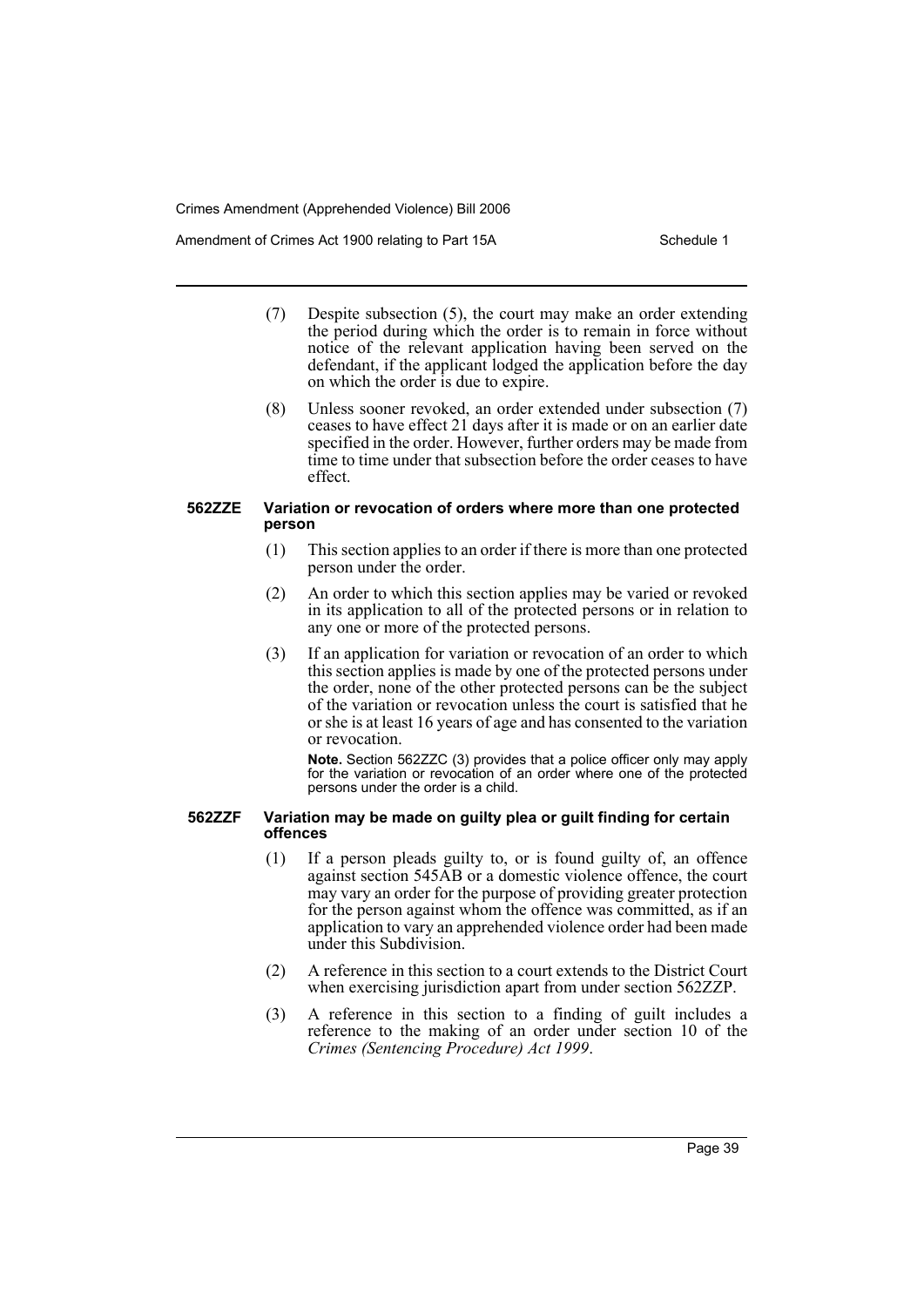(7) Despite subsection (5), the court may make an order extending the period during which the order is to remain in force without notice of the relevant application having been served on the defendant, if the applicant lodged the application before the day on which the order is due to expire.

(8) Unless sooner revoked, an order extended under subsection (7) ceases to have effect 21 days after it is made or on an earlier date specified in the order. However, further orders may be made from time to time under that subsection before the order ceases to have effect.

#### 562ZZE Variation or revocation of orders where more than one protected person

(1) This section applies to an order if there is more than one protected person under the order.

(2) An order to which this section applies may be varied or revoked in its application to all of the protected persons or in relation to any one or more of the protected persons.

(3) If an application for variation or revocation of an order to which this section applies is made by one of the protected persons under the order, none of the other protected persons can be the subject of the variation or revocation unless the court is satisfied that he or she is at least 16 years of age and has consented to the variation or revocation.

**Note.** Section 562ZZC (3) provides that a police officer only may apply for the variation or revocation of an order where one of the protected persons under the order is a child.

#### 562ZZF Variation may be made on guilty plea or guilt finding for certain offences

(1) If a person pleads guilty to, or is found guilty of, an offence against section 545AB or a domestic violence offence, the court may vary an order for the purpose of providing greater protection for the person against whom the offence was committed, as if an application to vary an apprehended violence order had been made under this Subdivision.

(2) A reference in this section to a court extends to the District Court when exercising jurisdiction apart from under section 562ZZP.

(3) A reference in this section to a finding of guilt includes a reference to the making of an order under section 10 of the *Crimes (Sentencing Procedure) Act 1999*.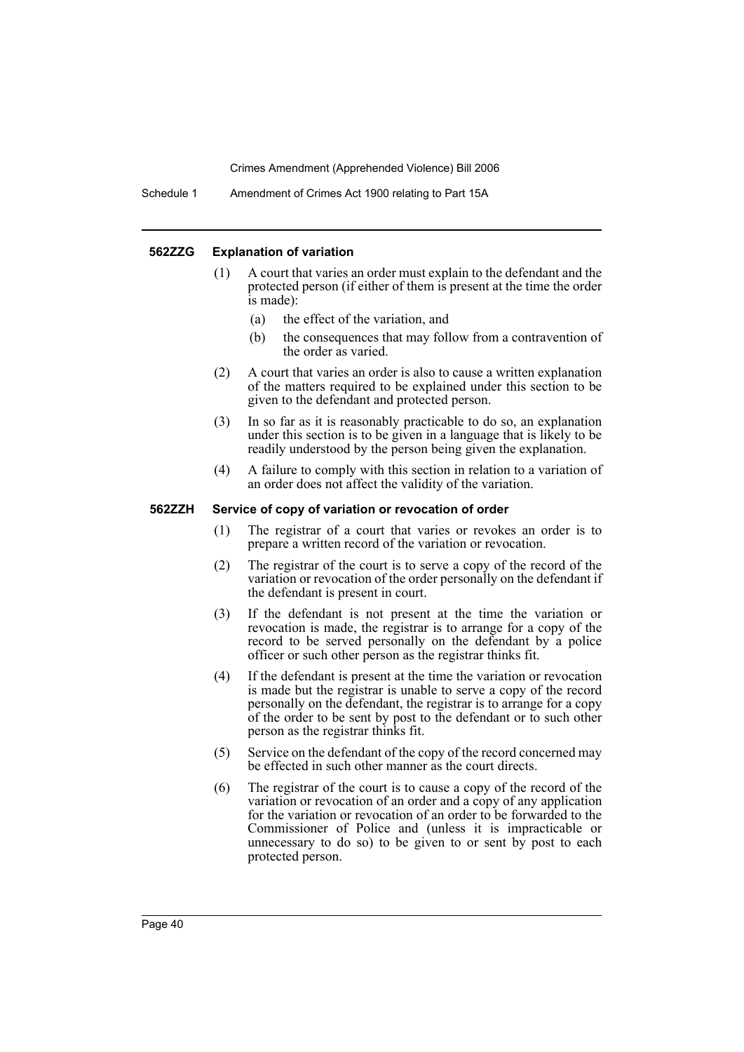#### 562ZZG Explanation of variation

(1) A court that varies an order must explain to the defendant and the protected person (if either of them is present at the time the order is made):

- (a) the effect of the variation, and
- (b) the consequences that may follow from a contravention of the order as varied.

(2) A court that varies an order is also to cause a written explanation of the matters required to be explained under this section to be given to the defendant and protected person.

(3) In so far as it is reasonably practicable to do so, an explanation under this section is to be given in a language that is likely to be readily understood by the person being given the explanation.

(4) A failure to comply with this section in relation to a variation of an order does not affect the validity of the variation.

#### 562ZZH Service of copy of variation or revocation of order

(1) The registrar of a court that varies or revokes an order is to prepare a written record of the variation or revocation.

(2) The registrar of the court is to serve a copy of the record of the variation or revocation of the order personally on the defendant if the defendant is present in court.

(3) If the defendant is not present at the time the variation or revocation is made, the registrar is to arrange for a copy of the record to be served personally on the defendant by a police officer or such other person as the registrar thinks fit.

(4) If the defendant is present at the time the variation or revocation is made but the registrar is unable to serve a copy of the record personally on the defendant, the registrar is to arrange for a copy of the order to be sent by post to the defendant or to such other person as the registrar thinks fit.

(5) Service on the defendant of the copy of the record concerned may be effected in such other manner as the court directs.

(6) The registrar of the court is to cause a copy of the record of the variation or revocation of an order and a copy of any application for the variation or revocation of an order to be forwarded to the Commissioner of Police and (unless it is impracticable or unnecessary to do so) to be given to or sent by post to each protected person.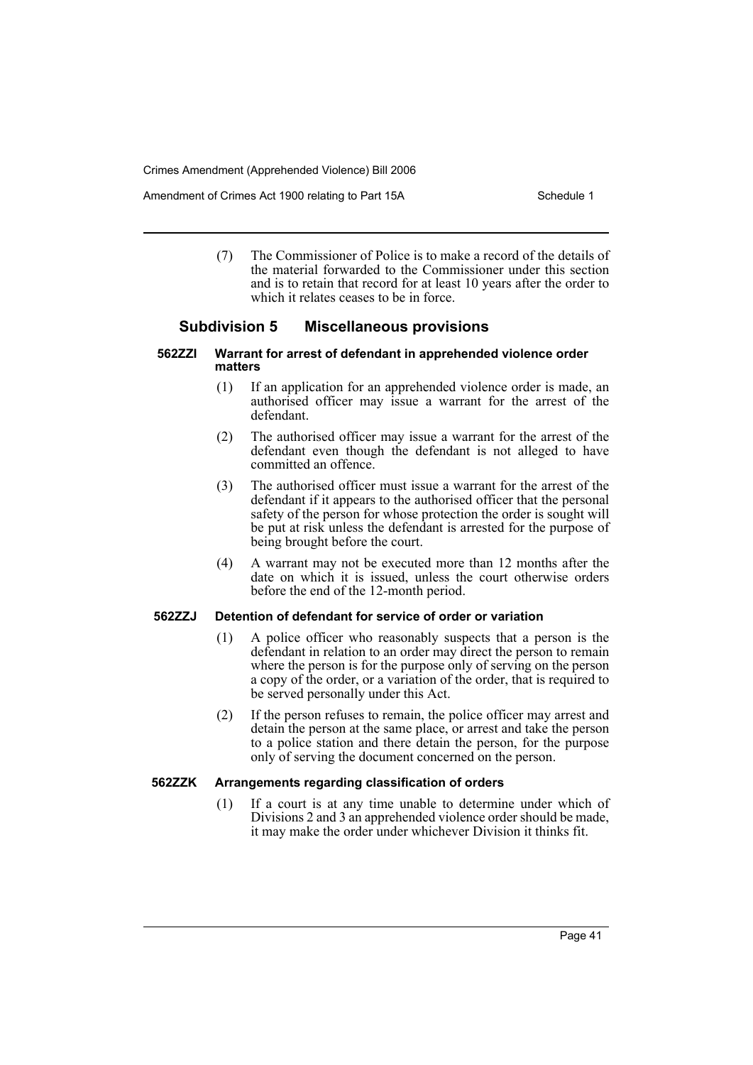(7) The Commissioner of Police is to make a record of the details of the material forwarded to the Commissioner under this section and is to retain that record for at least 10 years after the order to which it relates ceases to be in force.

## Subdivision 5 Miscellaneous provisions

### 562ZZI Warrant for arrest of defendant in apprehended violence order matters

(1) If an application for an apprehended violence order is made, an authorised officer may issue a warrant for the arrest of the defendant.

(2) The authorised officer may issue a warrant for the arrest of the defendant even though the defendant is not alleged to have committed an offence.

(3) The authorised officer must issue a warrant for the arrest of the defendant if it appears to the authorised officer that the personal safety of the person for whose protection the order is sought will be put at risk unless the defendant is arrested for the purpose of being brought before the court.

(4) A warrant may not be executed more than 12 months after the date on which it is issued, unless the court otherwise orders before the end of the 12-month period.

### 562ZZJ Detention of defendant for service of order or variation

(1) A police officer who reasonably suspects that a person is the defendant in relation to an order may direct the person to remain where the person is for the purpose only of serving on the person a copy of the order, or a variation of the order, that is required to be served personally under this Act.

(2) If the person refuses to remain, the police officer may arrest and detain the person at the same place, or arrest and take the person to a police station and there detain the person, for the purpose only of serving the document concerned on the person.

### 562ZZK Arrangements regarding classification of orders

(1) If a court is at any time unable to determine under which of Divisions 2 and 3 an apprehended violence order should be made, it may make the order under whichever Division it thinks fit.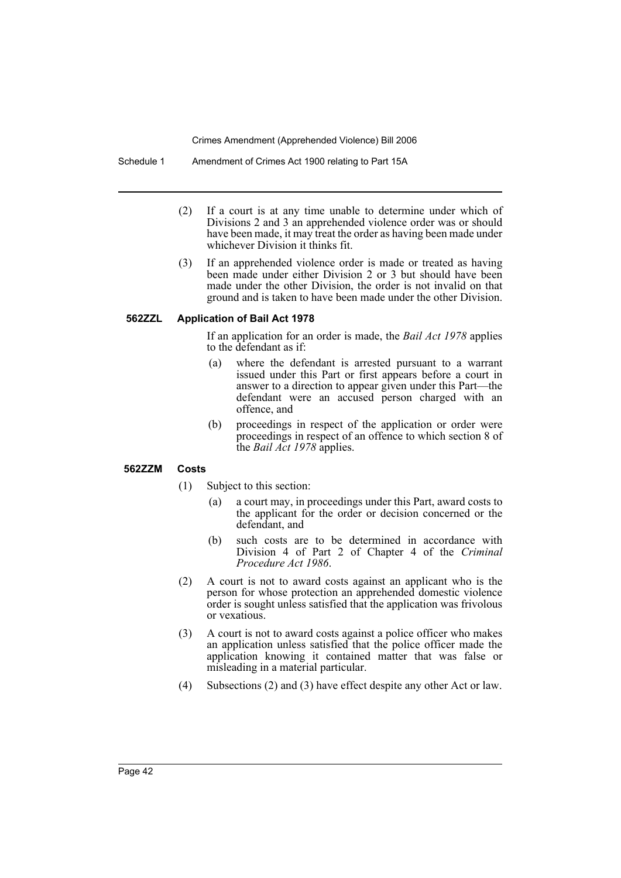(2) If a court is at any time unable to determine under which of Divisions 2 and 3 an apprehended violence order was or should have been made, it may treat the order as having been made under whichever Division it thinks fit.

(3) If an apprehended violence order is made or treated as having been made under either Division 2 or 3 but should have been made under the other Division, the order is not invalid on that ground and is taken to have been made under the other Division.

**562ZZL Application of Bail Act 1978**

If an application for an order is made, the *Bail Act 1978* applies to the defendant as if:

(a) where the defendant is arrested pursuant to a warrant issued under this Part or first appears before a court in answer to a direction to appear given under this Part—the defendant were an accused person charged with an offence, and

(b) proceedings in respect of the application or order were proceedings in respect of an offence to which section 8 of the *Bail Act 1978* applies.

**562ZZM Costs**

(1) Subject to this section:

(a) a court may, in proceedings under this Part, award costs to the applicant for the order or decision concerned or the defendant, and

(b) such costs are to be determined in accordance with Division 4 of Part 2 of Chapter 4 of the *Criminal Procedure Act 1986*.

(2) A court is not to award costs against an applicant who is the person for whose protection an apprehended domestic violence order is sought unless satisfied that the application was frivolous or vexatious.

(3) A court is not to award costs against a police officer who makes an application unless satisfied that the police officer made the application knowing it contained matter that was false or misleading in a material particular.

(4) Subsections (2) and (3) have effect despite any other Act or law.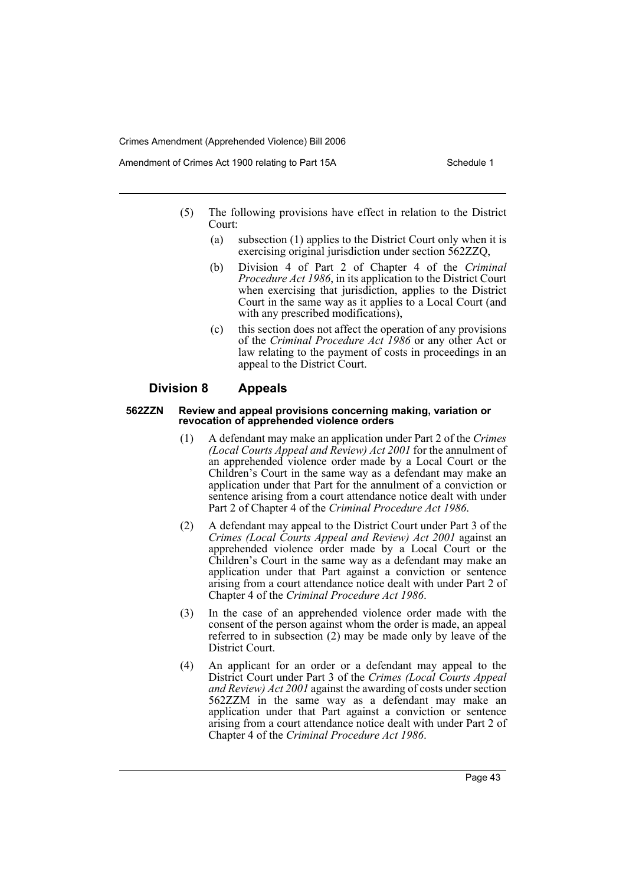(5) The following provisions have effect in relation to the District Court:

(a) subsection (1) applies to the District Court only when it is exercising original jurisdiction under section 562ZZQ,

(b) Division 4 of Part 2 of Chapter 4 of the *Criminal Procedure Act 1986*, in its application to the District Court when exercising that jurisdiction, applies to the District Court in the same way as it applies to a Local Court (and with any prescribed modifications),

(c) this section does not affect the operation of any provisions of the *Criminal Procedure Act 1986* or any other Act or law relating to the payment of costs in proceedings in an appeal to the District Court.

## Division 8 Appeals

#### 562ZZN Review and appeal provisions concerning making, variation or revocation of apprehended violence orders

(1) A defendant may make an application under Part 2 of the *Crimes (Local Courts Appeal and Review) Act 2001* for the annulment of an apprehended violence order made by a Local Court or the Children's Court in the same way as a defendant may make an application under that Part for the annulment of a conviction or sentence arising from a court attendance notice dealt with under Part 2 of Chapter 4 of the *Criminal Procedure Act 1986*.

(2) A defendant may appeal to the District Court under Part 3 of the *Crimes (Local Courts Appeal and Review) Act 2001* against an apprehended violence order made by a Local Court or the Children's Court in the same way as a defendant may make an application under that Part against a conviction or sentence arising from a court attendance notice dealt with under Part 2 of Chapter 4 of the *Criminal Procedure Act 1986*.

(3) In the case of an apprehended violence order made with the consent of the person against whom the order is made, an appeal referred to in subsection (2) may be made only by leave of the District Court.

(4) An applicant for an order or a defendant may appeal to the District Court under Part 3 of the *Crimes (Local Courts Appeal and Review) Act 2001* against the awarding of costs under section 562ZZM in the same way as a defendant may make an application under that Part against a conviction or sentence arising from a court attendance notice dealt with under Part 2 of Chapter 4 of the *Criminal Procedure Act 1986*.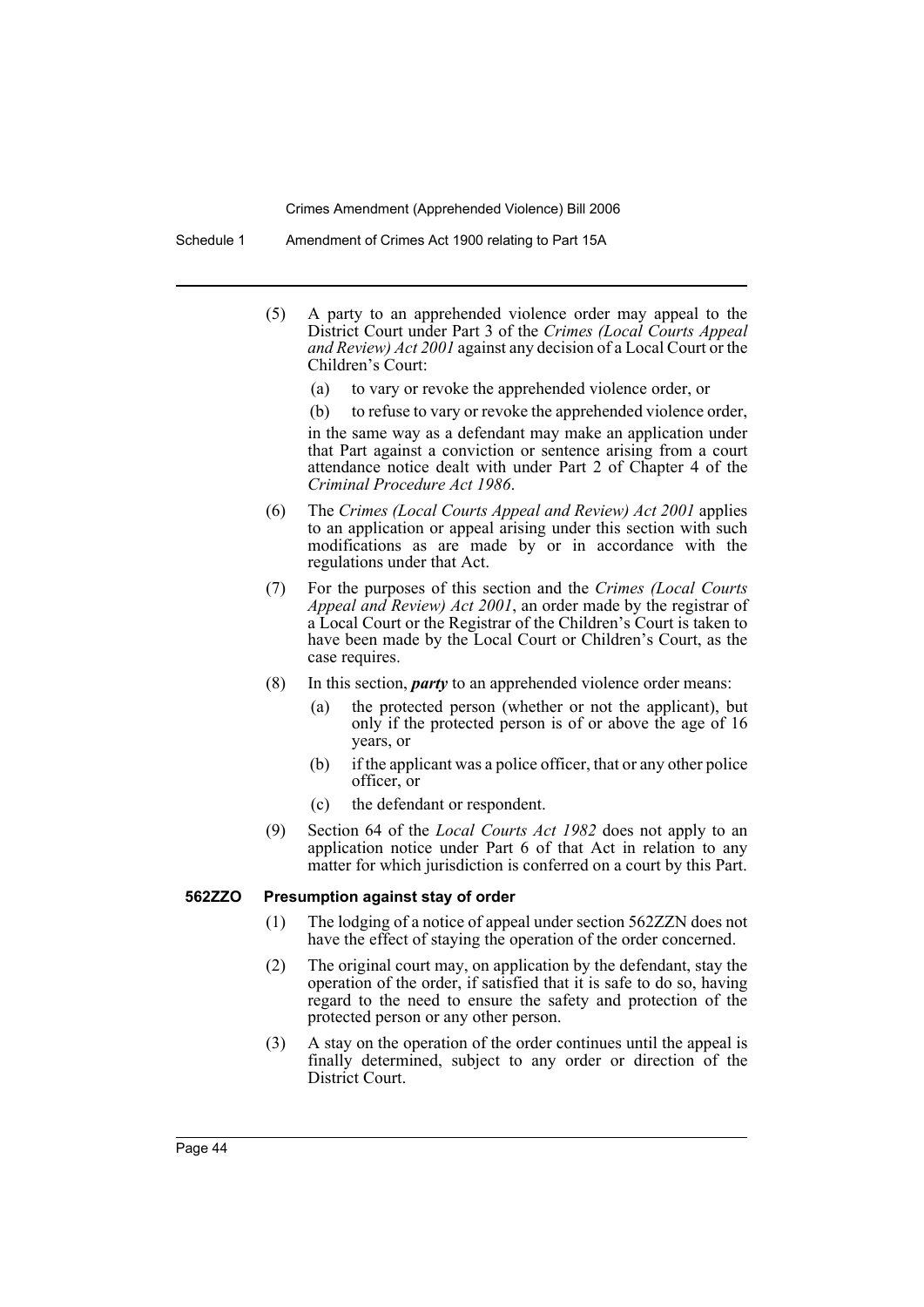(5) A party to an apprehended violence order may appeal to the District Court under Part 3 of the *Crimes (Local Courts Appeal and Review) Act 2001* against any decision of a Local Court or the Children's Court:

(a) to vary or revoke the apprehended violence order, or

(b) to refuse to vary or revoke the apprehended violence order,

in the same way as a defendant may make an application under that Part against a conviction or sentence arising from a court attendance notice dealt with under Part 2 of Chapter 4 of the *Criminal Procedure Act 1986*.

(6) The *Crimes (Local Courts Appeal and Review) Act 2001* applies to an application or appeal arising under this section with such modifications as are made by or in accordance with the regulations under that Act.

(7) For the purposes of this section and the *Crimes (Local Courts Appeal and Review) Act 2001*, an order made by the registrar of a Local Court or the Registrar of the Children's Court is taken to have been made by the Local Court or Children's Court, as the case requires.

(8) In this section, ***party*** to an apprehended violence order means:

(a) the protected person (whether or not the applicant), but only if the protected person is of or above the age of 16 years, or

(b) if the applicant was a police officer, that or any other police officer, or

(c) the defendant or respondent.

(9) Section 64 of the *Local Courts Act 1982* does not apply to an application notice under Part 6 of that Act in relation to any matter for which jurisdiction is conferred on a court by this Part.

### 562ZZO Presumption against stay of order

(1) The lodging of a notice of appeal under section 562ZZN does not have the effect of staying the operation of the order concerned.

(2) The original court may, on application by the defendant, stay the operation of the order, if satisfied that it is safe to do so, having regard to the need to ensure the safety and protection of the protected person or any other person.

(3) A stay on the operation of the order continues until the appeal is finally determined, subject to any order or direction of the District Court.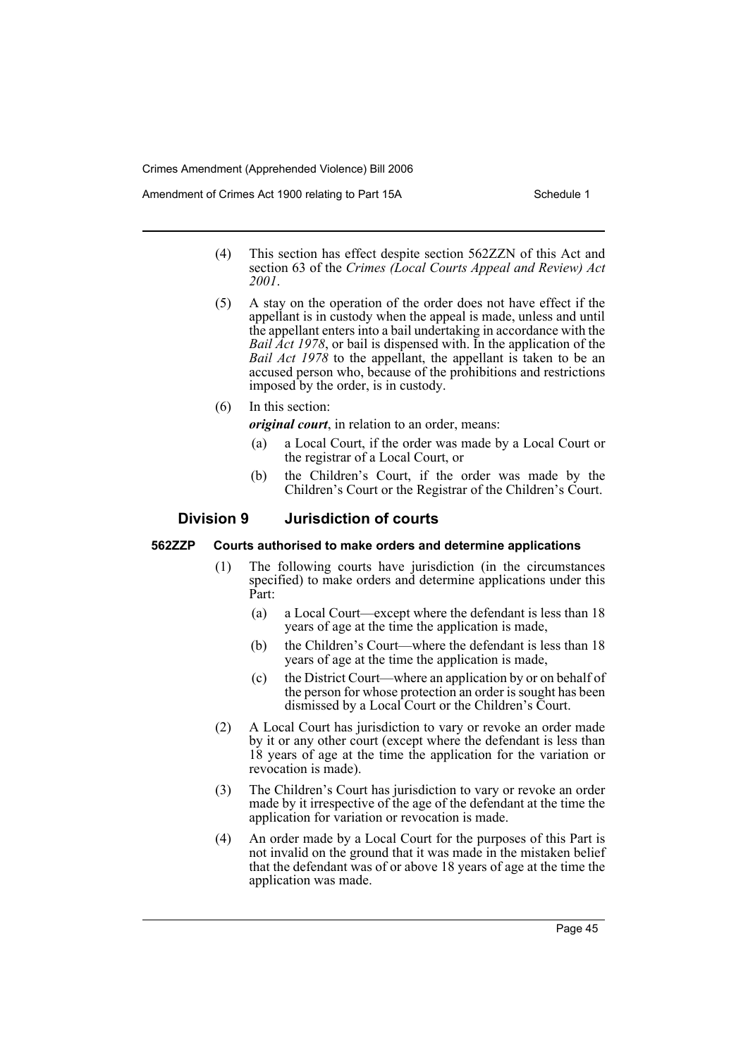(4) This section has effect despite section 562ZZN of this Act and section 63 of the *Crimes (Local Courts Appeal and Review) Act 2001*.

(5) A stay on the operation of the order does not have effect if the appellant is in custody when the appeal is made, unless and until the appellant enters into a bail undertaking in accordance with the *Bail Act 1978*, or bail is dispensed with. In the application of the *Bail Act 1978* to the appellant, the appellant is taken to be an accused person who, because of the prohibitions and restrictions imposed by the order, is in custody.

(6) In this section:

***original court***, in relation to an order, means:

- (a) a Local Court, if the order was made by a Local Court or the registrar of a Local Court, or
- (b) the Children's Court, if the order was made by the Children's Court or the Registrar of the Children's Court.

## Division 9 Jurisdiction of courts

#### 562ZZP Courts authorised to make orders and determine applications

(1) The following courts have jurisdiction (in the circumstances specified) to make orders and determine applications under this Part:

- (a) a Local Court—except where the defendant is less than 18 years of age at the time the application is made,
- (b) the Children's Court—where the defendant is less than 18 years of age at the time the application is made,
- (c) the District Court—where an application by or on behalf of the person for whose protection an order is sought has been dismissed by a Local Court or the Children's Court.

(2) A Local Court has jurisdiction to vary or revoke an order made by it or any other court (except where the defendant is less than 18 years of age at the time the application for the variation or revocation is made).

(3) The Children's Court has jurisdiction to vary or revoke an order made by it irrespective of the age of the defendant at the time the application for variation or revocation is made.

(4) An order made by a Local Court for the purposes of this Part is not invalid on the ground that it was made in the mistaken belief that the defendant was of or above 18 years of age at the time the application was made.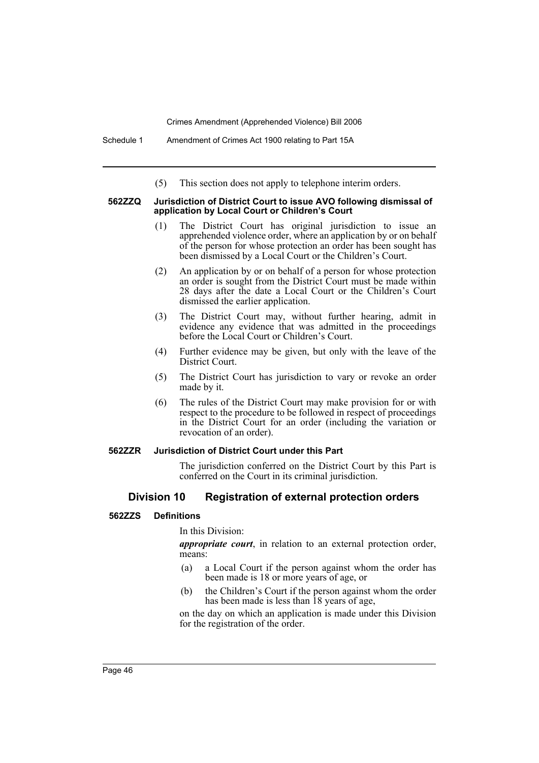(5) This section does not apply to telephone interim orders.

#### 562ZZQ Jurisdiction of District Court to issue AVO following dismissal of application by Local Court or Children's Court

(1) The District Court has original jurisdiction to issue an apprehended violence order, where an application by or on behalf of the person for whose protection an order has been sought has been dismissed by a Local Court or the Children's Court.

(2) An application by or on behalf of a person for whose protection an order is sought from the District Court must be made within 28 days after the date a Local Court or the Children's Court dismissed the earlier application.

(3) The District Court may, without further hearing, admit in evidence any evidence that was admitted in the proceedings before the Local Court or Children's Court.

(4) Further evidence may be given, but only with the leave of the District Court.

(5) The District Court has jurisdiction to vary or revoke an order made by it.

(6) The rules of the District Court may make provision for or with respect to the procedure to be followed in respect of proceedings in the District Court for an order (including the variation or revocation of an order).

#### 562ZZR Jurisdiction of District Court under this Part

The jurisdiction conferred on the District Court by this Part is conferred on the Court in its criminal jurisdiction.

### Division 10 Registration of external protection orders

#### 562ZZS Definitions

In this Division:

***appropriate court***, in relation to an external protection order, means:

(a) a Local Court if the person against whom the order has been made is 18 or more years of age, or

(b) the Children's Court if the person against whom the order has been made is less than 18 years of age,

on the day on which an application is made under this Division for the registration of the order.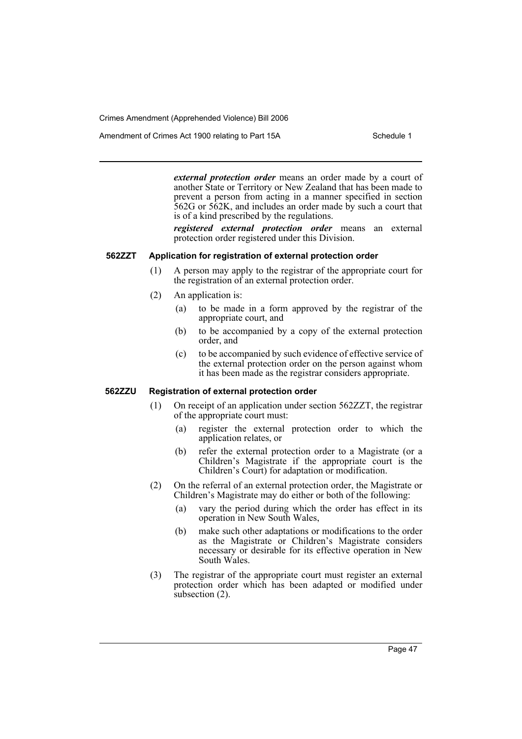***external protection order*** means an order made by a court of another State or Territory or New Zealand that has been made to prevent a person from acting in a manner specified in section 562G or 562K, and includes an order made by such a court that is of a kind prescribed by the regulations.

***registered external protection order*** means an external protection order registered under this Division.

**562ZZT Application for registration of external protection order**

(1) A person may apply to the registrar of the appropriate court for the registration of an external protection order.

(2) An application is:

(a) to be made in a form approved by the registrar of the appropriate court, and

(b) to be accompanied by a copy of the external protection order, and

(c) to be accompanied by such evidence of effective service of the external protection order on the person against whom it has been made as the registrar considers appropriate.

**562ZZU Registration of external protection order**

(1) On receipt of an application under section 562ZZT, the registrar of the appropriate court must:

(a) register the external protection order to which the application relates, or

(b) refer the external protection order to a Magistrate (or a Children's Magistrate if the appropriate court is the Children's Court) for adaptation or modification.

(2) On the referral of an external protection order, the Magistrate or Children's Magistrate may do either or both of the following:

(a) vary the period during which the order has effect in its operation in New South Wales,

(b) make such other adaptations or modifications to the order as the Magistrate or Children's Magistrate considers necessary or desirable for its effective operation in New South Wales.

(3) The registrar of the appropriate court must register an external protection order which has been adapted or modified under subsection (2).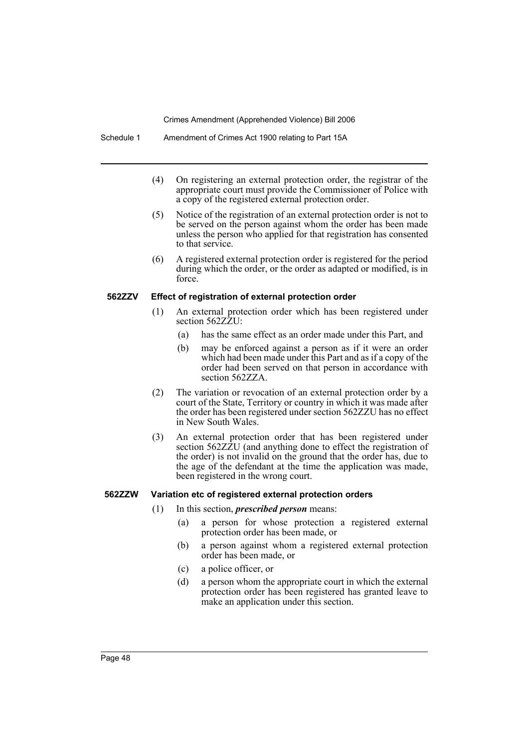(4) On registering an external protection order, the registrar of the appropriate court must provide the Commissioner of Police with a copy of the registered external protection order.

(5) Notice of the registration of an external protection order is not to be served on the person against whom the order has been made unless the person who applied for that registration has consented to that service.

(6) A registered external protection order is registered for the period during which the order, or the order as adapted or modified, is in force.

**562ZZV Effect of registration of external protection order**

(1) An external protection order which has been registered under section 562ZZU:

(a) has the same effect as an order made under this Part, and

(b) may be enforced against a person as if it were an order which had been made under this Part and as if a copy of the order had been served on that person in accordance with section 562ZZA.

(2) The variation or revocation of an external protection order by a court of the State, Territory or country in which it was made after the order has been registered under section 562ZZU has no effect in New South Wales.

(3) An external protection order that has been registered under section 562ZZU (and anything done to effect the registration of the order) is not invalid on the ground that the order has, due to the age of the defendant at the time the application was made, been registered in the wrong court.

**562ZZW Variation etc of registered external protection orders**

(1) In this section, ***prescribed person*** means:

(a) a person for whose protection a registered external protection order has been made, or

(b) a person against whom a registered external protection order has been made, or

(c) a police officer, or

(d) a person whom the appropriate court in which the external protection order has been registered has granted leave to make an application under this section.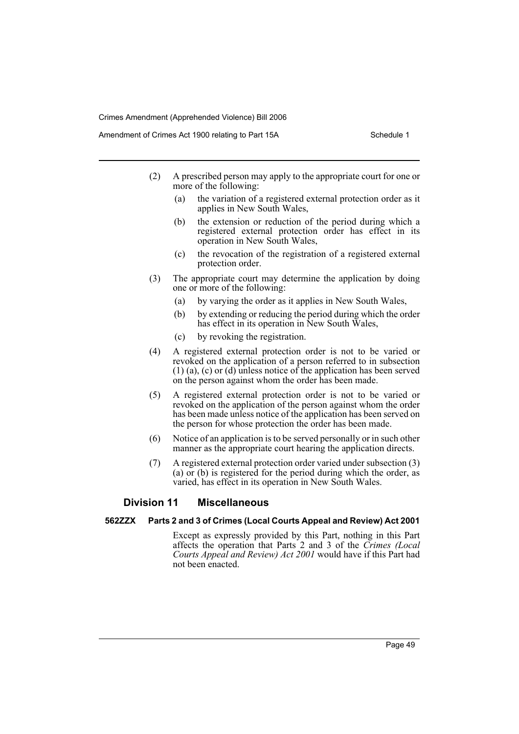(2) A prescribed person may apply to the appropriate court for one or more of the following:

- (a) the variation of a registered external protection order as it applies in New South Wales,
- (b) the extension or reduction of the period during which a registered external protection order has effect in its operation in New South Wales,
- (c) the revocation of the registration of a registered external protection order.

(3) The appropriate court may determine the application by doing one or more of the following:

- (a) by varying the order as it applies in New South Wales,
- (b) by extending or reducing the period during which the order has effect in its operation in New South Wales,
- (c) by revoking the registration.

(4) A registered external protection order is not to be varied or revoked on the application of a person referred to in subsection (1) (a), (c) or (d) unless notice of the application has been served on the person against whom the order has been made.

(5) A registered external protection order is not to be varied or revoked on the application of the person against whom the order has been made unless notice of the application has been served on the person for whose protection the order has been made.

(6) Notice of an application is to be served personally or in such other manner as the appropriate court hearing the application directs.

(7) A registered external protection order varied under subsection (3) (a) or (b) is registered for the period during which the order, as varied, has effect in its operation in New South Wales.

## Division 11 Miscellaneous

### 562ZZX Parts 2 and 3 of Crimes (Local Courts Appeal and Review) Act 2001

Except as expressly provided by this Part, nothing in this Part affects the operation that Parts 2 and 3 of the *Crimes (Local Courts Appeal and Review) Act 2001* would have if this Part had not been enacted.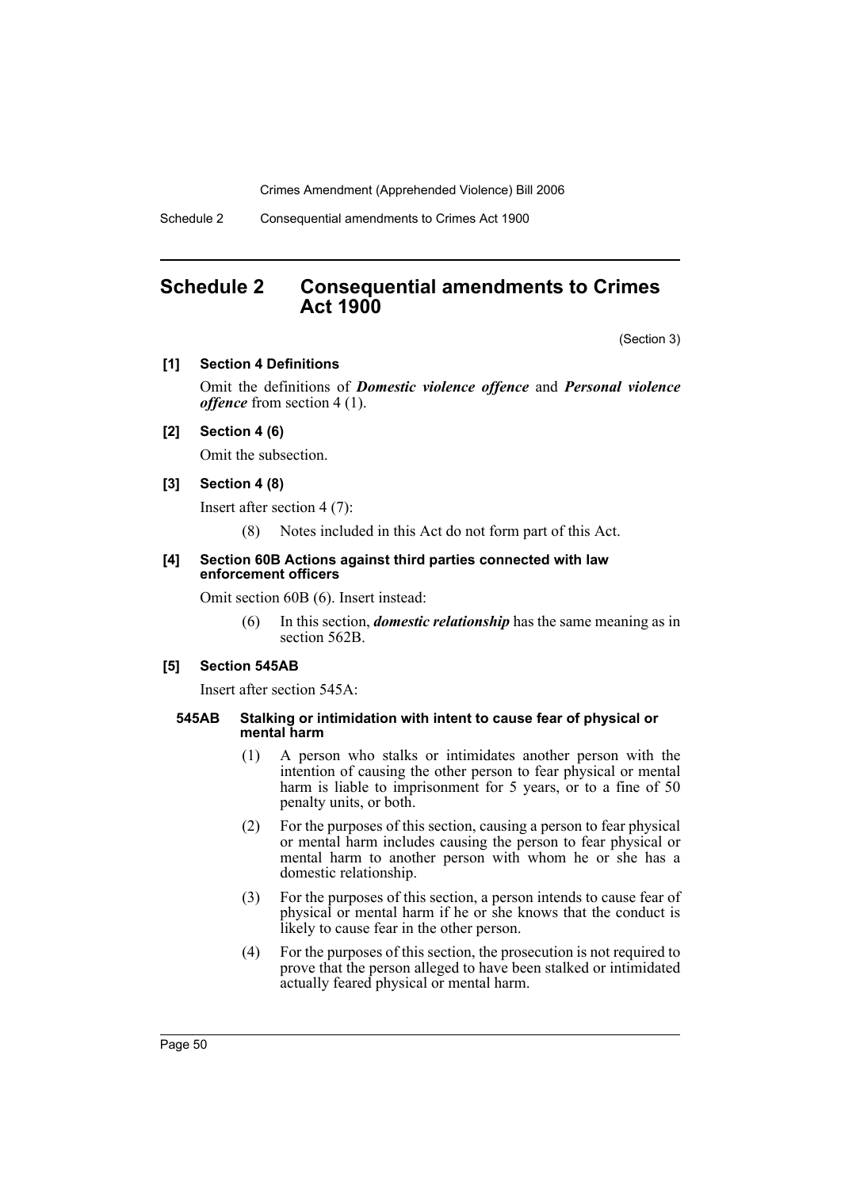## Schedule 2 Consequential amendments to Crimes Act 1900

(Section 3)

**[1] Section 4 Definitions**

Omit the definitions of ***Domestic violence offence*** and ***Personal violence offence*** from section 4 (1).

**[2] Section 4 (6)**

Omit the subsection.

**[3] Section 4 (8)**

Insert after section 4 (7):

(8) Notes included in this Act do not form part of this Act.

**[4] Section 60B Actions against third parties connected with law enforcement officers**

Omit section 60B (6). Insert instead:

(6) In this section, ***domestic relationship*** has the same meaning as in section 562B.

**[5] Section 545AB**

Insert after section 545A:

**545AB Stalking or intimidation with intent to cause fear of physical or mental harm**

(1) A person who stalks or intimidates another person with the intention of causing the other person to fear physical or mental harm is liable to imprisonment for 5 years, or to a fine of 50 penalty units, or both.

(2) For the purposes of this section, causing a person to fear physical or mental harm includes causing the person to fear physical or mental harm to another person with whom he or she has a domestic relationship.

(3) For the purposes of this section, a person intends to cause fear of physical or mental harm if he or she knows that the conduct is likely to cause fear in the other person.

(4) For the purposes of this section, the prosecution is not required to prove that the person alleged to have been stalked or intimidated actually feared physical or mental harm.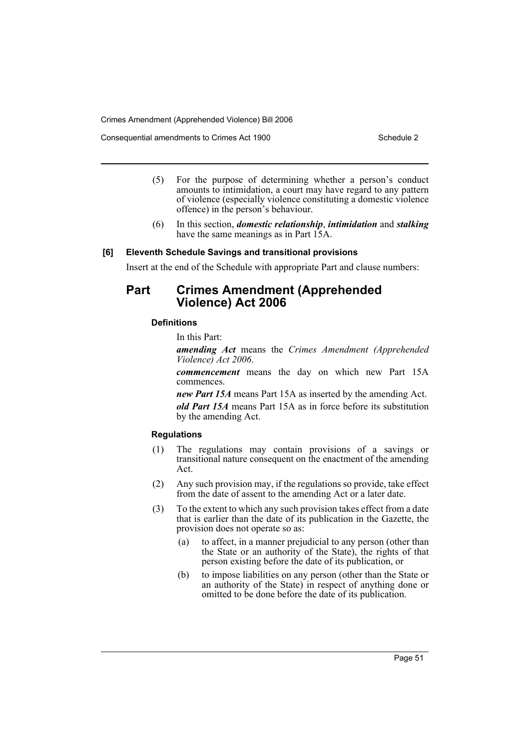(5) For the purpose of determining whether a person's conduct amounts to intimidation, a court may have regard to any pattern of violence (especially violence constituting a domestic violence offence) in the person's behaviour.

(6) In this section, ***domestic relationship***, ***intimidation*** and ***stalking*** have the same meanings as in Part 15A.

**[6] Eleventh Schedule Savings and transitional provisions**

Insert at the end of the Schedule with appropriate Part and clause numbers:

## Part Crimes Amendment (Apprehended Violence) Act 2006

**Definitions**

In this Part:

***amending Act*** means the *Crimes Amendment (Apprehended Violence) Act 2006*.

***commencement*** means the day on which new Part 15A commences.

***new Part 15A*** means Part 15A as inserted by the amending Act.

***old Part 15A*** means Part 15A as in force before its substitution by the amending Act.

**Regulations**

(1) The regulations may contain provisions of a savings or transitional nature consequent on the enactment of the amending Act.

(2) Any such provision may, if the regulations so provide, take effect from the date of assent to the amending Act or a later date.

(3) To the extent to which any such provision takes effect from a date that is earlier than the date of its publication in the Gazette, the provision does not operate so as:

- (a) to affect, in a manner prejudicial to any person (other than the State or an authority of the State), the rights of that person existing before the date of its publication, or
- (b) to impose liabilities on any person (other than the State or an authority of the State) in respect of anything done or omitted to be done before the date of its publication.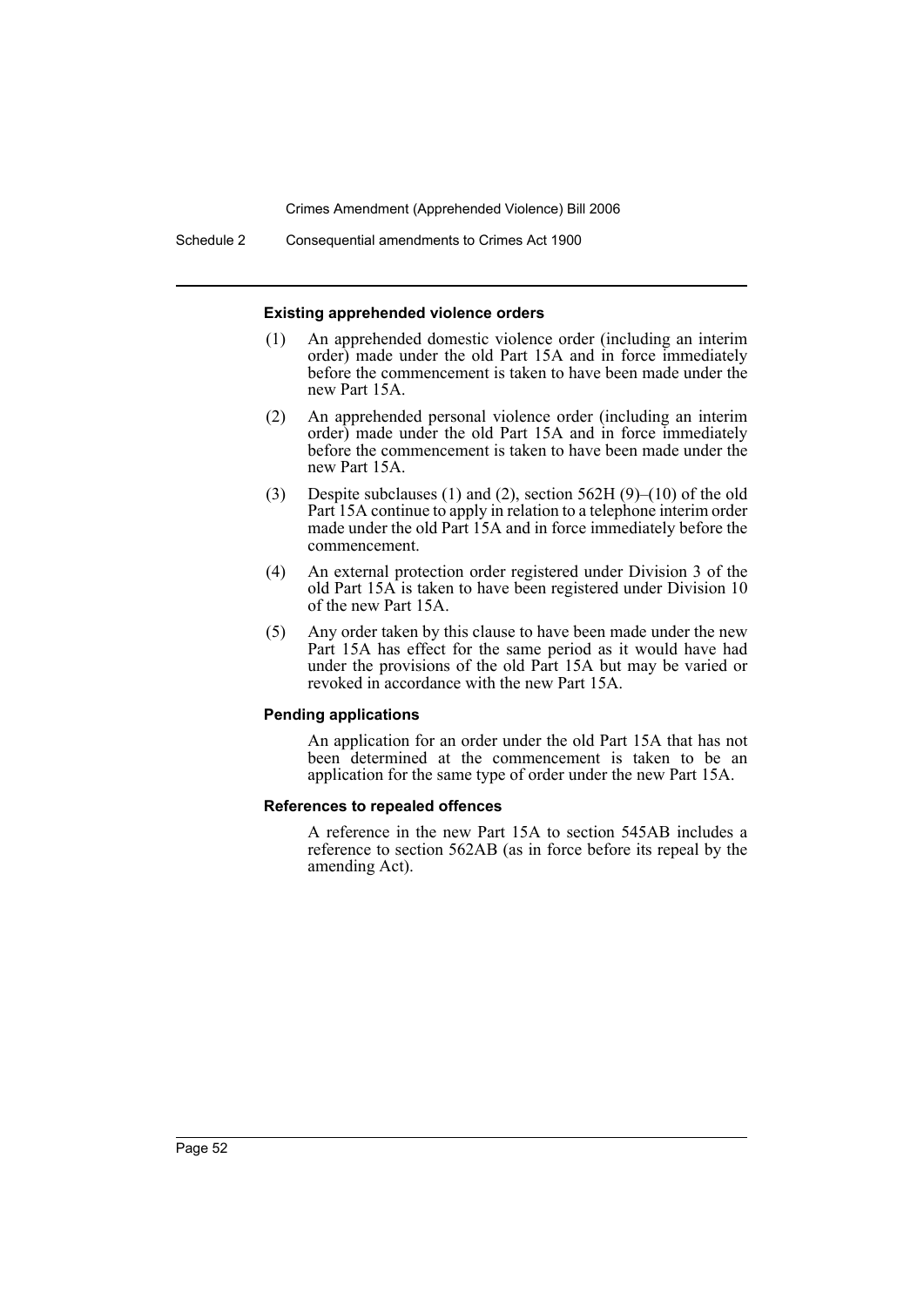#### Existing apprehended violence orders

(1) An apprehended domestic violence order (including an interim order) made under the old Part 15A and in force immediately before the commencement is taken to have been made under the new Part 15A.

(2) An apprehended personal violence order (including an interim order) made under the old Part 15A and in force immediately before the commencement is taken to have been made under the new Part 15A.

(3) Despite subclauses (1) and (2), section 562H (9)–(10) of the old Part 15A continue to apply in relation to a telephone interim order made under the old Part 15A and in force immediately before the commencement.

(4) An external protection order registered under Division 3 of the old Part 15A is taken to have been registered under Division 10 of the new Part 15A.

(5) Any order taken by this clause to have been made under the new Part 15A has effect for the same period as it would have had under the provisions of the old Part 15A but may be varied or revoked in accordance with the new Part 15A.

#### Pending applications

An application for an order under the old Part 15A that has not been determined at the commencement is taken to be an application for the same type of order under the new Part 15A.

#### References to repealed offences

A reference in the new Part 15A to section 545AB includes a reference to section 562AB (as in force before its repeal by the amending Act).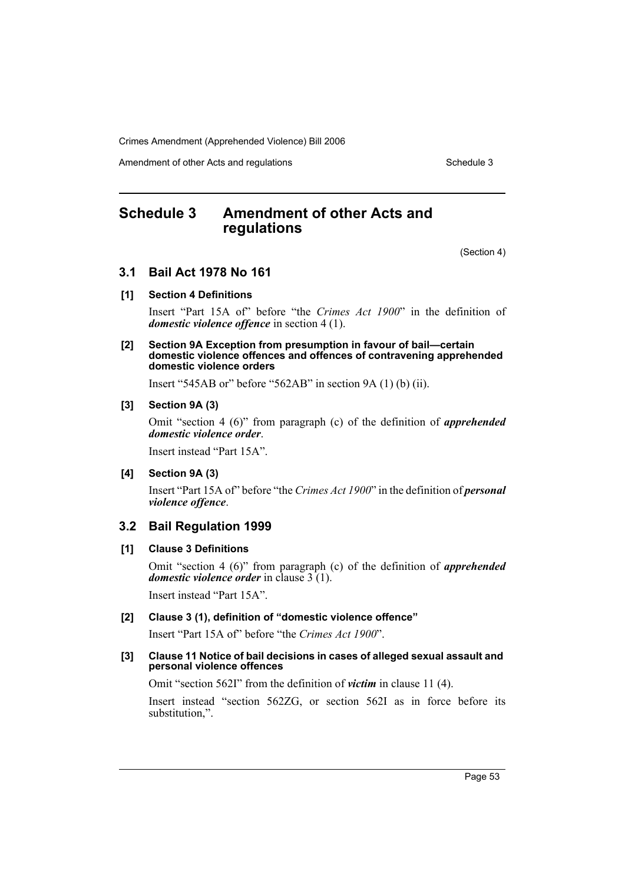# Schedule 3 Amendment of other Acts and regulations

(Section 4)

## 3.1 Bail Act 1978 No 161

### [1] Section 4 Definitions

Insert "Part 15A of" before "the *Crimes Act 1900*" in the definition of ***domestic violence offence*** in section 4 (1).

### [2] Section 9A Exception from presumption in favour of bail—certain domestic violence offences and offences of contravening apprehended domestic violence orders

Insert "545AB or" before "562AB" in section 9A (1) (b) (ii).

### [3] Section 9A (3)

Omit "section 4 (6)" from paragraph (c) of the definition of ***apprehended domestic violence order***.

Insert instead "Part 15A".

### [4] Section 9A (3)

Insert "Part 15A of" before "the *Crimes Act 1900*" in the definition of ***personal violence offence***.

## 3.2 Bail Regulation 1999

### [1] Clause 3 Definitions

Omit "section 4 (6)" from paragraph (c) of the definition of ***apprehended domestic violence order*** in clause 3 (1).

Insert instead "Part 15A".

### [2] Clause 3 (1), definition of "domestic violence offence"

Insert "Part 15A of" before "the *Crimes Act 1900*".

### [3] Clause 11 Notice of bail decisions in cases of alleged sexual assault and personal violence offences

Omit "section 562I" from the definition of ***victim*** in clause 11 (4).

Insert instead "section 562ZG, or section 562I as in force before its substitution,".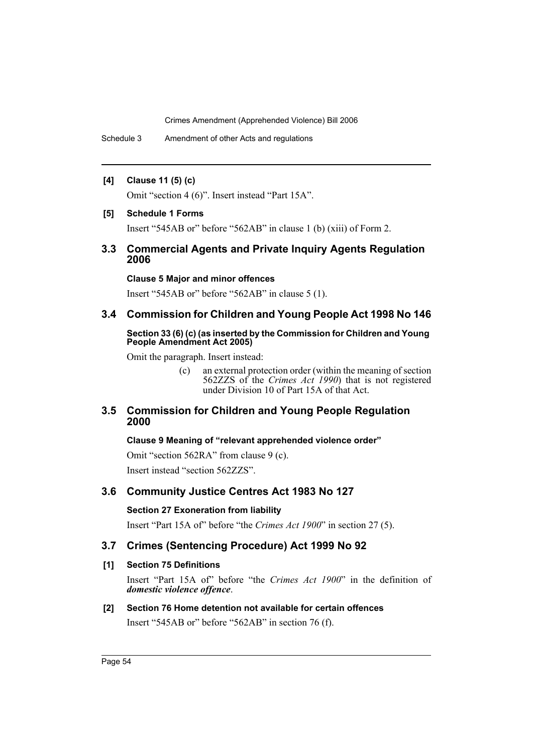**[4] Clause 11 (5) (c)**

Omit "section 4 (6)". Insert instead "Part 15A".

**[5] Schedule 1 Forms**

Insert "545AB or" before "562AB" in clause 1 (b) (xiii) of Form 2.

## 3.3 Commercial Agents and Private Inquiry Agents Regulation 2006

**Clause 5 Major and minor offences**

Insert "545AB or" before "562AB" in clause 5 (1).

## 3.4 Commission for Children and Young People Act 1998 No 146

**Section 33 (6) (c) (as inserted by the Commission for Children and Young People Amendment Act 2005)**

Omit the paragraph. Insert instead:

> (c) an external protection order (within the meaning of section 562ZZS of the *Crimes Act 1990*) that is not registered under Division 10 of Part 15A of that Act.

## 3.5 Commission for Children and Young People Regulation 2000

**Clause 9 Meaning of "relevant apprehended violence order"**

Omit "section 562RA" from clause 9 (c).

Insert instead "section 562ZZS".

## 3.6 Community Justice Centres Act 1983 No 127

**Section 27 Exoneration from liability**

Insert "Part 15A of" before "the *Crimes Act 1900*" in section 27 (5).

## 3.7 Crimes (Sentencing Procedure) Act 1999 No 92

**[1] Section 75 Definitions**

Insert "Part 15A of" before "the *Crimes Act 1900*" in the definition of ***domestic violence offence***.

**[2] Section 76 Home detention not available for certain offences**

Insert "545AB or" before "562AB" in section 76 (f).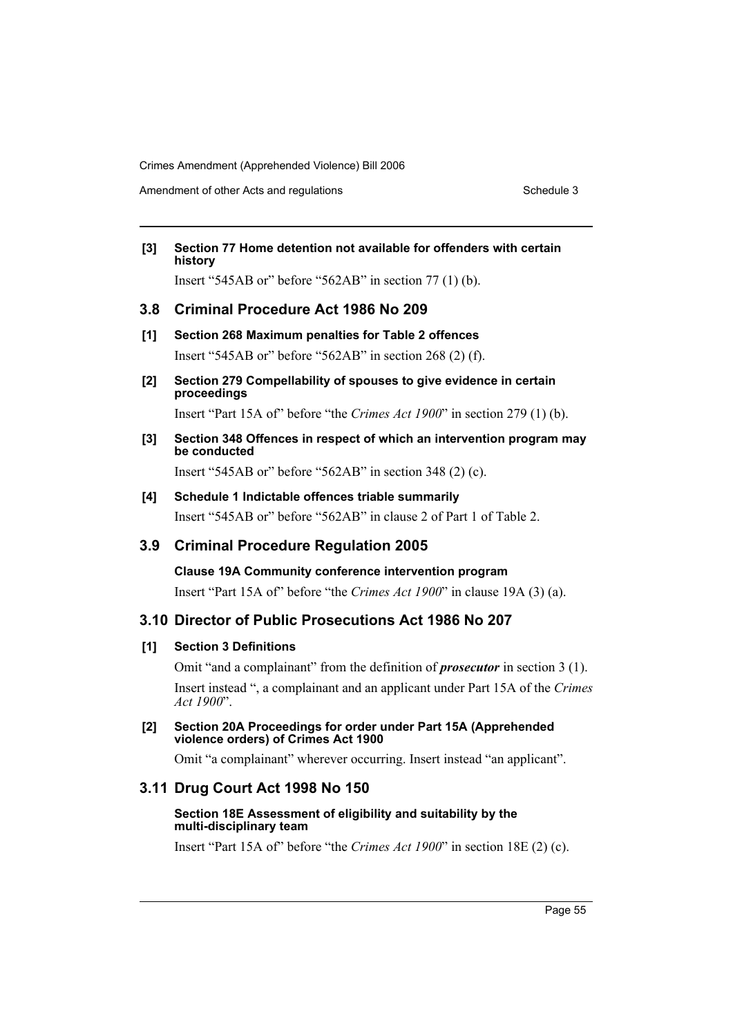**[3] Section 77 Home detention not available for offenders with certain history**

Insert "545AB or" before "562AB" in section 77 (1) (b).

## 3.8 Criminal Procedure Act 1986 No 209

**[1] Section 268 Maximum penalties for Table 2 offences**

Insert "545AB or" before "562AB" in section 268 (2) (f).

**[2] Section 279 Compellability of spouses to give evidence in certain proceedings**

Insert "Part 15A of" before "the *Crimes Act 1900*" in section 279 (1) (b).

**[3] Section 348 Offences in respect of which an intervention program may be conducted**

Insert "545AB or" before "562AB" in section 348 (2) (c).

**[4] Schedule 1 Indictable offences triable summarily**

Insert "545AB or" before "562AB" in clause 2 of Part 1 of Table 2.

## 3.9 Criminal Procedure Regulation 2005

**Clause 19A Community conference intervention program**

Insert "Part 15A of" before "the *Crimes Act 1900*" in clause 19A (3) (a).

## 3.10 Director of Public Prosecutions Act 1986 No 207

**[1] Section 3 Definitions**

Omit "and a complainant" from the definition of ***prosecutor*** in section 3 (1).

Insert instead ", a complainant and an applicant under Part 15A of the *Crimes Act 1900*".

**[2] Section 20A Proceedings for order under Part 15A (Apprehended violence orders) of Crimes Act 1900**

Omit "a complainant" wherever occurring. Insert instead "an applicant".

## 3.11 Drug Court Act 1998 No 150

**Section 18E Assessment of eligibility and suitability by the multi-disciplinary team**

Insert "Part 15A of" before "the *Crimes Act 1900*" in section 18E (2) (c).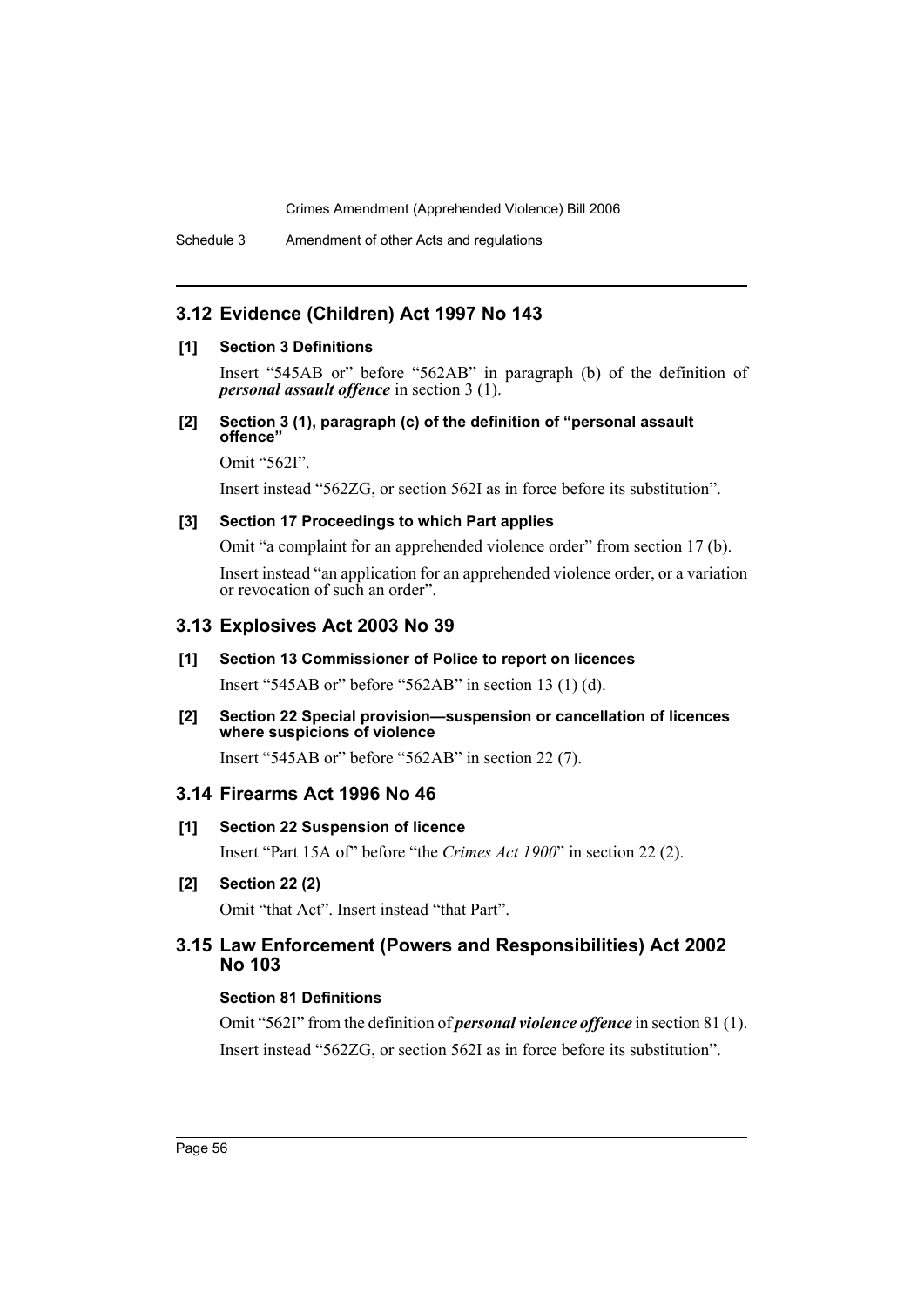## 3.12 Evidence (Children) Act 1997 No 143

**[1] Section 3 Definitions**

Insert "545AB or" before "562AB" in paragraph (b) of the definition of ***personal assault offence*** in section 3 (1).

**[2] Section 3 (1), paragraph (c) of the definition of "personal assault offence"**

Omit "562I".

Insert instead "562ZG, or section 562I as in force before its substitution".

**[3] Section 17 Proceedings to which Part applies**

Omit "a complaint for an apprehended violence order" from section 17 (b).

Insert instead "an application for an apprehended violence order, or a variation or revocation of such an order".

## 3.13 Explosives Act 2003 No 39

**[1] Section 13 Commissioner of Police to report on licences**

Insert "545AB or" before "562AB" in section 13 (1) (d).

**[2] Section 22 Special provision—suspension or cancellation of licences where suspicions of violence**

Insert "545AB or" before "562AB" in section 22 (7).

## 3.14 Firearms Act 1996 No 46

**[1] Section 22 Suspension of licence**

Insert "Part 15A of" before "the *Crimes Act 1900*" in section 22 (2).

**[2] Section 22 (2)**

Omit "that Act". Insert instead "that Part".

## 3.15 Law Enforcement (Powers and Responsibilities) Act 2002 No 103

**Section 81 Definitions**

Omit "562I" from the definition of ***personal violence offence*** in section 81 (1).

Insert instead "562ZG, or section 562I as in force before its substitution".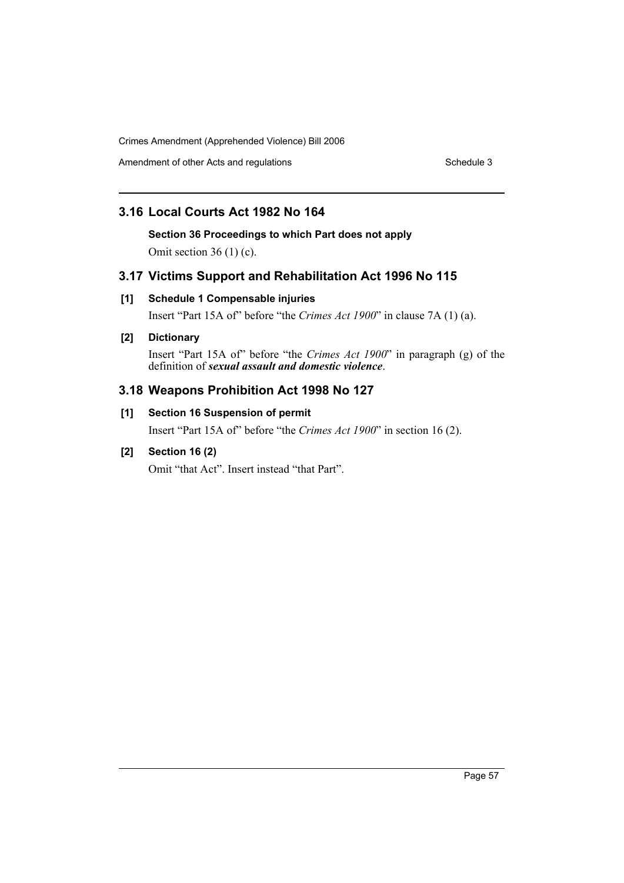## 3.16 Local Courts Act 1982 No 164

**Section 36 Proceedings to which Part does not apply**

Omit section 36 (1) (c).

## 3.17 Victims Support and Rehabilitation Act 1996 No 115

**[1] Schedule 1 Compensable injuries**

Insert "Part 15A of" before "the *Crimes Act 1900*" in clause 7A (1) (a).

**[2] Dictionary**

Insert "Part 15A of" before "the *Crimes Act 1900*" in paragraph (g) of the definition of ***sexual assault and domestic violence***.

## 3.18 Weapons Prohibition Act 1998 No 127

**[1] Section 16 Suspension of permit**

Insert "Part 15A of" before "the *Crimes Act 1900*" in section 16 (2).

**[2] Section 16 (2)**

Omit "that Act". Insert instead "that Part".